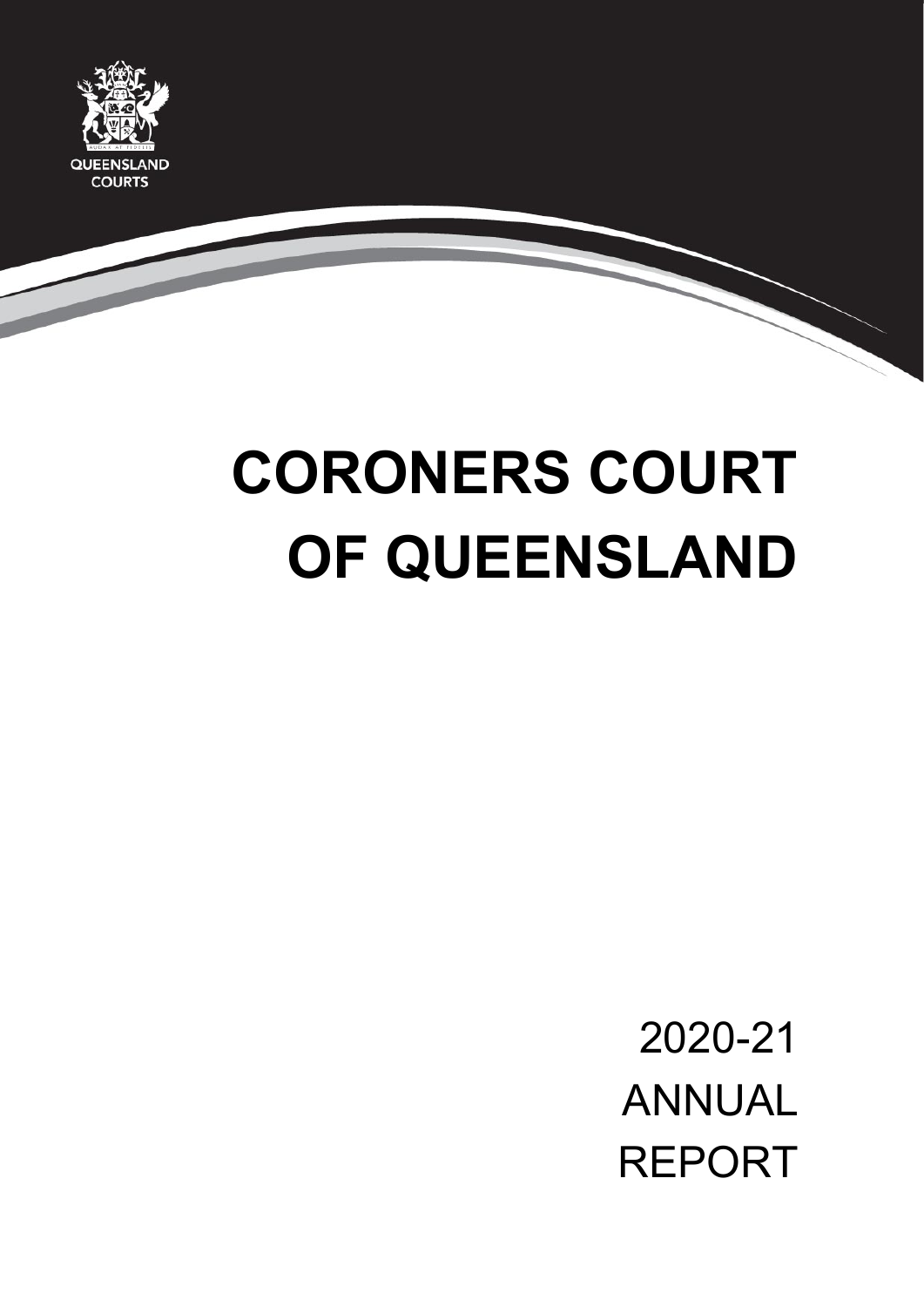QUEENSLAND COURTS

# CORONERS COURT OF QUEENSLAND

2020-21
ANNUAL
REPORT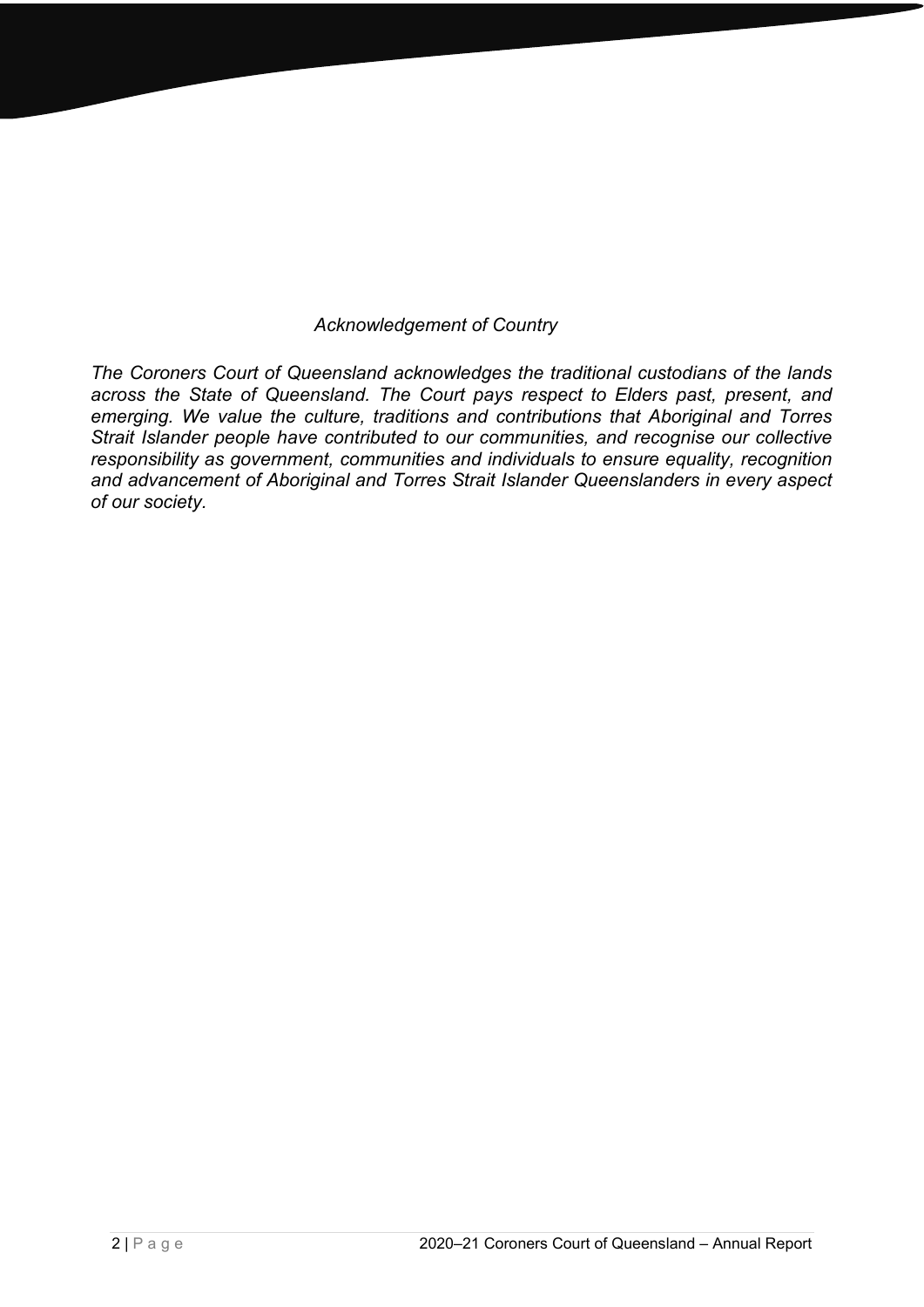*Acknowledgement of Country*

*The Coroners Court of Queensland acknowledges the traditional custodians of the lands across the State of Queensland. The Court pays respect to Elders past, present, and emerging. We value the culture, traditions and contributions that Aboriginal and Torres Strait Islander people have contributed to our communities, and recognise our collective responsibility as government, communities and individuals to ensure equality, recognition and advancement of Aboriginal and Torres Strait Islander Queenslanders in every aspect of our society.*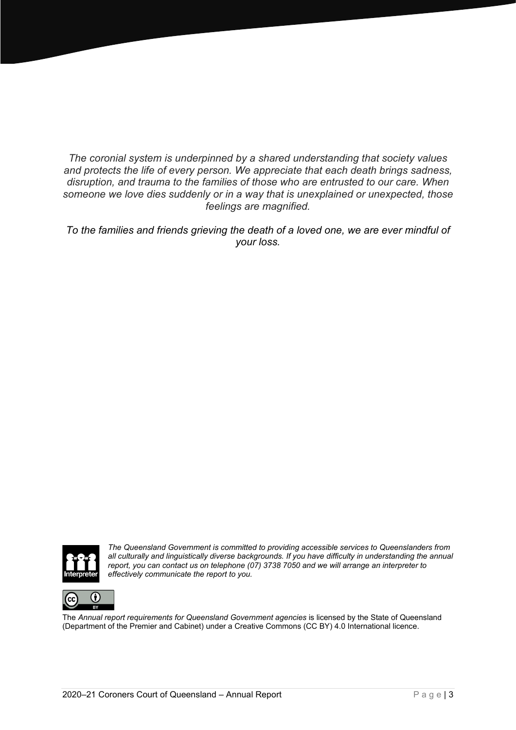*The coronial system is underpinned by a shared understanding that society values and protects the life of every person. We appreciate that each death brings sadness, disruption, and trauma to the families of those who are entrusted to our care. When someone we love dies suddenly or in a way that is unexplained or unexpected, those feelings are magnified.*

*To the families and friends grieving the death of a loved one, we are ever mindful of your loss.*

*The Queensland Government is committed to providing accessible services to Queenslanders from all culturally and linguistically diverse backgrounds. If you have difficulty in understanding the annual report, you can contact us on telephone (07) 3738 7050 and we will arrange an interpreter to effectively communicate the report to you.*

The *Annual report requirements for Queensland Government agencies* is licensed by the State of Queensland (Department of the Premier and Cabinet) under a Creative Commons (CC BY) 4.0 International licence.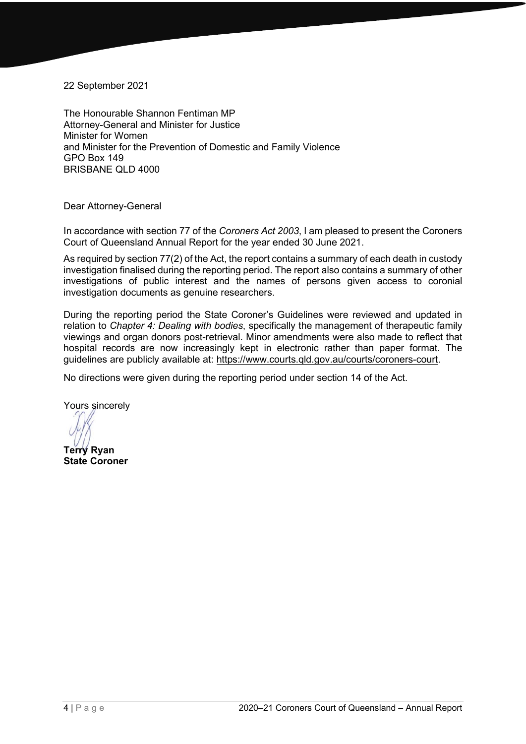22 September 2021

The Honourable Shannon Fentiman MP
Attorney-General and Minister for Justice
Minister for Women
and Minister for the Prevention of Domestic and Family Violence
GPO Box 149
BRISBANE QLD 4000

Dear Attorney-General

In accordance with section 77 of the *Coroners Act 2003*, I am pleased to present the Coroners Court of Queensland Annual Report for the year ended 30 June 2021.

As required by section 77(2) of the Act, the report contains a summary of each death in custody investigation finalised during the reporting period. The report also contains a summary of other investigations of public interest and the names of persons given access to coronial investigation documents as genuine researchers.

During the reporting period the State Coroner's Guidelines were reviewed and updated in relation to *Chapter 4: Dealing with bodies*, specifically the management of therapeutic family viewings and organ donors post-retrieval. Minor amendments were also made to reflect that hospital records are now increasingly kept in electronic rather than paper format. The guidelines are publicly available at: https://www.courts.qld.gov.au/courts/coroners-court.

No directions were given during the reporting period under section 14 of the Act.

Yours sincerely

**Terry Ryan**
**State Coroner**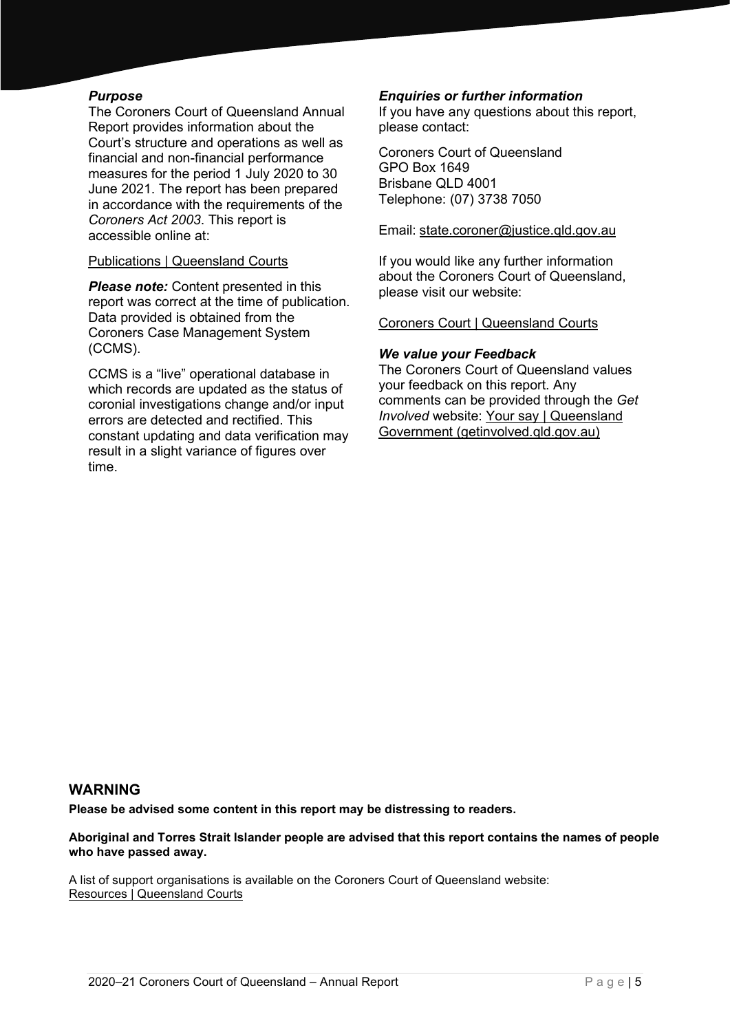### *Purpose*

The Coroners Court of Queensland Annual Report provides information about the Court's structure and operations as well as financial and non-financial performance measures for the period 1 July 2020 to 30 June 2021. The report has been prepared in accordance with the requirements of the *Coroners Act 2003*. This report is accessible online at:

Publications | Queensland Courts

***Please note:*** Content presented in this report was correct at the time of publication. Data provided is obtained from the Coroners Case Management System (CCMS).

CCMS is a "live" operational database in which records are updated as the status of coronial investigations change and/or input errors are detected and rectified. This constant updating and data verification may result in a slight variance of figures over time.

### *Enquiries or further information*

If you have any questions about this report, please contact:

Coroners Court of Queensland
GPO Box 1649
Brisbane QLD 4001
Telephone: (07) 3738 7050

Email: state.coroner@justice.qld.gov.au

If you would like any further information about the Coroners Court of Queensland, please visit our website:

Coroners Court | Queensland Courts

### *We value your Feedback*

The Coroners Court of Queensland values your feedback on this report. Any comments can be provided through the *Get Involved* website: Your say | Queensland Government (getinvolved.qld.gov.au)

## WARNING

**Please be advised some content in this report may be distressing to readers.**

**Aboriginal and Torres Strait Islander people are advised that this report contains the names of people who have passed away.**

A list of support organisations is available on the Coroners Court of Queensland website:
Resources | Queensland Courts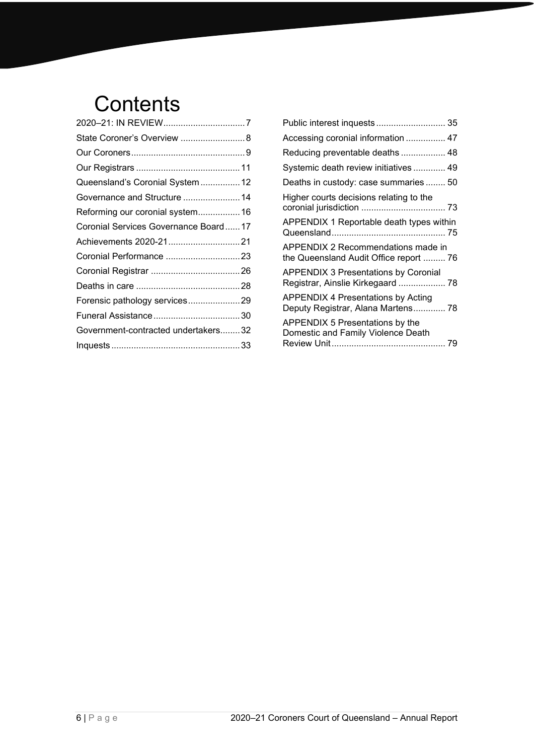# Contents

- 2020–21: IN REVIEW ... 7
- State Coroner's Overview ... 8
- Our Coroners ... 9
- Our Registrars ... 11
- Queensland's Coronial System ... 12
- Governance and Structure ... 14
- Reforming our coronial system ... 16
- Coronial Services Governance Board ... 17
- Achievements 2020-21 ... 21
- Coronial Performance ... 23
- Coronial Registrar ... 26
- Deaths in care ... 28
- Forensic pathology services ... 29
- Funeral Assistance ... 30
- Government-contracted undertakers ... 32
- Inquests ... 33
- Public interest inquests ... 35
- Accessing coronial information ... 47
- Reducing preventable deaths ... 48
- Systemic death review initiatives ... 49
- Deaths in custody: case summaries ... 50
- Higher courts decisions relating to the coronial jurisdiction ... 73
- APPENDIX 1 Reportable death types within Queensland ... 75
- APPENDIX 2 Recommendations made in the Queensland Audit Office report ... 76
- APPENDIX 3 Presentations by Coronial Registrar, Ainslie Kirkegaard ... 78
- APPENDIX 4 Presentations by Acting Deputy Registrar, Alana Martens ... 78
- APPENDIX 5 Presentations by the Domestic and Family Violence Death Review Unit ... 79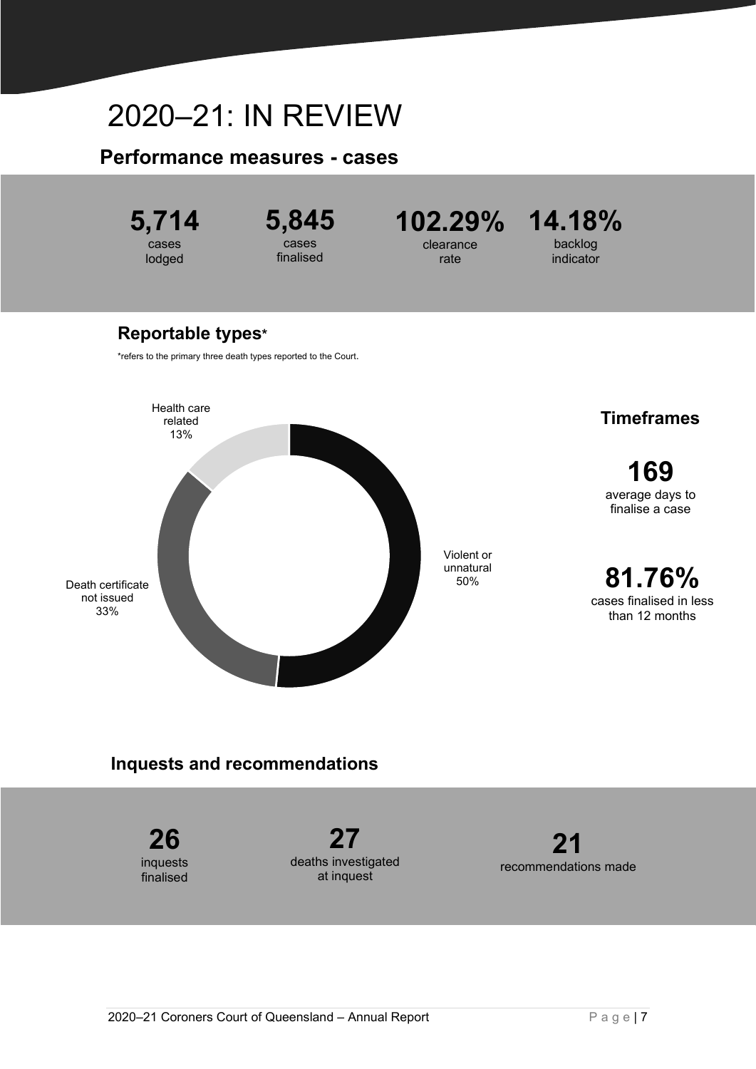# 2020–21: IN REVIEW

## Performance measures - cases

**5,714** cases lodged

**5,845** cases finalised

**102.29%** clearance rate

**14.18%** backlog indicator

## Reportable types*

*refers to the primary three death types reported to the Court.

Health care related 13%

Death certificate not issued 33%

Violent or unnatural 50%

## Timeframes

**169** average days to finalise a case

**81.76%** cases finalised in less than 12 months

## Inquests and recommendations

**26** inquests finalised

**27** deaths investigated at inquest

**21** recommendations made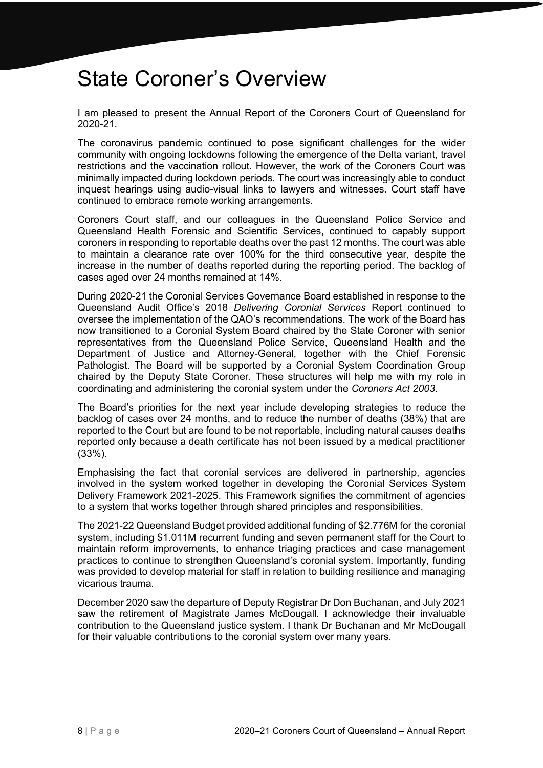# State Coroner's Overview

I am pleased to present the Annual Report of the Coroners Court of Queensland for 2020-21.

The coronavirus pandemic continued to pose significant challenges for the wider community with ongoing lockdowns following the emergence of the Delta variant, travel restrictions and the vaccination rollout. However, the work of the Coroners Court was minimally impacted during lockdown periods. The court was increasingly able to conduct inquest hearings using audio-visual links to lawyers and witnesses. Court staff have continued to embrace remote working arrangements.

Coroners Court staff, and our colleagues in the Queensland Police Service and Queensland Health Forensic and Scientific Services, continued to capably support coroners in responding to reportable deaths over the past 12 months. The court was able to maintain a clearance rate over 100% for the third consecutive year, despite the increase in the number of deaths reported during the reporting period. The backlog of cases aged over 24 months remained at 14%.

During 2020-21 the Coronial Services Governance Board established in response to the Queensland Audit Office's 2018 *Delivering Coronial Services* Report continued to oversee the implementation of the QAO's recommendations. The work of the Board has now transitioned to a Coronial System Board chaired by the State Coroner with senior representatives from the Queensland Police Service, Queensland Health and the Department of Justice and Attorney-General, together with the Chief Forensic Pathologist. The Board will be supported by a Coronial System Coordination Group chaired by the Deputy State Coroner. These structures will help me with my role in coordinating and administering the coronial system under the *Coroners Act 2003*.

The Board's priorities for the next year include developing strategies to reduce the backlog of cases over 24 months, and to reduce the number of deaths (38%) that are reported to the Court but are found to be not reportable, including natural causes deaths reported only because a death certificate has not been issued by a medical practitioner (33%).

Emphasising the fact that coronial services are delivered in partnership, agencies involved in the system worked together in developing the Coronial Services System Delivery Framework 2021-2025. This Framework signifies the commitment of agencies to a system that works together through shared principles and responsibilities.

The 2021-22 Queensland Budget provided additional funding of $2.776M for the coronial system, including $1.011M recurrent funding and seven permanent staff for the Court to maintain reform improvements, to enhance triaging practices and case management practices to continue to strengthen Queensland's coronial system. Importantly, funding was provided to develop material for staff in relation to building resilience and managing vicarious trauma.

December 2020 saw the departure of Deputy Registrar Dr Don Buchanan, and July 2021 saw the retirement of Magistrate James McDougall. I acknowledge their invaluable contribution to the Queensland justice system. I thank Dr Buchanan and Mr McDougall for their valuable contributions to the coronial system over many years.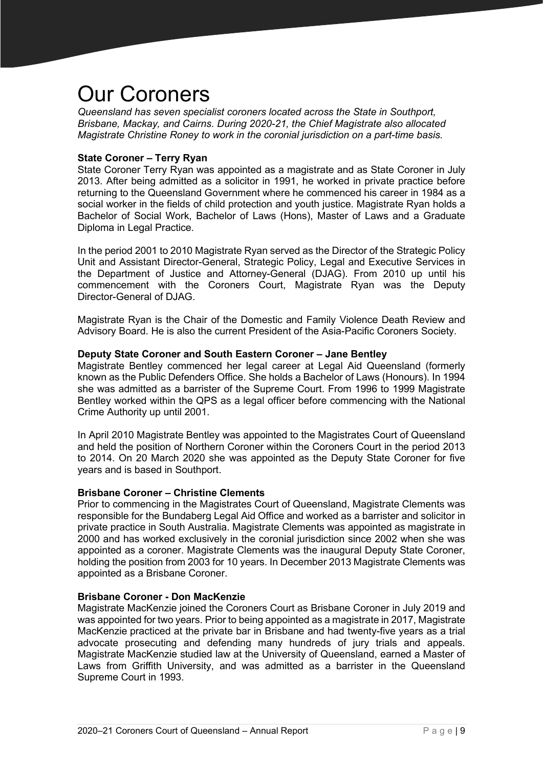# Our Coroners

*Queensland has seven specialist coroners located across the State in Southport, Brisbane, Mackay, and Cairns. During 2020-21, the Chief Magistrate also allocated Magistrate Christine Roney to work in the coronial jurisdiction on a part-time basis.*

**State Coroner – Terry Ryan**

State Coroner Terry Ryan was appointed as a magistrate and as State Coroner in July 2013. After being admitted as a solicitor in 1991, he worked in private practice before returning to the Queensland Government where he commenced his career in 1984 as a social worker in the fields of child protection and youth justice. Magistrate Ryan holds a Bachelor of Social Work, Bachelor of Laws (Hons), Master of Laws and a Graduate Diploma in Legal Practice.

In the period 2001 to 2010 Magistrate Ryan served as the Director of the Strategic Policy Unit and Assistant Director-General, Strategic Policy, Legal and Executive Services in the Department of Justice and Attorney-General (DJAG). From 2010 up until his commencement with the Coroners Court, Magistrate Ryan was the Deputy Director-General of DJAG.

Magistrate Ryan is the Chair of the Domestic and Family Violence Death Review and Advisory Board. He is also the current President of the Asia-Pacific Coroners Society.

**Deputy State Coroner and South Eastern Coroner – Jane Bentley**

Magistrate Bentley commenced her legal career at Legal Aid Queensland (formerly known as the Public Defenders Office. She holds a Bachelor of Laws (Honours). In 1994 she was admitted as a barrister of the Supreme Court. From 1996 to 1999 Magistrate Bentley worked within the QPS as a legal officer before commencing with the National Crime Authority up until 2001.

In April 2010 Magistrate Bentley was appointed to the Magistrates Court of Queensland and held the position of Northern Coroner within the Coroners Court in the period 2013 to 2014. On 20 March 2020 she was appointed as the Deputy State Coroner for five years and is based in Southport.

**Brisbane Coroner – Christine Clements**

Prior to commencing in the Magistrates Court of Queensland, Magistrate Clements was responsible for the Bundaberg Legal Aid Office and worked as a barrister and solicitor in private practice in South Australia. Magistrate Clements was appointed as magistrate in 2000 and has worked exclusively in the coronial jurisdiction since 2002 when she was appointed as a coroner. Magistrate Clements was the inaugural Deputy State Coroner, holding the position from 2003 for 10 years. In December 2013 Magistrate Clements was appointed as a Brisbane Coroner.

**Brisbane Coroner - Don MacKenzie**

Magistrate MacKenzie joined the Coroners Court as Brisbane Coroner in July 2019 and was appointed for two years. Prior to being appointed as a magistrate in 2017, Magistrate MacKenzie practiced at the private bar in Brisbane and had twenty-five years as a trial advocate prosecuting and defending many hundreds of jury trials and appeals. Magistrate MacKenzie studied law at the University of Queensland, earned a Master of Laws from Griffith University, and was admitted as a barrister in the Queensland Supreme Court in 1993.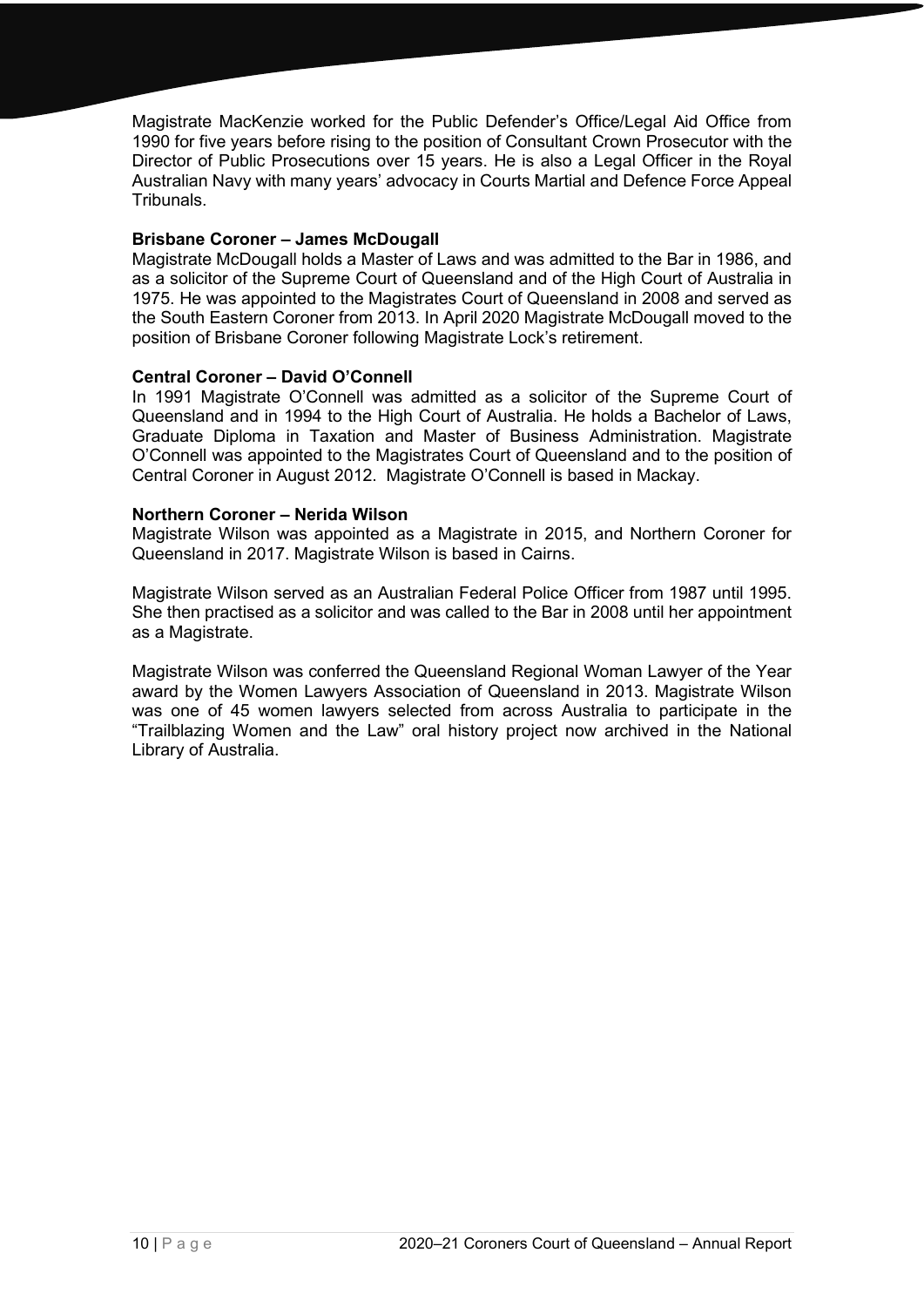Magistrate MacKenzie worked for the Public Defender's Office/Legal Aid Office from 1990 for five years before rising to the position of Consultant Crown Prosecutor with the Director of Public Prosecutions over 15 years. He is also a Legal Officer in the Royal Australian Navy with many years' advocacy in Courts Martial and Defence Force Appeal Tribunals.

**Brisbane Coroner – James McDougall**

Magistrate McDougall holds a Master of Laws and was admitted to the Bar in 1986, and as a solicitor of the Supreme Court of Queensland and of the High Court of Australia in 1975. He was appointed to the Magistrates Court of Queensland in 2008 and served as the South Eastern Coroner from 2013. In April 2020 Magistrate McDougall moved to the position of Brisbane Coroner following Magistrate Lock's retirement.

**Central Coroner – David O'Connell**

In 1991 Magistrate O'Connell was admitted as a solicitor of the Supreme Court of Queensland and in 1994 to the High Court of Australia. He holds a Bachelor of Laws, Graduate Diploma in Taxation and Master of Business Administration. Magistrate O'Connell was appointed to the Magistrates Court of Queensland and to the position of Central Coroner in August 2012. Magistrate O'Connell is based in Mackay.

**Northern Coroner – Nerida Wilson**

Magistrate Wilson was appointed as a Magistrate in 2015, and Northern Coroner for Queensland in 2017. Magistrate Wilson is based in Cairns.

Magistrate Wilson served as an Australian Federal Police Officer from 1987 until 1995. She then practised as a solicitor and was called to the Bar in 2008 until her appointment as a Magistrate.

Magistrate Wilson was conferred the Queensland Regional Woman Lawyer of the Year award by the Women Lawyers Association of Queensland in 2013. Magistrate Wilson was one of 45 women lawyers selected from across Australia to participate in the "Trailblazing Women and the Law" oral history project now archived in the National Library of Australia.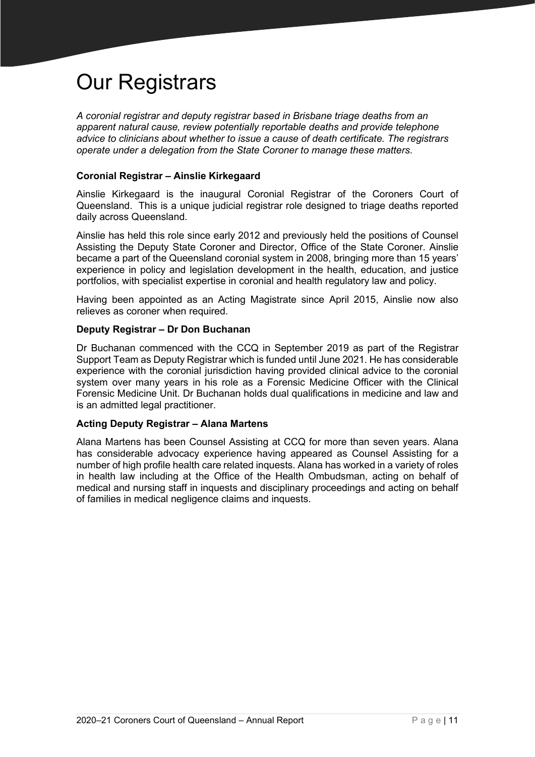# Our Registrars

*A coronial registrar and deputy registrar based in Brisbane triage deaths from an apparent natural cause, review potentially reportable deaths and provide telephone advice to clinicians about whether to issue a cause of death certificate. The registrars operate under a delegation from the State Coroner to manage these matters.*

**Coronial Registrar – Ainslie Kirkegaard**

Ainslie Kirkegaard is the inaugural Coronial Registrar of the Coroners Court of Queensland. This is a unique judicial registrar role designed to triage deaths reported daily across Queensland.

Ainslie has held this role since early 2012 and previously held the positions of Counsel Assisting the Deputy State Coroner and Director, Office of the State Coroner. Ainslie became a part of the Queensland coronial system in 2008, bringing more than 15 years' experience in policy and legislation development in the health, education, and justice portfolios, with specialist expertise in coronial and health regulatory law and policy.

Having been appointed as an Acting Magistrate since April 2015, Ainslie now also relieves as coroner when required.

**Deputy Registrar – Dr Don Buchanan**

Dr Buchanan commenced with the CCQ in September 2019 as part of the Registrar Support Team as Deputy Registrar which is funded until June 2021. He has considerable experience with the coronial jurisdiction having provided clinical advice to the coronial system over many years in his role as a Forensic Medicine Officer with the Clinical Forensic Medicine Unit. Dr Buchanan holds dual qualifications in medicine and law and is an admitted legal practitioner.

**Acting Deputy Registrar – Alana Martens**

Alana Martens has been Counsel Assisting at CCQ for more than seven years. Alana has considerable advocacy experience having appeared as Counsel Assisting for a number of high profile health care related inquests. Alana has worked in a variety of roles in health law including at the Office of the Health Ombudsman, acting on behalf of medical and nursing staff in inquests and disciplinary proceedings and acting on behalf of families in medical negligence claims and inquests.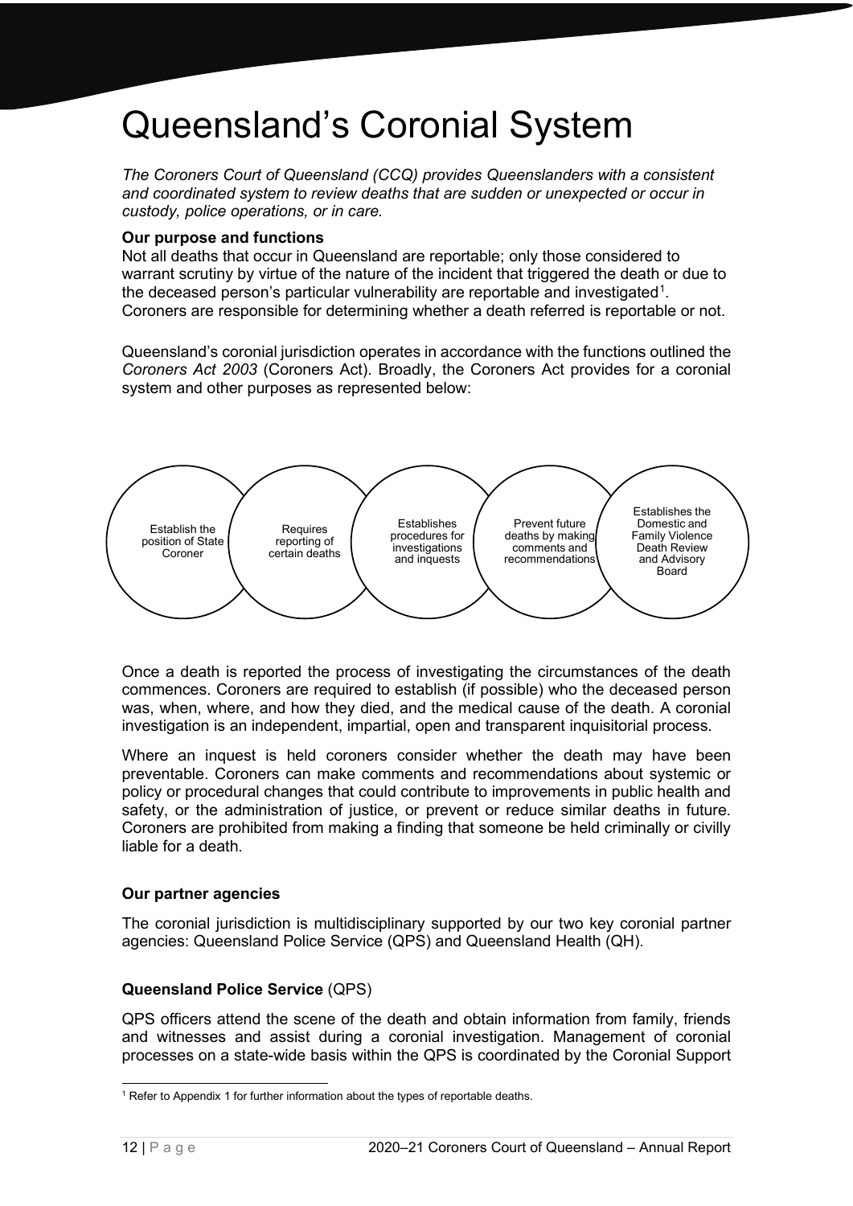# Queensland's Coronial System

*The Coroners Court of Queensland (CCQ) provides Queenslanders with a consistent and coordinated system to review deaths that are sudden or unexpected or occur in custody, police operations, or in care.*

**Our purpose and functions**

Not all deaths that occur in Queensland are reportable; only those considered to warrant scrutiny by virtue of the nature of the incident that triggered the death or due to the deceased person's particular vulnerability are reportable and investigated[1]. Coroners are responsible for determining whether a death referred is reportable or not.

Queensland's coronial jurisdiction operates in accordance with the functions outlined the *Coroners Act 2003* (Coroners Act). Broadly, the Coroners Act provides for a coronial system and other purposes as represented below:

- Establish the position of State Coroner
- Requires reporting of certain deaths
- Establishes procedures for investigations and inquests
- Prevent future deaths by making comments and recommendations
- Establishes the Domestic and Family Violence Death Review and Advisory Board

Once a death is reported the process of investigating the circumstances of the death commences. Coroners are required to establish (if possible) who the deceased person was, when, where, and how they died, and the medical cause of the death. A coronial investigation is an independent, impartial, open and transparent inquisitorial process.

Where an inquest is held coroners consider whether the death may have been preventable. Coroners can make comments and recommendations about systemic or policy or procedural changes that could contribute to improvements in public health and safety, or the administration of justice, or prevent or reduce similar deaths in future. Coroners are prohibited from making a finding that someone be held criminally or civilly liable for a death.

**Our partner agencies**

The coronial jurisdiction is multidisciplinary supported by our two key coronial partner agencies: Queensland Police Service (QPS) and Queensland Health (QH).

**Queensland Police Service** (QPS)

QPS officers attend the scene of the death and obtain information from family, friends and witnesses and assist during a coronial investigation. Management of coronial processes on a state-wide basis within the QPS is coordinated by the Coronial Support

[1] Refer to Appendix 1 for further information about the types of reportable deaths.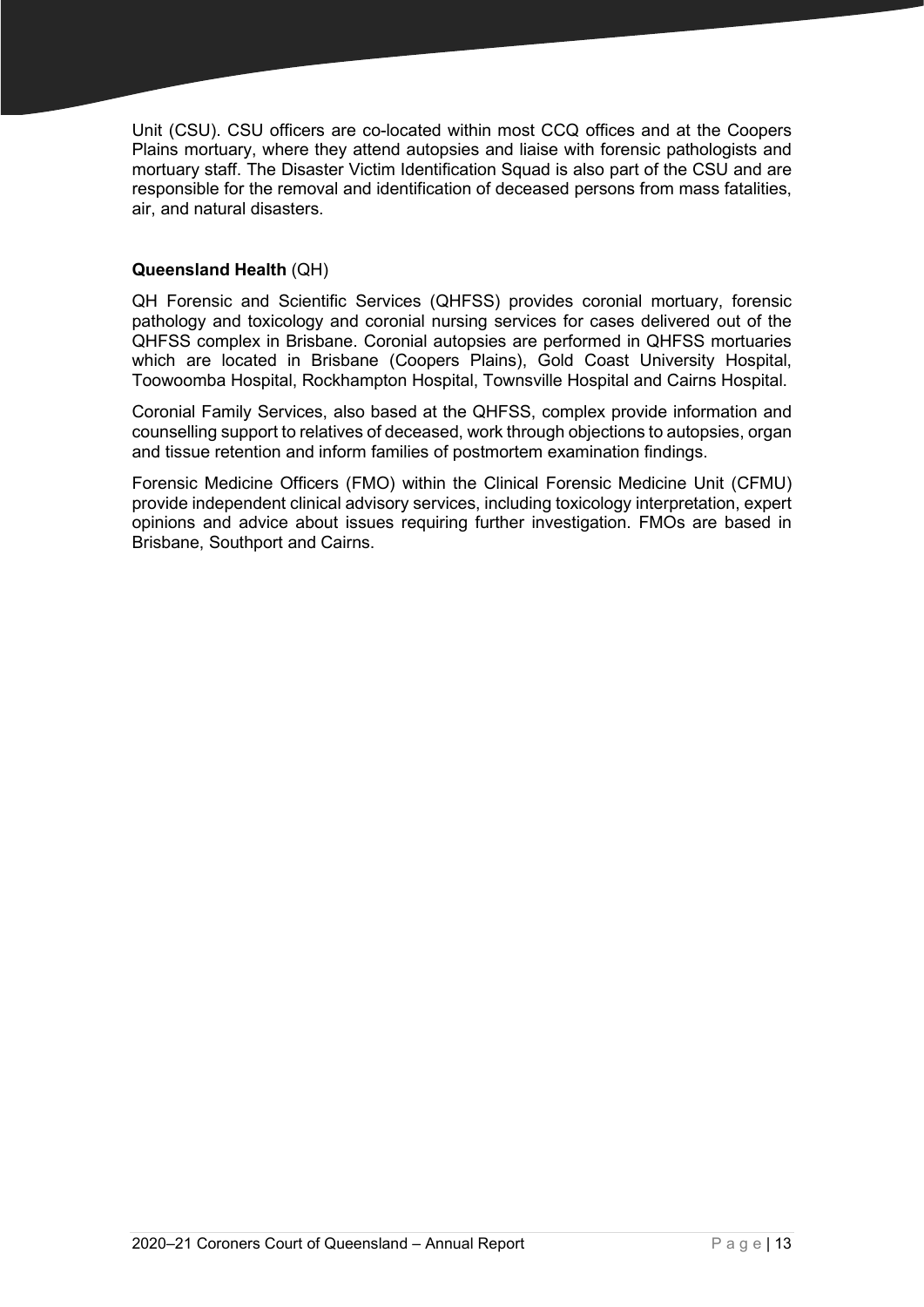Unit (CSU). CSU officers are co-located within most CCQ offices and at the Coopers Plains mortuary, where they attend autopsies and liaise with forensic pathologists and mortuary staff. The Disaster Victim Identification Squad is also part of the CSU and are responsible for the removal and identification of deceased persons from mass fatalities, air, and natural disasters.

**Queensland Health** (QH)

QH Forensic and Scientific Services (QHFSS) provides coronial mortuary, forensic pathology and toxicology and coronial nursing services for cases delivered out of the QHFSS complex in Brisbane. Coronial autopsies are performed in QHFSS mortuaries which are located in Brisbane (Coopers Plains), Gold Coast University Hospital, Toowoomba Hospital, Rockhampton Hospital, Townsville Hospital and Cairns Hospital.

Coronial Family Services, also based at the QHFSS, complex provide information and counselling support to relatives of deceased, work through objections to autopsies, organ and tissue retention and inform families of postmortem examination findings.

Forensic Medicine Officers (FMO) within the Clinical Forensic Medicine Unit (CFMU) provide independent clinical advisory services, including toxicology interpretation, expert opinions and advice about issues requiring further investigation. FMOs are based in Brisbane, Southport and Cairns.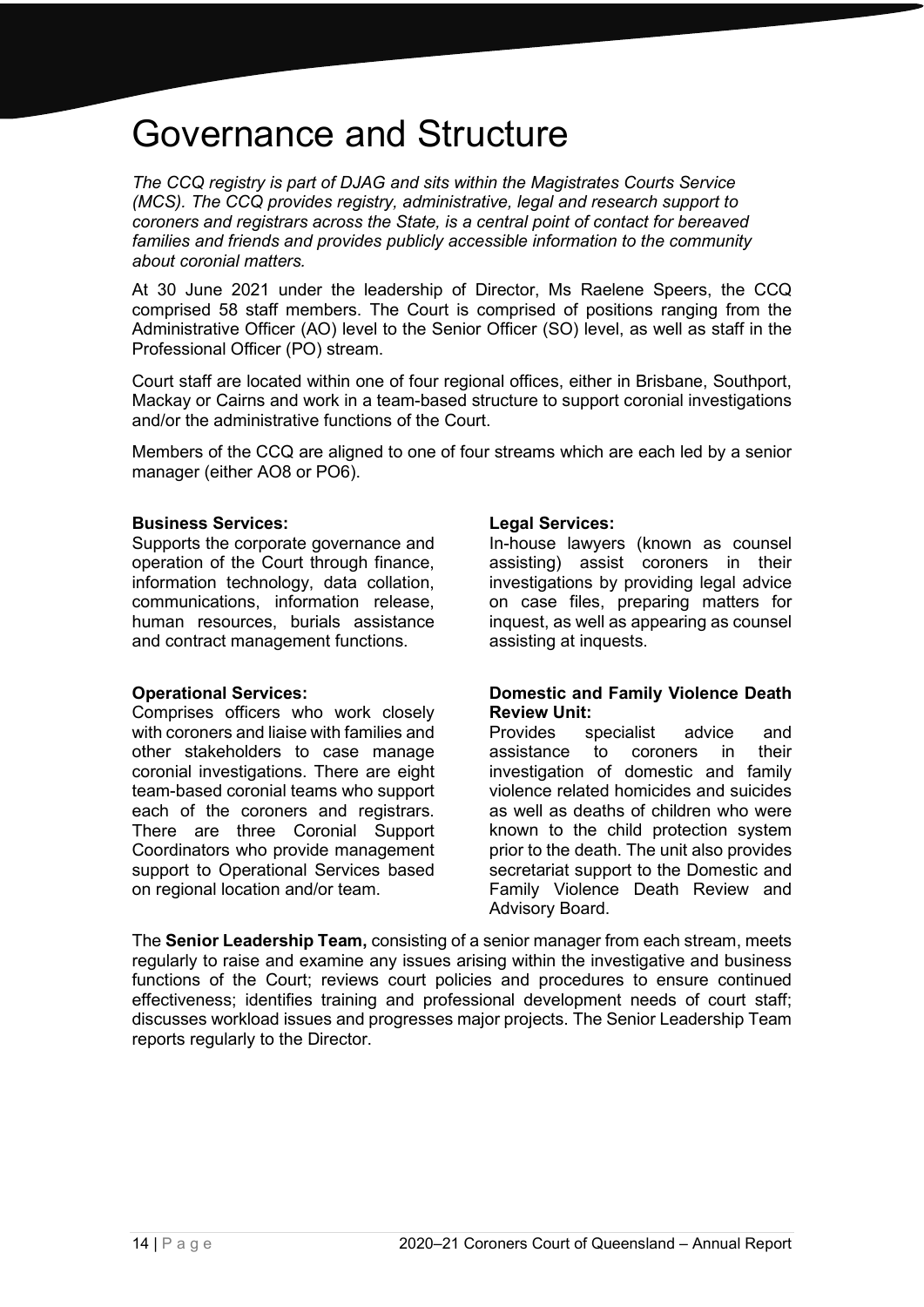# Governance and Structure

*The CCQ registry is part of DJAG and sits within the Magistrates Courts Service (MCS). The CCQ provides registry, administrative, legal and research support to coroners and registrars across the State, is a central point of contact for bereaved families and friends and provides publicly accessible information to the community about coronial matters.*

At 30 June 2021 under the leadership of Director, Ms Raelene Speers, the CCQ comprised 58 staff members. The Court is comprised of positions ranging from the Administrative Officer (AO) level to the Senior Officer (SO) level, as well as staff in the Professional Officer (PO) stream.

Court staff are located within one of four regional offices, either in Brisbane, Southport, Mackay or Cairns and work in a team-based structure to support coronial investigations and/or the administrative functions of the Court.

Members of the CCQ are aligned to one of four streams which are each led by a senior manager (either AO8 or PO6).

**Business Services:**
Supports the corporate governance and operation of the Court through finance, information technology, data collation, communications, information release, human resources, burials assistance and contract management functions.

**Operational Services:**
Comprises officers who work closely with coroners and liaise with families and other stakeholders to case manage coronial investigations. There are eight team-based coronial teams who support each of the coroners and registrars. There are three Coronial Support Coordinators who provide management support to Operational Services based on regional location and/or team.

**Legal Services:**
In-house lawyers (known as counsel assisting) assist coroners in their investigations by providing legal advice on case files, preparing matters for inquest, as well as appearing as counsel assisting at inquests.

**Domestic and Family Violence Death Review Unit:**
Provides specialist advice and assistance to coroners in their investigation of domestic and family violence related homicides and suicides as well as deaths of children who were known to the child protection system prior to the death. The unit also provides secretariat support to the Domestic and Family Violence Death Review and Advisory Board.

The **Senior Leadership Team,** consisting of a senior manager from each stream, meets regularly to raise and examine any issues arising within the investigative and business functions of the Court; reviews court policies and procedures to ensure continued effectiveness; identifies training and professional development needs of court staff; discusses workload issues and progresses major projects. The Senior Leadership Team reports regularly to the Director.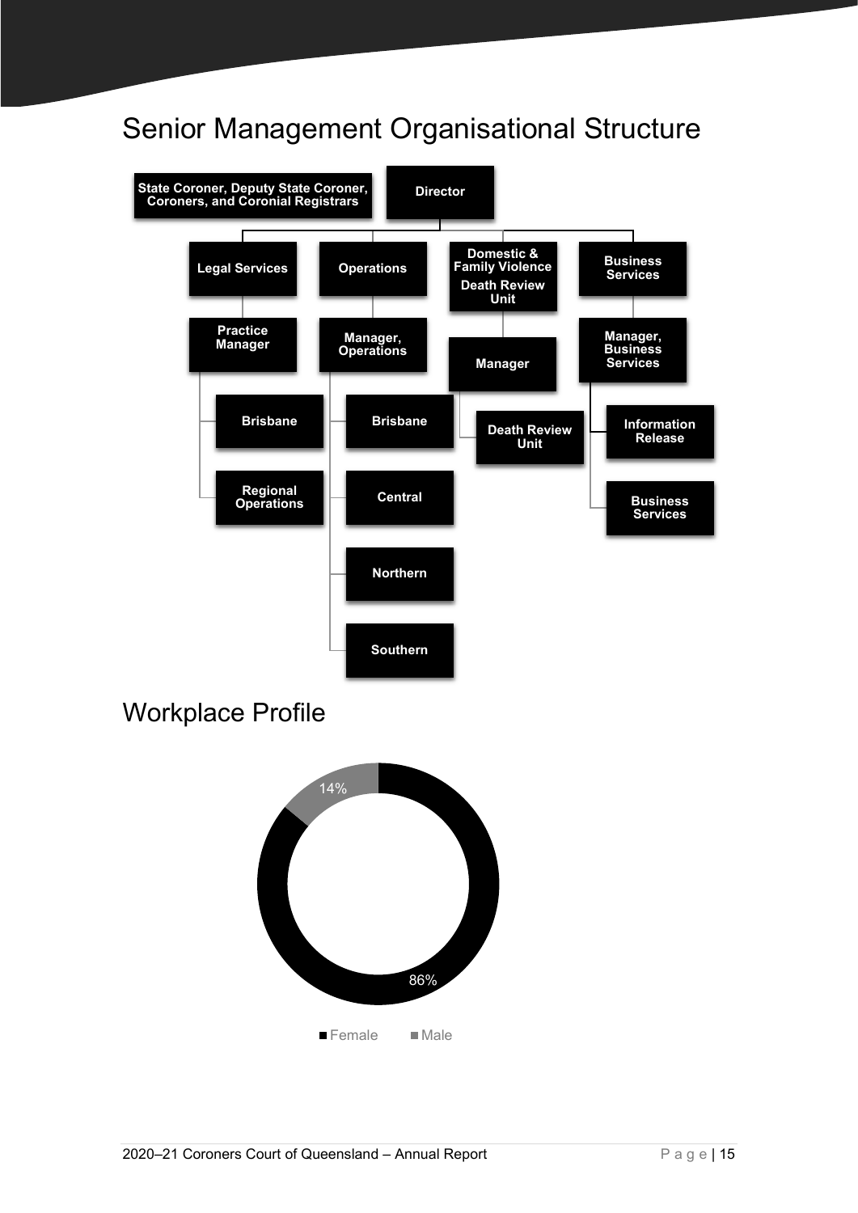# Senior Management Organisational Structure

- State Coroner, Deputy State Coroner, Coroners, and Coronial Registrars
- Director
  - Legal Services
    - Practice Manager
      - Brisbane
      - Regional Operations
  - Operations
    - Manager, Operations
      - Brisbane
      - Central
      - Northern
      - Southern
  - Domestic & Family Violence Death Review Unit
    - Manager
      - Death Review Unit
  - Business Services
    - Manager, Business Services
      - Information Release
      - Business Services

# Workplace Profile

| Gender | Percentage |
|---|---|
| Female | 86% |
| Male | 14% |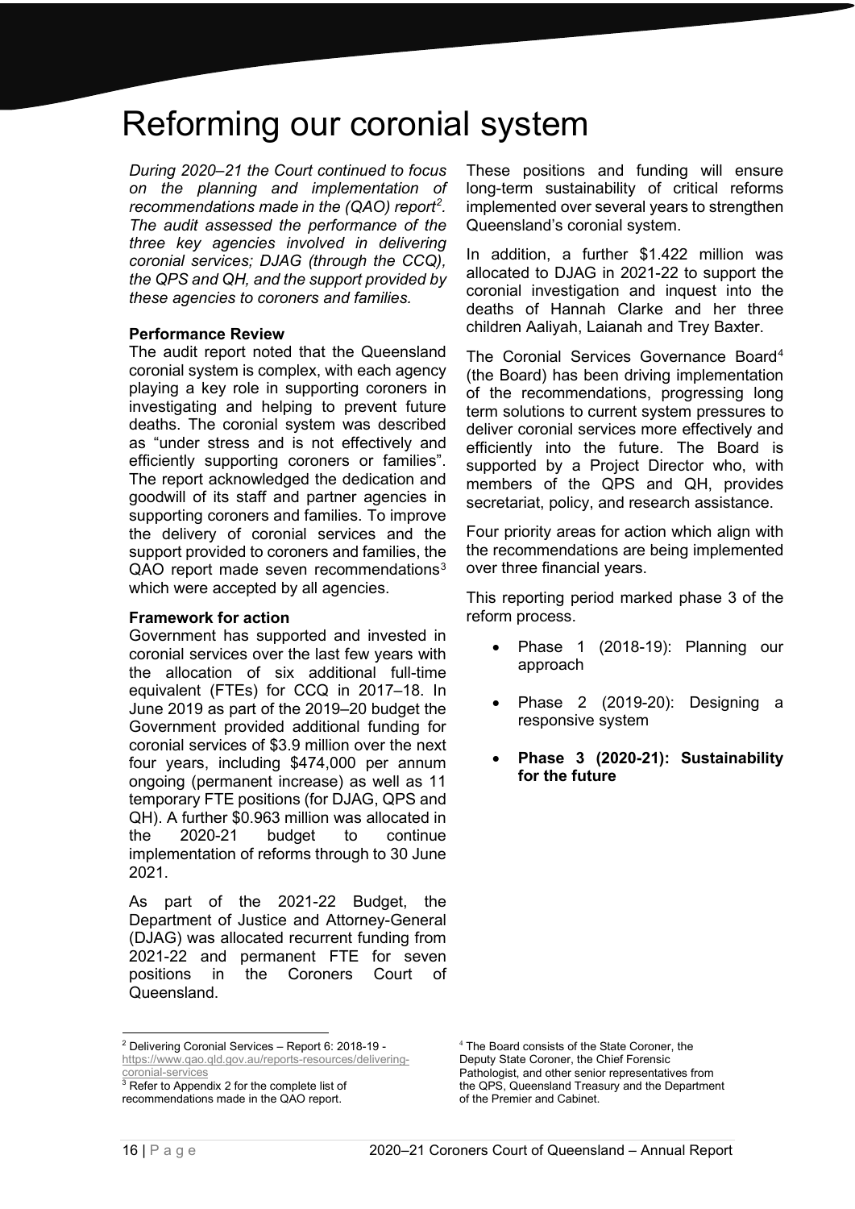# Reforming our coronial system

*During 2020–21 the Court continued to focus on the planning and implementation of recommendations made in the (QAO) report[2]. The audit assessed the performance of the three key agencies involved in delivering coronial services; DJAG (through the CCQ), the QPS and QH, and the support provided by these agencies to coroners and families.*

**Performance Review**

The audit report noted that the Queensland coronial system is complex, with each agency playing a key role in supporting coroners in investigating and helping to prevent future deaths. The coronial system was described as "under stress and is not effectively and efficiently supporting coroners or families". The report acknowledged the dedication and goodwill of its staff and partner agencies in supporting coroners and families. To improve the delivery of coronial services and the support provided to coroners and families, the QAO report made seven recommendations[3] which were accepted by all agencies.

**Framework for action**

Government has supported and invested in coronial services over the last few years with the allocation of six additional full-time equivalent (FTEs) for CCQ in 2017–18. In June 2019 as part of the 2019–20 budget the Government provided additional funding for coronial services of $3.9 million over the next four years, including $474,000 per annum ongoing (permanent increase) as well as 11 temporary FTE positions (for DJAG, QPS and QH). A further $0.963 million was allocated in the 2020-21 budget to continue implementation of reforms through to 30 June 2021.

As part of the 2021-22 Budget, the Department of Justice and Attorney-General (DJAG) was allocated recurrent funding from 2021-22 and permanent FTE for seven positions in the Coroners Court of Queensland.

These positions and funding will ensure long-term sustainability of critical reforms implemented over several years to strengthen Queensland's coronial system.

In addition, a further $1.422 million was allocated to DJAG in 2021-22 to support the coronial investigation and inquest into the deaths of Hannah Clarke and her three children Aaliyah, Laianah and Trey Baxter.

The Coronial Services Governance Board[4] (the Board) has been driving implementation of the recommendations, progressing long term solutions to current system pressures to deliver coronial services more effectively and efficiently into the future. The Board is supported by a Project Director who, with members of the QPS and QH, provides secretariat, policy, and research assistance.

Four priority areas for action which align with the recommendations are being implemented over three financial years.

This reporting period marked phase 3 of the reform process.

- Phase 1 (2018-19): Planning our approach
- Phase 2 (2019-20): Designing a responsive system
- **Phase 3 (2020-21): Sustainability for the future**

---

[2] Delivering Coronial Services – Report 6: 2018-19 - https://www.qao.qld.gov.au/reports-resources/delivering-coronial-services

[3] Refer to Appendix 2 for the complete list of recommendations made in the QAO report.

[4] The Board consists of the State Coroner, the Deputy State Coroner, the Chief Forensic Pathologist, and other senior representatives from the QPS, Queensland Treasury and the Department of the Premier and Cabinet.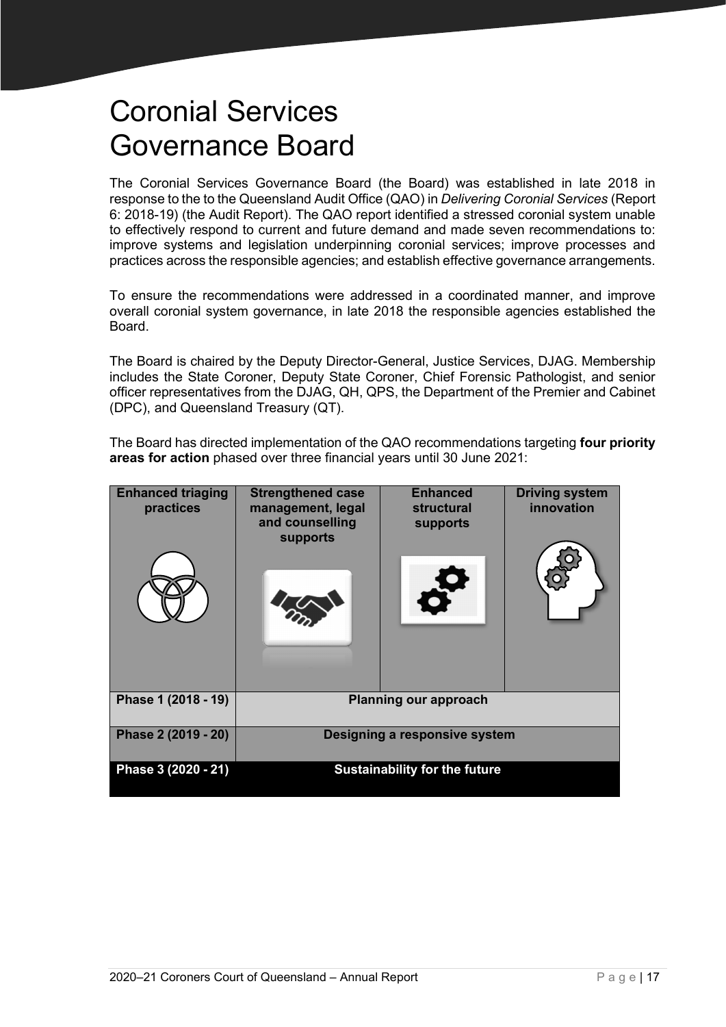# Coronial Services Governance Board

The Coronial Services Governance Board (the Board) was established in late 2018 in response to the to the Queensland Audit Office (QAO) in *Delivering Coronial Services* (Report 6: 2018-19) (the Audit Report). The QAO report identified a stressed coronial system unable to effectively respond to current and future demand and made seven recommendations to: improve systems and legislation underpinning coronial services; improve processes and practices across the responsible agencies; and establish effective governance arrangements.

To ensure the recommendations were addressed in a coordinated manner, and improve overall coronial system governance, in late 2018 the responsible agencies established the Board.

The Board is chaired by the Deputy Director-General, Justice Services, DJAG. Membership includes the State Coroner, Deputy State Coroner, Chief Forensic Pathologist, and senior officer representatives from the DJAG, QH, QPS, the Department of the Premier and Cabinet (DPC), and Queensland Treasury (QT).

The Board has directed implementation of the QAO recommendations targeting **four priority areas for action** phased over three financial years until 30 June 2021:

| **Enhanced triaging practices** | **Strengthened case management, legal and counselling supports** | **Enhanced structural supports** | **Driving system innovation** |
|---|---|---|---|
| **Phase 1 (2018 - 19)** | **Planning our approach** | | |
| **Phase 2 (2019 - 20)** | **Designing a responsive system** | | |
| **Phase 3 (2020 - 21)** | **Sustainability for the future** | | |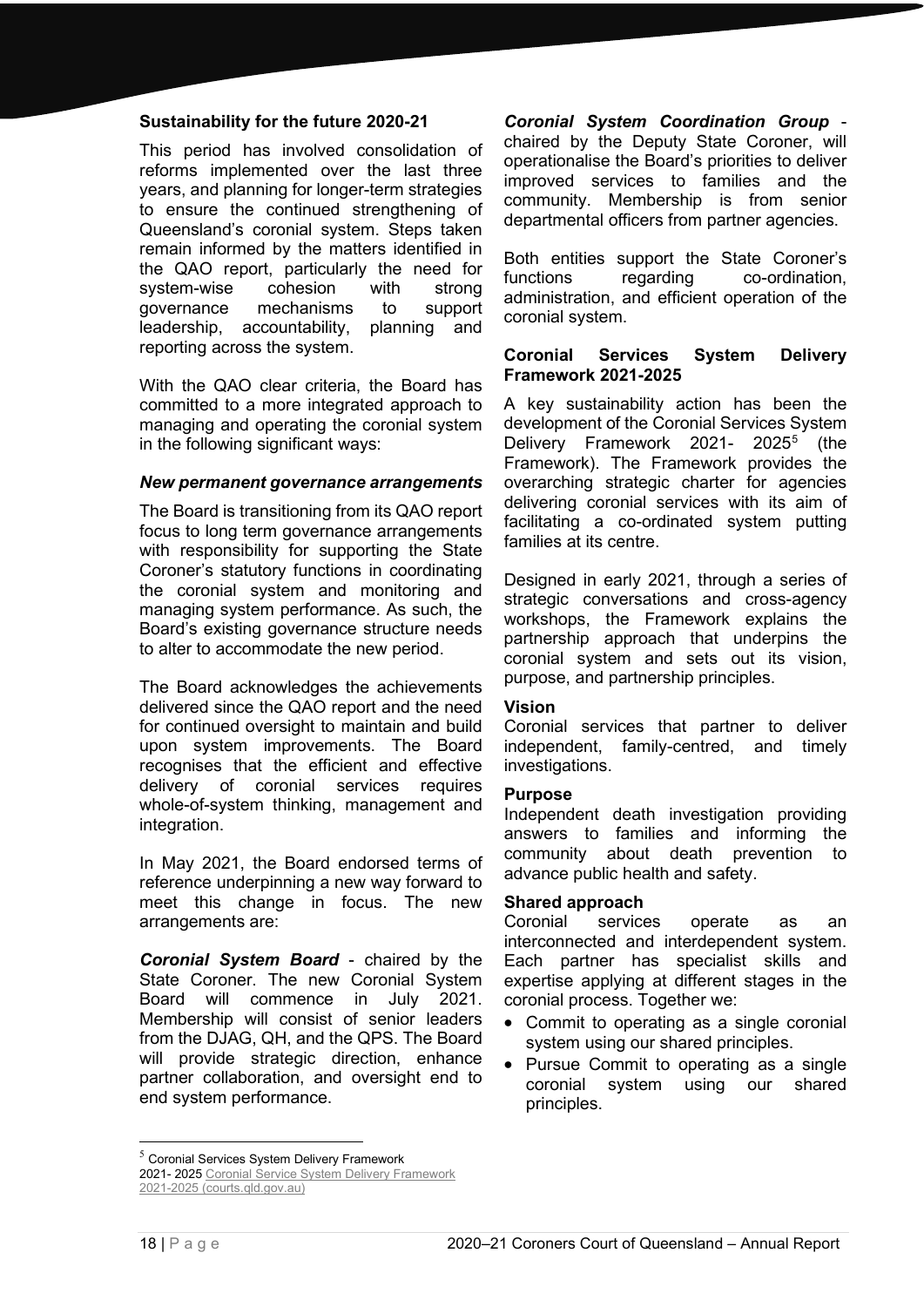### Sustainability for the future 2020-21

This period has involved consolidation of reforms implemented over the last three years, and planning for longer-term strategies to ensure the continued strengthening of Queensland's coronial system. Steps taken remain informed by the matters identified in the QAO report, particularly the need for system-wise cohesion with strong governance mechanisms to support leadership, accountability, planning and reporting across the system.

With the QAO clear criteria, the Board has committed to a more integrated approach to managing and operating the coronial system in the following significant ways:

#### *New permanent governance arrangements*

The Board is transitioning from its QAO report focus to long term governance arrangements with responsibility for supporting the State Coroner's statutory functions in coordinating the coronial system and monitoring and managing system performance. As such, the Board's existing governance structure needs to alter to accommodate the new period.

The Board acknowledges the achievements delivered since the QAO report and the need for continued oversight to maintain and build upon system improvements. The Board recognises that the efficient and effective delivery of coronial services requires whole-of-system thinking, management and integration.

In May 2021, the Board endorsed terms of reference underpinning a new way forward to meet this change in focus. The new arrangements are:

***Coronial System Board*** - chaired by the State Coroner. The new Coronial System Board will commence in July 2021. Membership will consist of senior leaders from the DJAG, QH, and the QPS. The Board will provide strategic direction, enhance partner collaboration, and oversight end to end system performance.

***Coronial System Coordination Group*** - chaired by the Deputy State Coroner, will operationalise the Board's priorities to deliver improved services to families and the community. Membership is from senior departmental officers from partner agencies.

Both entities support the State Coroner's functions regarding co-ordination, administration, and efficient operation of the coronial system.

### Coronial Services System Delivery Framework 2021-2025

A key sustainability action has been the development of the Coronial Services System Delivery Framework 2021- 2025[5] (the Framework). The Framework provides the overarching strategic charter for agencies delivering coronial services with its aim of facilitating a co-ordinated system putting families at its centre.

Designed in early 2021, through a series of strategic conversations and cross-agency workshops, the Framework explains the partnership approach that underpins the coronial system and sets out its vision, purpose, and partnership principles.

**Vision**
Coronial services that partner to deliver independent, family-centred, and timely investigations.

**Purpose**
Independent death investigation providing answers to families and informing the community about death prevention to advance public health and safety.

**Shared approach**
Coronial services operate as an interconnected and interdependent system. Each partner has specialist skills and expertise applying at different stages in the coronial process. Together we:

- Commit to operating as a single coronial system using our shared principles.
- Pursue Commit to operating as a single coronial system using our shared principles.

---

[5] Coronial Services System Delivery Framework 2021- 2025 [Coronial Service System Delivery Framework 2021-2025 (courts.qld.gov.au)](courts.qld.gov.au)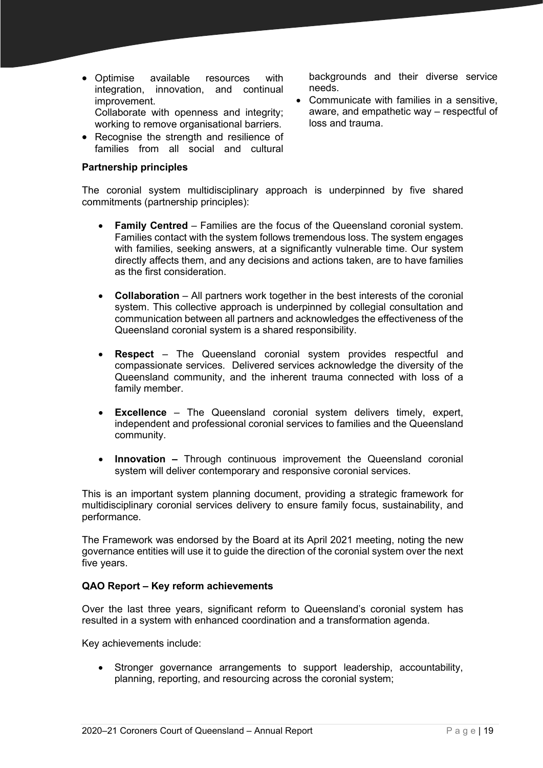- Optimise available resources with integration, innovation, and continual improvement.
  Collaborate with openness and integrity; working to remove organisational barriers.
- Recognise the strength and resilience of families from all social and cultural backgrounds and their diverse service needs.
- Communicate with families in a sensitive, aware, and empathetic way – respectful of loss and trauma.

**Partnership principles**

The coronial system multidisciplinary approach is underpinned by five shared commitments (partnership principles):

- **Family Centred** – Families are the focus of the Queensland coronial system. Families contact with the system follows tremendous loss. The system engages with families, seeking answers, at a significantly vulnerable time. Our system directly affects them, and any decisions and actions taken, are to have families as the first consideration.

- **Collaboration** – All partners work together in the best interests of the coronial system. This collective approach is underpinned by collegial consultation and communication between all partners and acknowledges the effectiveness of the Queensland coronial system is a shared responsibility.

- **Respect** – The Queensland coronial system provides respectful and compassionate services. Delivered services acknowledge the diversity of the Queensland community, and the inherent trauma connected with loss of a family member.

- **Excellence** – The Queensland coronial system delivers timely, expert, independent and professional coronial services to families and the Queensland community.

- **Innovation –** Through continuous improvement the Queensland coronial system will deliver contemporary and responsive coronial services.

This is an important system planning document, providing a strategic framework for multidisciplinary coronial services delivery to ensure family focus, sustainability, and performance.

The Framework was endorsed by the Board at its April 2021 meeting, noting the new governance entities will use it to guide the direction of the coronial system over the next five years.

**QAO Report – Key reform achievements**

Over the last three years, significant reform to Queensland's coronial system has resulted in a system with enhanced coordination and a transformation agenda.

Key achievements include:

- Stronger governance arrangements to support leadership, accountability, planning, reporting, and resourcing across the coronial system;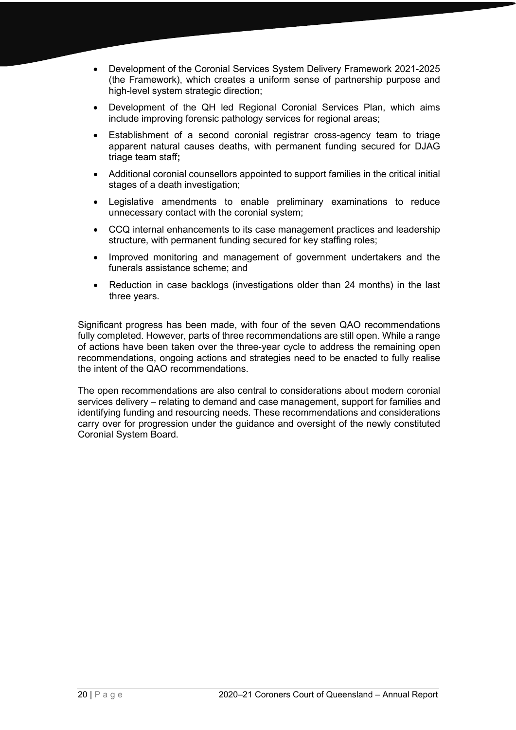- Development of the Coronial Services System Delivery Framework 2021-2025 (the Framework), which creates a uniform sense of partnership purpose and high-level system strategic direction;
- Development of the QH led Regional Coronial Services Plan, which aims include improving forensic pathology services for regional areas;
- Establishment of a second coronial registrar cross-agency team to triage apparent natural causes deaths, with permanent funding secured for DJAG triage team staff**;**
- Additional coronial counsellors appointed to support families in the critical initial stages of a death investigation;
- Legislative amendments to enable preliminary examinations to reduce unnecessary contact with the coronial system;
- CCQ internal enhancements to its case management practices and leadership structure, with permanent funding secured for key staffing roles;
- Improved monitoring and management of government undertakers and the funerals assistance scheme; and
- Reduction in case backlogs (investigations older than 24 months) in the last three years.

Significant progress has been made, with four of the seven QAO recommendations fully completed. However, parts of three recommendations are still open. While a range of actions have been taken over the three-year cycle to address the remaining open recommendations, ongoing actions and strategies need to be enacted to fully realise the intent of the QAO recommendations.

The open recommendations are also central to considerations about modern coronial services delivery – relating to demand and case management, support for families and identifying funding and resourcing needs. These recommendations and considerations carry over for progression under the guidance and oversight of the newly constituted Coronial System Board.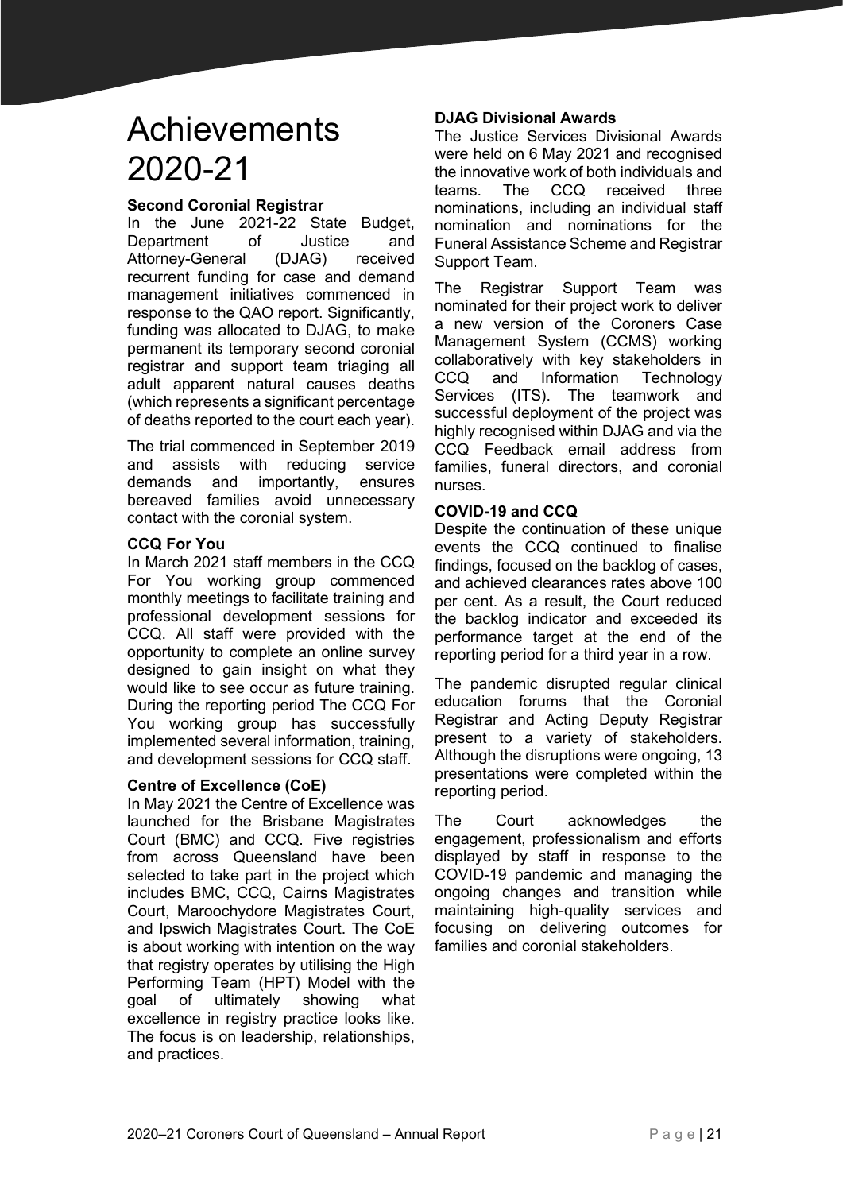# Achievements 2020-21

### Second Coronial Registrar

In the June 2021-22 State Budget, Department of Justice and Attorney-General (DJAG) received recurrent funding for case and demand management initiatives commenced in response to the QAO report. Significantly, funding was allocated to DJAG, to make permanent its temporary second coronial registrar and support team triaging all adult apparent natural causes deaths (which represents a significant percentage of deaths reported to the court each year).

The trial commenced in September 2019 and assists with reducing service demands and importantly, ensures bereaved families avoid unnecessary contact with the coronial system.

### CCQ For You

In March 2021 staff members in the CCQ For You working group commenced monthly meetings to facilitate training and professional development sessions for CCQ. All staff were provided with the opportunity to complete an online survey designed to gain insight on what they would like to see occur as future training. During the reporting period The CCQ For You working group has successfully implemented several information, training, and development sessions for CCQ staff.

### Centre of Excellence (CoE)

In May 2021 the Centre of Excellence was launched for the Brisbane Magistrates Court (BMC) and CCQ. Five registries from across Queensland have been selected to take part in the project which includes BMC, CCQ, Cairns Magistrates Court, Maroochydore Magistrates Court, and Ipswich Magistrates Court. The CoE is about working with intention on the way that registry operates by utilising the High Performing Team (HPT) Model with the goal of ultimately showing what excellence in registry practice looks like. The focus is on leadership, relationships, and practices.

### DJAG Divisional Awards

The Justice Services Divisional Awards were held on 6 May 2021 and recognised the innovative work of both individuals and teams. The CCQ received three nominations, including an individual staff nomination and nominations for the Funeral Assistance Scheme and Registrar Support Team.

The Registrar Support Team was nominated for their project work to deliver a new version of the Coroners Case Management System (CCMS) working collaboratively with key stakeholders in CCQ and Information Technology Services (ITS). The teamwork and successful deployment of the project was highly recognised within DJAG and via the CCQ Feedback email address from families, funeral directors, and coronial nurses.

### COVID-19 and CCQ

Despite the continuation of these unique events the CCQ continued to finalise findings, focused on the backlog of cases, and achieved clearances rates above 100 per cent. As a result, the Court reduced the backlog indicator and exceeded its performance target at the end of the reporting period for a third year in a row.

The pandemic disrupted regular clinical education forums that the Coronial Registrar and Acting Deputy Registrar present to a variety of stakeholders. Although the disruptions were ongoing, 13 presentations were completed within the reporting period.

The Court acknowledges the engagement, professionalism and efforts displayed by staff in response to the COVID-19 pandemic and managing the ongoing changes and transition while maintaining high-quality services and focusing on delivering outcomes for families and coronial stakeholders.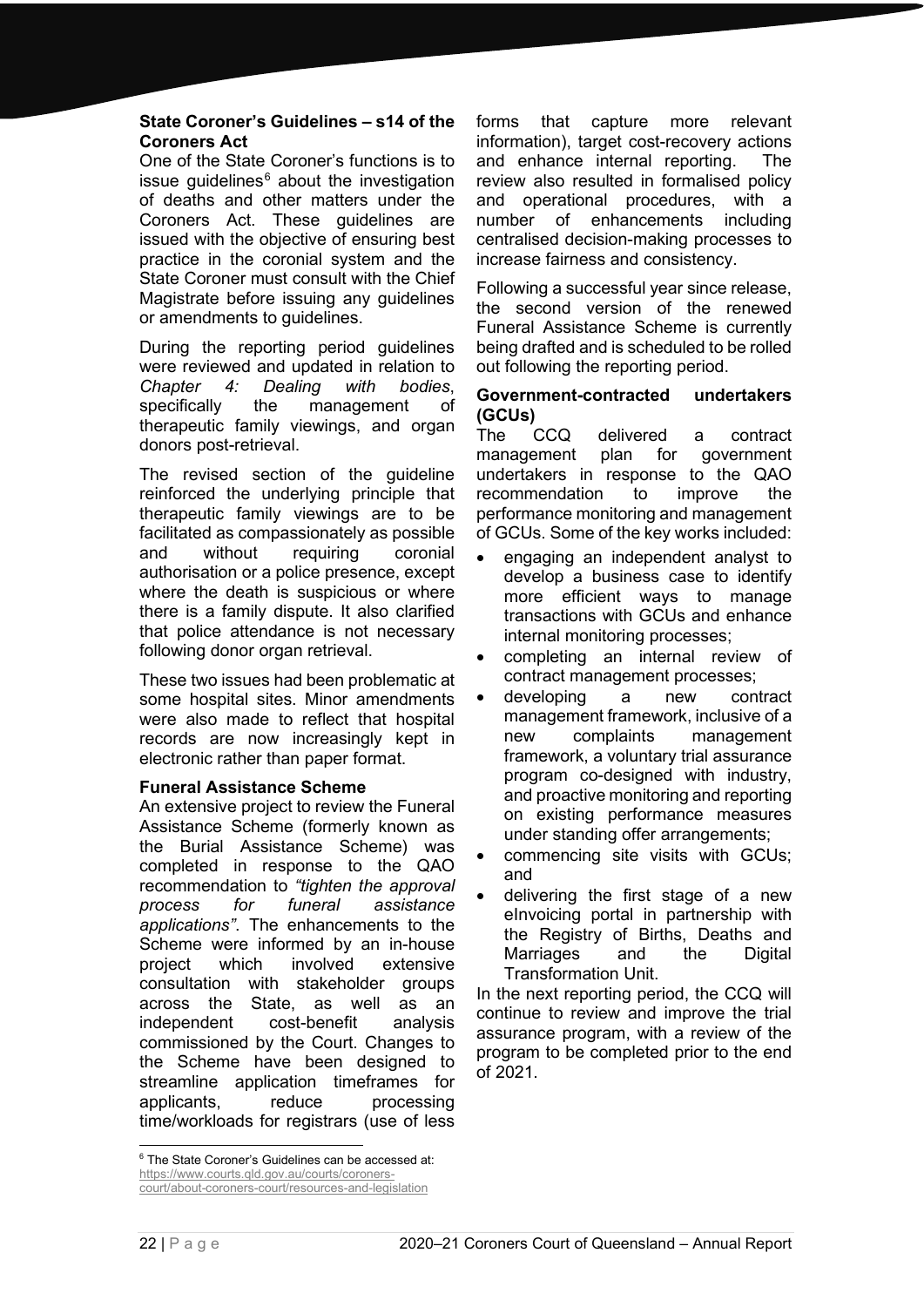### State Coroner's Guidelines – s14 of the Coroners Act

One of the State Coroner's functions is to issue guidelines[6] about the investigation of deaths and other matters under the Coroners Act. These guidelines are issued with the objective of ensuring best practice in the coronial system and the State Coroner must consult with the Chief Magistrate before issuing any guidelines or amendments to guidelines.

During the reporting period guidelines were reviewed and updated in relation to *Chapter 4: Dealing with bodies*, specifically the management of therapeutic family viewings, and organ donors post-retrieval.

The revised section of the guideline reinforced the underlying principle that therapeutic family viewings are to be facilitated as compassionately as possible and without requiring coronial authorisation or a police presence, except where the death is suspicious or where there is a family dispute. It also clarified that police attendance is not necessary following donor organ retrieval.

These two issues had been problematic at some hospital sites. Minor amendments were also made to reflect that hospital records are now increasingly kept in electronic rather than paper format.

### Funeral Assistance Scheme

An extensive project to review the Funeral Assistance Scheme (formerly known as the Burial Assistance Scheme) was completed in response to the QAO recommendation to *"tighten the approval process for funeral assistance applications"*. The enhancements to the Scheme were informed by an in-house project which involved extensive consultation with stakeholder groups across the State, as well as an independent cost-benefit analysis commissioned by the Court. Changes to the Scheme have been designed to streamline application timeframes for applicants, reduce processing time/workloads for registrars (use of less forms that capture more relevant information), target cost-recovery actions and enhance internal reporting. The review also resulted in formalised policy and operational procedures, with a number of enhancements including centralised decision-making processes to increase fairness and consistency.

Following a successful year since release, the second version of the renewed Funeral Assistance Scheme is currently being drafted and is scheduled to be rolled out following the reporting period.

### Government-contracted undertakers (GCUs)

The CCQ delivered a contract management plan for government undertakers in response to the QAO recommendation to improve the performance monitoring and management of GCUs. Some of the key works included:

- engaging an independent analyst to develop a business case to identify more efficient ways to manage transactions with GCUs and enhance internal monitoring processes;
- completing an internal review of contract management processes;
- developing a new contract management framework, inclusive of a new complaints management framework, a voluntary trial assurance program co-designed with industry, and proactive monitoring and reporting on existing performance measures under standing offer arrangements;
- commencing site visits with GCUs; and
- delivering the first stage of a new eInvoicing portal in partnership with the Registry of Births, Deaths and Marriages and the Digital Transformation Unit.

In the next reporting period, the CCQ will continue to review and improve the trial assurance program, with a review of the program to be completed prior to the end of 2021.

---

[6] The State Coroner's Guidelines can be accessed at: https://www.courts.qld.gov.au/courts/coroners-court/about-coroners-court/resources-and-legislation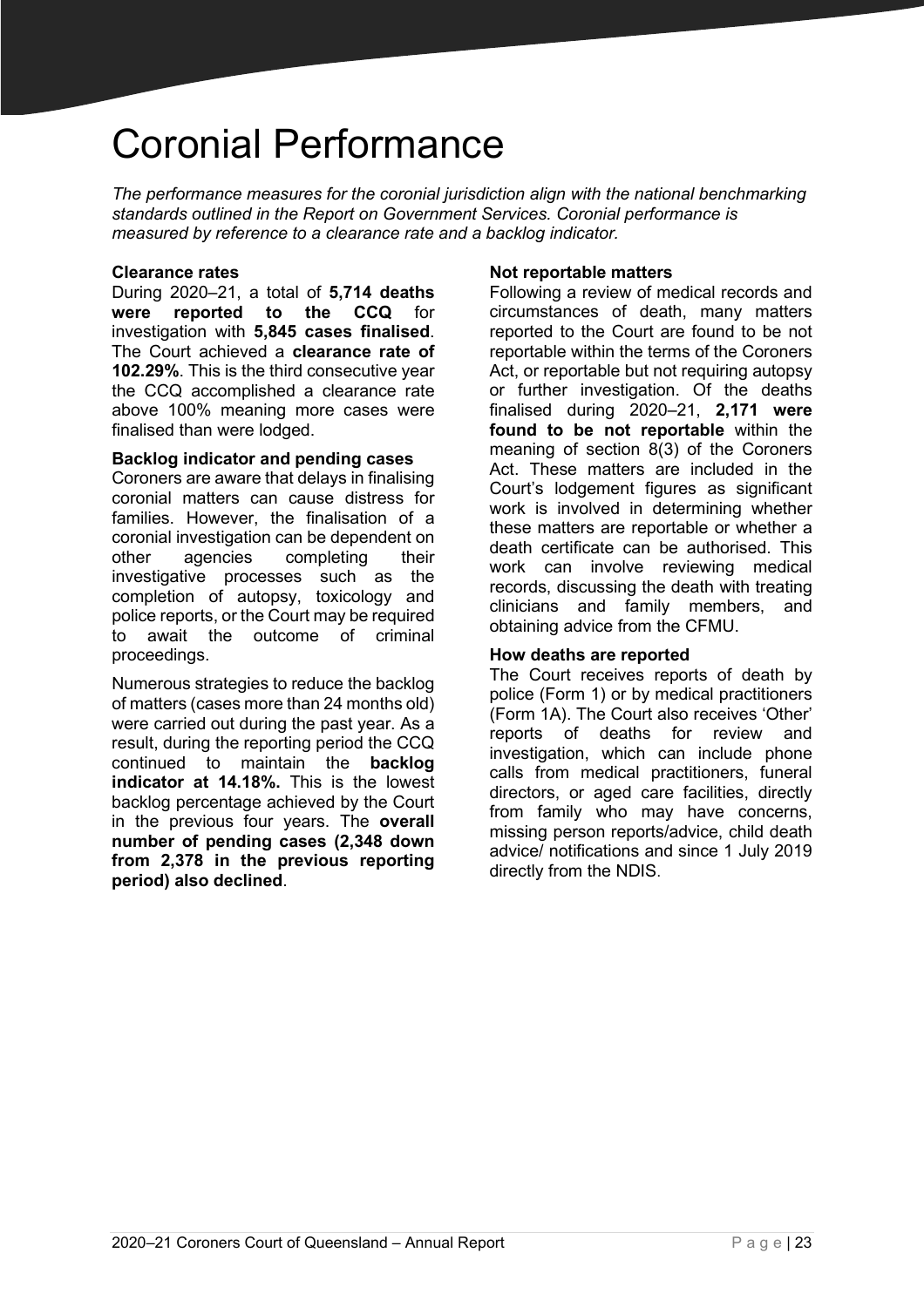# Coronial Performance

*The performance measures for the coronial jurisdiction align with the national benchmarking standards outlined in the Report on Government Services. Coronial performance is measured by reference to a clearance rate and a backlog indicator.*

**Clearance rates**

During 2020–21, a total of **5,714 deaths were reported to the CCQ** for investigation with **5,845 cases finalised**. The Court achieved a **clearance rate of 102.29%**. This is the third consecutive year the CCQ accomplished a clearance rate above 100% meaning more cases were finalised than were lodged.

**Backlog indicator and pending cases**

Coroners are aware that delays in finalising coronial matters can cause distress for families. However, the finalisation of a coronial investigation can be dependent on other agencies completing their investigative processes such as the completion of autopsy, toxicology and police reports, or the Court may be required to await the outcome of criminal proceedings.

Numerous strategies to reduce the backlog of matters (cases more than 24 months old) were carried out during the past year. As a result, during the reporting period the CCQ continued to maintain the **backlog indicator at 14.18%.** This is the lowest backlog percentage achieved by the Court in the previous four years. The **overall number of pending cases (2,348 down from 2,378 in the previous reporting period) also declined**.

**Not reportable matters**

Following a review of medical records and circumstances of death, many matters reported to the Court are found to be not reportable within the terms of the Coroners Act, or reportable but not requiring autopsy or further investigation. Of the deaths finalised during 2020–21, **2,171 were found to be not reportable** within the meaning of section 8(3) of the Coroners Act. These matters are included in the Court's lodgement figures as significant work is involved in determining whether these matters are reportable or whether a death certificate can be authorised. This work can involve reviewing medical records, discussing the death with treating clinicians and family members, and obtaining advice from the CFMU.

**How deaths are reported**

The Court receives reports of death by police (Form 1) or by medical practitioners (Form 1A). The Court also receives 'Other' reports of deaths for review and investigation, which can include phone calls from medical practitioners, funeral directors, or aged care facilities, directly from family who may have concerns, missing person reports/advice, child death advice/ notifications and since 1 July 2019 directly from the NDIS.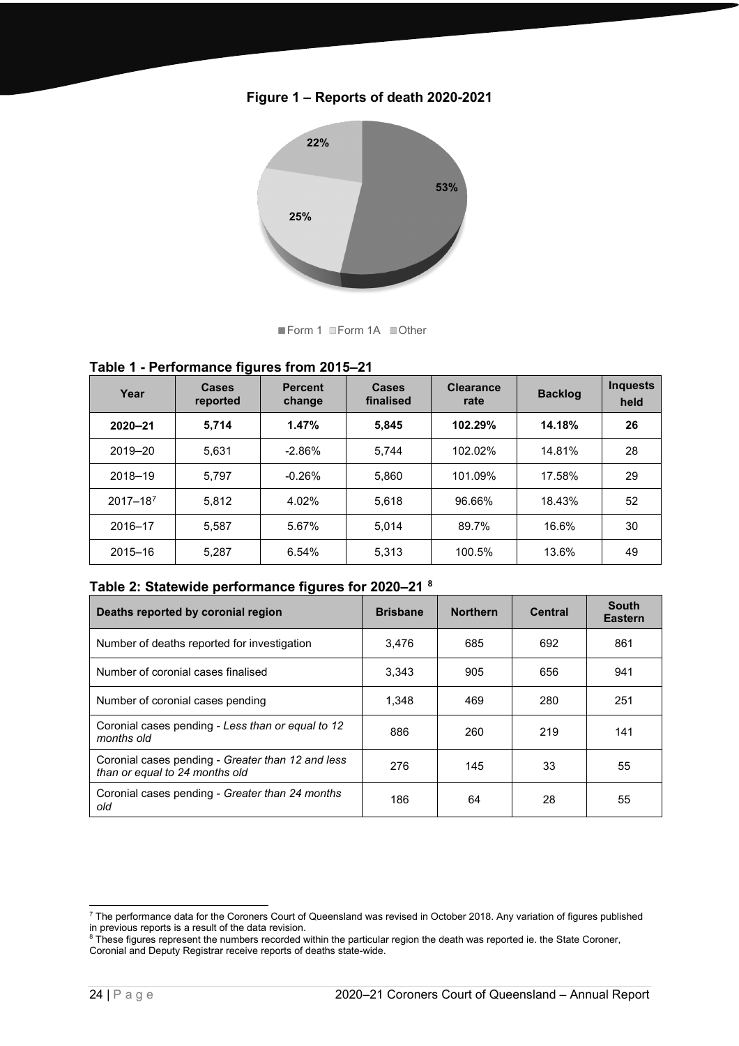**Figure 1 – Reports of death 2020-2021**

Form 1: 53%, Form 1A: 25%, Other: 22%

### Table 1 - Performance figures from 2015–21

| Year | Cases reported | Percent change | Cases finalised | Clearance rate | Backlog | Inquests held |
|---|---|---|---|---|---|---|
| **2020–21** | **5,714** | **1.47%** | **5,845** | **102.29%** | **14.18%** | **26** |
| 2019–20 | 5,631 | -2.86% | 5,744 | 102.02% | 14.81% | 28 |
| 2018–19 | 5,797 | -0.26% | 5,860 | 101.09% | 17.58% | 29 |
| 2017–18[7] | 5,812 | 4.02% | 5,618 | 96.66% | 18.43% | 52 |
| 2016–17 | 5,587 | 5.67% | 5,014 | 89.7% | 16.6% | 30 |
| 2015–16 | 5,287 | 6.54% | 5,313 | 100.5% | 13.6% | 49 |

### Table 2: Statewide performance figures for 2020–21 [8]

| Deaths reported by coronial region | Brisbane | Northern | Central | South Eastern |
|---|---|---|---|---|
| Number of deaths reported for investigation | 3,476 | 685 | 692 | 861 |
| Number of coronial cases finalised | 3,343 | 905 | 656 | 941 |
| Number of coronial cases pending | 1,348 | 469 | 280 | 251 |
| Coronial cases pending - *Less than or equal to 12 months old* | 886 | 260 | 219 | 141 |
| Coronial cases pending - *Greater than 12 and less than or equal to 24 months old* | 276 | 145 | 33 | 55 |
| Coronial cases pending - *Greater than 24 months old* | 186 | 64 | 28 | 55 |

[7] The performance data for the Coroners Court of Queensland was revised in October 2018. Any variation of figures published in previous reports is a result of the data revision.

[8] These figures represent the numbers recorded within the particular region the death was reported ie. the State Coroner, Coronial and Deputy Registrar receive reports of deaths state-wide.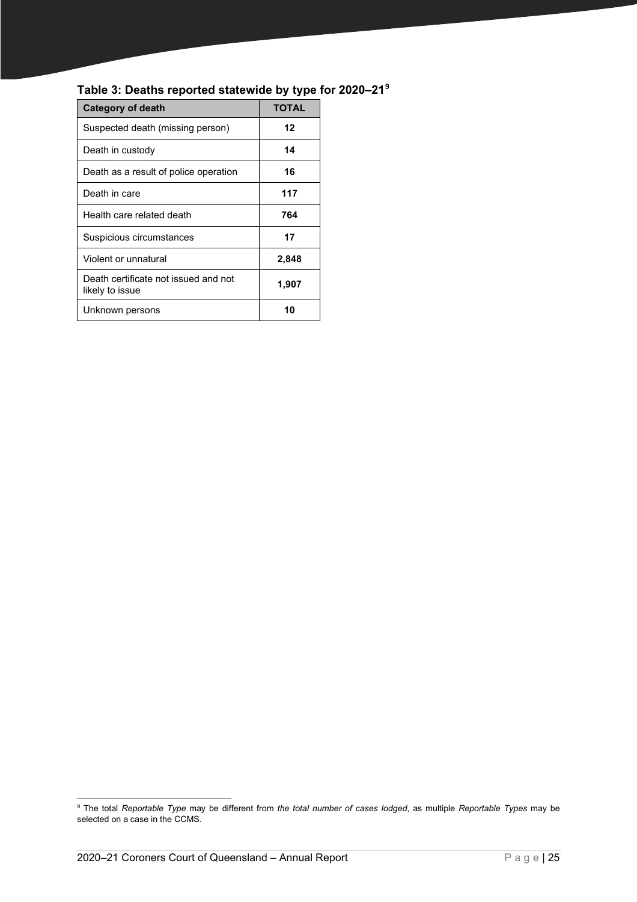### Table 3: Deaths reported statewide by type for 2020–21[9]

| Category of death | TOTAL |
|---|---|
| Suspected death (missing person) | **12** |
| Death in custody | **14** |
| Death as a result of police operation | **16** |
| Death in care | **117** |
| Health care related death | **764** |
| Suspicious circumstances | **17** |
| Violent or unnatural | **2,848** |
| Death certificate not issued and not likely to issue | **1,907** |
| Unknown persons | **10** |

[9] The total *Reportable Type* may be different from *the total number of cases lodged*, as multiple *Reportable Types* may be selected on a case in the CCMS.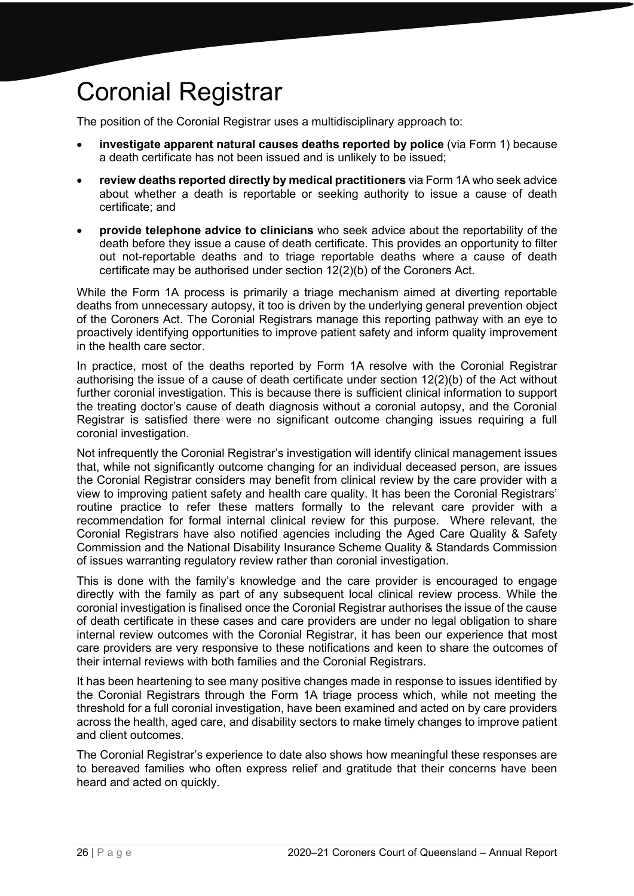# Coronial Registrar

The position of the Coronial Registrar uses a multidisciplinary approach to:

- **investigate apparent natural causes deaths reported by police** (via Form 1) because a death certificate has not been issued and is unlikely to be issued;
- **review deaths reported directly by medical practitioners** via Form 1A who seek advice about whether a death is reportable or seeking authority to issue a cause of death certificate; and
- **provide telephone advice to clinicians** who seek advice about the reportability of the death before they issue a cause of death certificate. This provides an opportunity to filter out not-reportable deaths and to triage reportable deaths where a cause of death certificate may be authorised under section 12(2)(b) of the Coroners Act.

While the Form 1A process is primarily a triage mechanism aimed at diverting reportable deaths from unnecessary autopsy, it too is driven by the underlying general prevention object of the Coroners Act. The Coronial Registrars manage this reporting pathway with an eye to proactively identifying opportunities to improve patient safety and inform quality improvement in the health care sector.

In practice, most of the deaths reported by Form 1A resolve with the Coronial Registrar authorising the issue of a cause of death certificate under section 12(2)(b) of the Act without further coronial investigation. This is because there is sufficient clinical information to support the treating doctor's cause of death diagnosis without a coronial autopsy, and the Coronial Registrar is satisfied there were no significant outcome changing issues requiring a full coronial investigation.

Not infrequently the Coronial Registrar's investigation will identify clinical management issues that, while not significantly outcome changing for an individual deceased person, are issues the Coronial Registrar considers may benefit from clinical review by the care provider with a view to improving patient safety and health care quality. It has been the Coronial Registrars' routine practice to refer these matters formally to the relevant care provider with a recommendation for formal internal clinical review for this purpose. Where relevant, the Coronial Registrars have also notified agencies including the Aged Care Quality & Safety Commission and the National Disability Insurance Scheme Quality & Standards Commission of issues warranting regulatory review rather than coronial investigation.

This is done with the family's knowledge and the care provider is encouraged to engage directly with the family as part of any subsequent local clinical review process. While the coronial investigation is finalised once the Coronial Registrar authorises the issue of the cause of death certificate in these cases and care providers are under no legal obligation to share internal review outcomes with the Coronial Registrar, it has been our experience that most care providers are very responsive to these notifications and keen to share the outcomes of their internal reviews with both families and the Coronial Registrars.

It has been heartening to see many positive changes made in response to issues identified by the Coronial Registrars through the Form 1A triage process which, while not meeting the threshold for a full coronial investigation, have been examined and acted on by care providers across the health, aged care, and disability sectors to make timely changes to improve patient and client outcomes.

The Coronial Registrar's experience to date also shows how meaningful these responses are to bereaved families who often express relief and gratitude that their concerns have been heard and acted on quickly.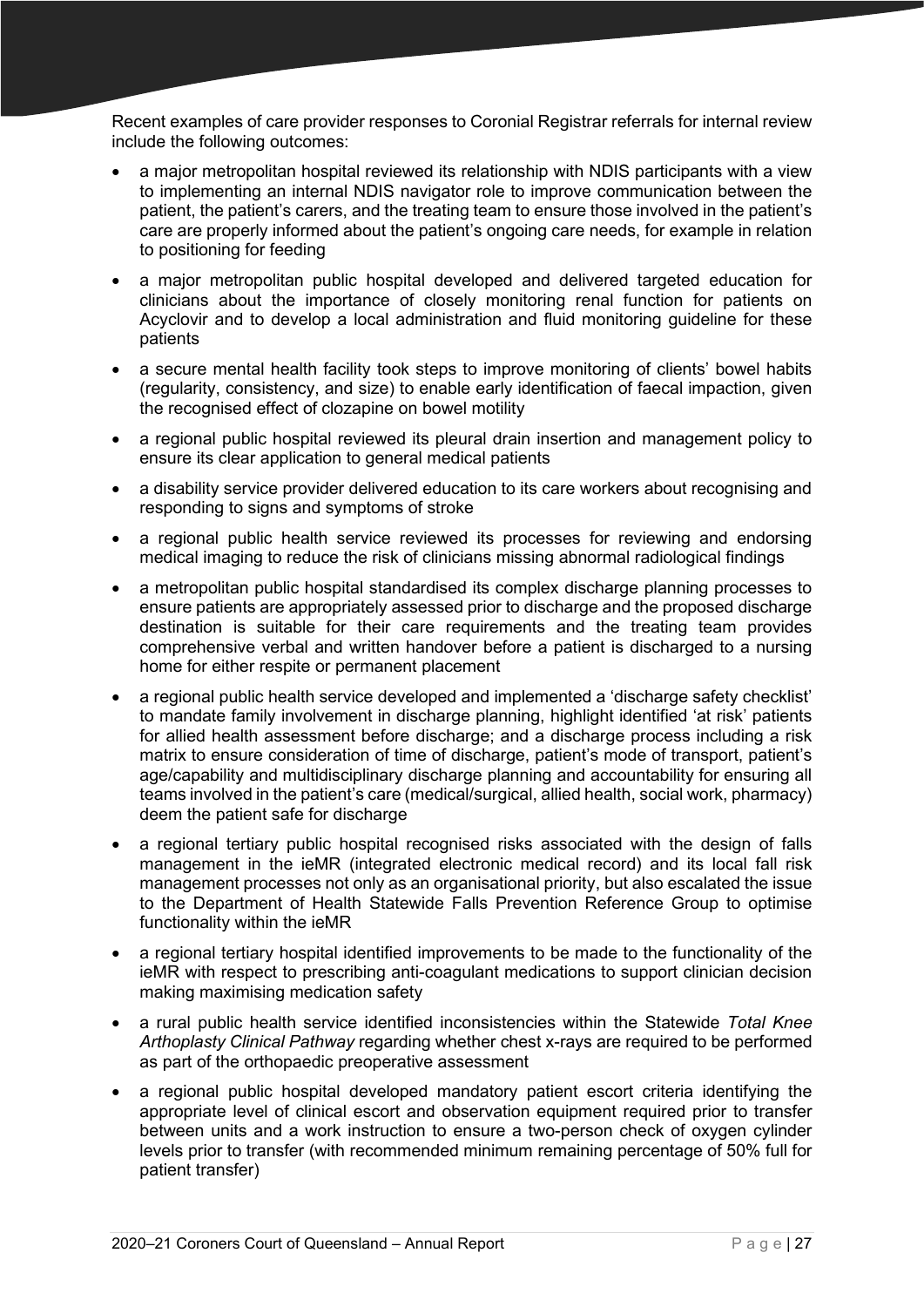Recent examples of care provider responses to Coronial Registrar referrals for internal review include the following outcomes:

- a major metropolitan hospital reviewed its relationship with NDIS participants with a view to implementing an internal NDIS navigator role to improve communication between the patient, the patient's carers, and the treating team to ensure those involved in the patient's care are properly informed about the patient's ongoing care needs, for example in relation to positioning for feeding
- a major metropolitan public hospital developed and delivered targeted education for clinicians about the importance of closely monitoring renal function for patients on Acyclovir and to develop a local administration and fluid monitoring guideline for these patients
- a secure mental health facility took steps to improve monitoring of clients' bowel habits (regularity, consistency, and size) to enable early identification of faecal impaction, given the recognised effect of clozapine on bowel motility
- a regional public hospital reviewed its pleural drain insertion and management policy to ensure its clear application to general medical patients
- a disability service provider delivered education to its care workers about recognising and responding to signs and symptoms of stroke
- a regional public health service reviewed its processes for reviewing and endorsing medical imaging to reduce the risk of clinicians missing abnormal radiological findings
- a metropolitan public hospital standardised its complex discharge planning processes to ensure patients are appropriately assessed prior to discharge and the proposed discharge destination is suitable for their care requirements and the treating team provides comprehensive verbal and written handover before a patient is discharged to a nursing home for either respite or permanent placement
- a regional public health service developed and implemented a 'discharge safety checklist' to mandate family involvement in discharge planning, highlight identified 'at risk' patients for allied health assessment before discharge; and a discharge process including a risk matrix to ensure consideration of time of discharge, patient's mode of transport, patient's age/capability and multidisciplinary discharge planning and accountability for ensuring all teams involved in the patient's care (medical/surgical, allied health, social work, pharmacy) deem the patient safe for discharge
- a regional tertiary public hospital recognised risks associated with the design of falls management in the ieMR (integrated electronic medical record) and its local fall risk management processes not only as an organisational priority, but also escalated the issue to the Department of Health Statewide Falls Prevention Reference Group to optimise functionality within the ieMR
- a regional tertiary hospital identified improvements to be made to the functionality of the ieMR with respect to prescribing anti-coagulant medications to support clinician decision making maximising medication safety
- a rural public health service identified inconsistencies within the Statewide *Total Knee Arthoplasty Clinical Pathway* regarding whether chest x-rays are required to be performed as part of the orthopaedic preoperative assessment
- a regional public hospital developed mandatory patient escort criteria identifying the appropriate level of clinical escort and observation equipment required prior to transfer between units and a work instruction to ensure a two-person check of oxygen cylinder levels prior to transfer (with recommended minimum remaining percentage of 50% full for patient transfer)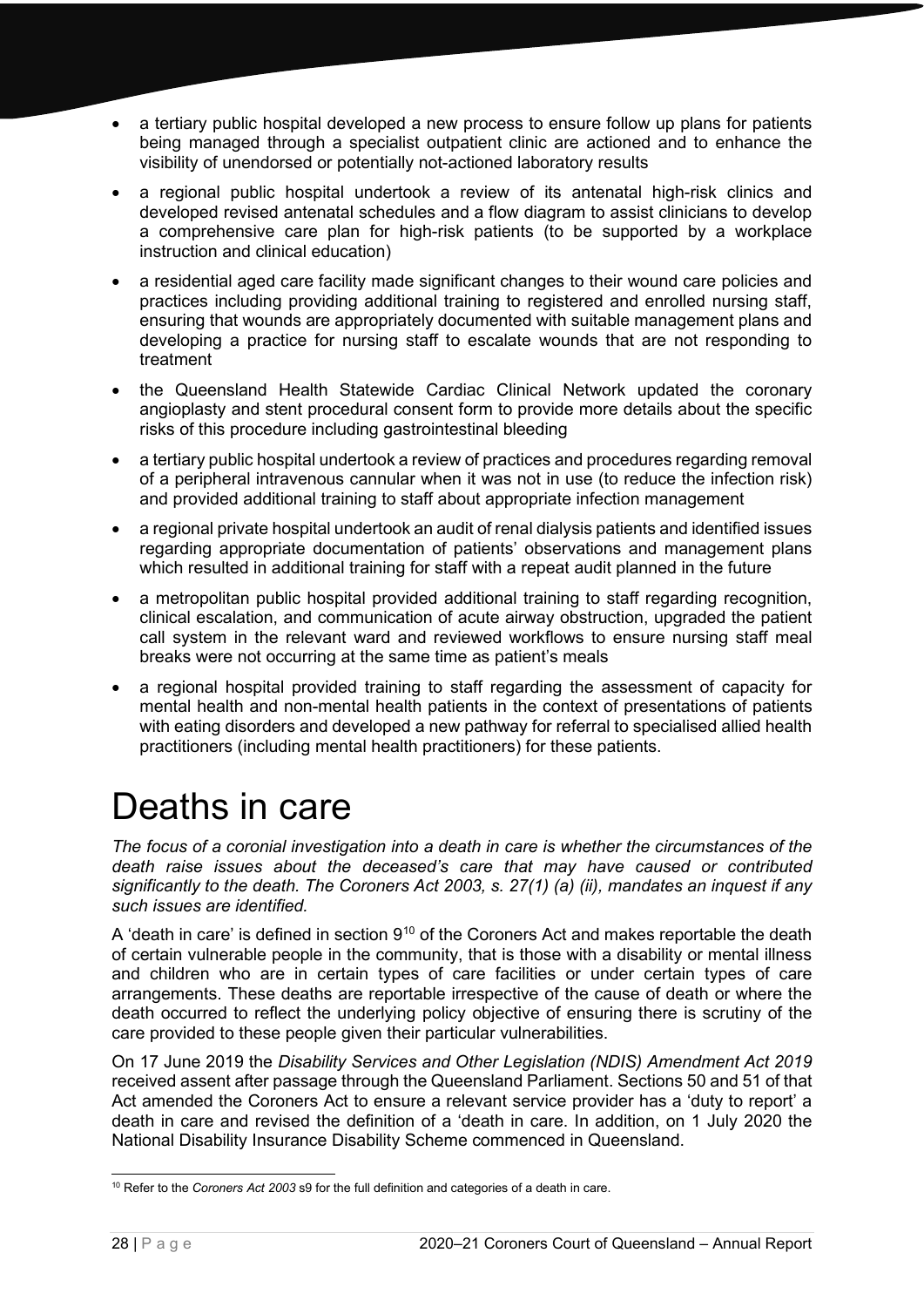- a tertiary public hospital developed a new process to ensure follow up plans for patients being managed through a specialist outpatient clinic are actioned and to enhance the visibility of unendorsed or potentially not-actioned laboratory results
- a regional public hospital undertook a review of its antenatal high-risk clinics and developed revised antenatal schedules and a flow diagram to assist clinicians to develop a comprehensive care plan for high-risk patients (to be supported by a workplace instruction and clinical education)
- a residential aged care facility made significant changes to their wound care policies and practices including providing additional training to registered and enrolled nursing staff, ensuring that wounds are appropriately documented with suitable management plans and developing a practice for nursing staff to escalate wounds that are not responding to treatment
- the Queensland Health Statewide Cardiac Clinical Network updated the coronary angioplasty and stent procedural consent form to provide more details about the specific risks of this procedure including gastrointestinal bleeding
- a tertiary public hospital undertook a review of practices and procedures regarding removal of a peripheral intravenous cannular when it was not in use (to reduce the infection risk) and provided additional training to staff about appropriate infection management
- a regional private hospital undertook an audit of renal dialysis patients and identified issues regarding appropriate documentation of patients' observations and management plans which resulted in additional training for staff with a repeat audit planned in the future
- a metropolitan public hospital provided additional training to staff regarding recognition, clinical escalation, and communication of acute airway obstruction, upgraded the patient call system in the relevant ward and reviewed workflows to ensure nursing staff meal breaks were not occurring at the same time as patient's meals
- a regional hospital provided training to staff regarding the assessment of capacity for mental health and non-mental health patients in the context of presentations of patients with eating disorders and developed a new pathway for referral to specialised allied health practitioners (including mental health practitioners) for these patients.

# Deaths in care

*The focus of a coronial investigation into a death in care is whether the circumstances of the death raise issues about the deceased's care that may have caused or contributed significantly to the death. The Coroners Act 2003, s. 27(1) (a) (ii), mandates an inquest if any such issues are identified.*

A 'death in care' is defined in section 9[10] of the Coroners Act and makes reportable the death of certain vulnerable people in the community, that is those with a disability or mental illness and children who are in certain types of care facilities or under certain types of care arrangements. These deaths are reportable irrespective of the cause of death or where the death occurred to reflect the underlying policy objective of ensuring there is scrutiny of the care provided to these people given their particular vulnerabilities.

On 17 June 2019 the *Disability Services and Other Legislation (NDIS) Amendment Act 2019* received assent after passage through the Queensland Parliament. Sections 50 and 51 of that Act amended the Coroners Act to ensure a relevant service provider has a 'duty to report' a death in care and revised the definition of a 'death in care. In addition, on 1 July 2020 the National Disability Insurance Disability Scheme commenced in Queensland.

[10] Refer to the *Coroners Act 2003* s9 for the full definition and categories of a death in care.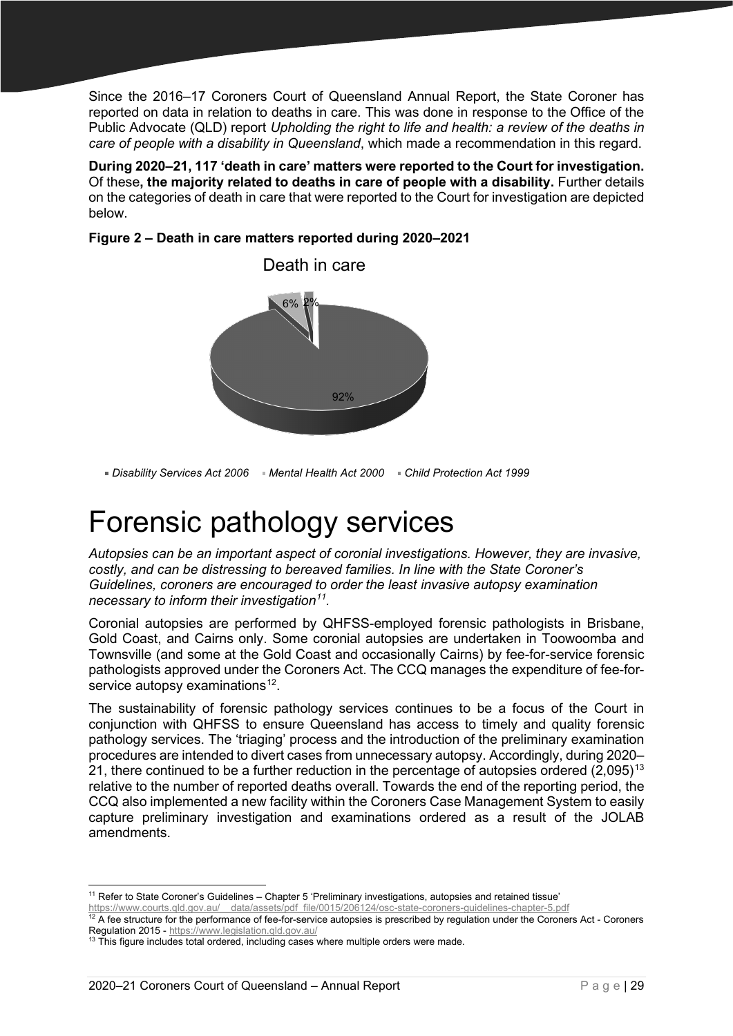Since the 2016–17 Coroners Court of Queensland Annual Report, the State Coroner has reported on data in relation to deaths in care. This was done in response to the Office of the Public Advocate (QLD) report *Upholding the right to life and health: a review of the deaths in care of people with a disability in Queensland*, which made a recommendation in this regard.

**During 2020–21, 117 'death in care' matters were reported to the Court for investigation.** Of these**, the majority related to deaths in care of people with a disability.** Further details on the categories of death in care that were reported to the Court for investigation are depicted below.

**Figure 2 – Death in care matters reported during 2020–2021**

Death in care

92%

6%

2%

*Disability Services Act 2006* *Mental Health Act 2000* *Child Protection Act 1999*

# Forensic pathology services

*Autopsies can be an important aspect of coronial investigations. However, they are invasive, costly, and can be distressing to bereaved families. In line with the State Coroner's Guidelines, coroners are encouraged to order the least invasive autopsy examination necessary to inform their investigation*[11].

Coronial autopsies are performed by QHFSS-employed forensic pathologists in Brisbane, Gold Coast, and Cairns only. Some coronial autopsies are undertaken in Toowoomba and Townsville (and some at the Gold Coast and occasionally Cairns) by fee-for-service forensic pathologists approved under the Coroners Act. The CCQ manages the expenditure of fee-for-service autopsy examinations[12].

The sustainability of forensic pathology services continues to be a focus of the Court in conjunction with QHFSS to ensure Queensland has access to timely and quality forensic pathology services. The 'triaging' process and the introduction of the preliminary examination procedures are intended to divert cases from unnecessary autopsy. Accordingly, during 2020–21, there continued to be a further reduction in the percentage of autopsies ordered (2,095)[13] relative to the number of reported deaths overall. Towards the end of the reporting period, the CCQ also implemented a new facility within the Coroners Case Management System to easily capture preliminary investigation and examinations ordered as a result of the JOLAB amendments.

[11] Refer to State Coroner's Guidelines – Chapter 5 'Preliminary investigations, autopsies and retained tissue' https://www.courts.qld.gov.au/__data/assets/pdf_file/0015/206124/osc-state-coroners-guidelines-chapter-5.pdf

[12] A fee structure for the performance of fee-for-service autopsies is prescribed by regulation under the Coroners Act - Coroners Regulation 2015 - https://www.legislation.qld.gov.au/

[13] This figure includes total ordered, including cases where multiple orders were made.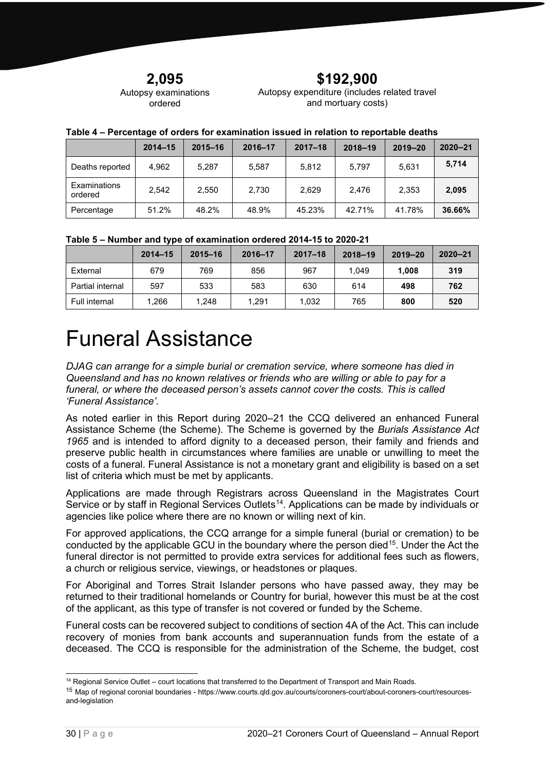**2,095**
Autopsy examinations ordered

**$192,900**
Autopsy expenditure (includes related travel and mortuary costs)

**Table 4 – Percentage of orders for examination issued in relation to reportable deaths**

| | 2014–15 | 2015–16 | 2016–17 | 2017–18 | 2018–19 | 2019–20 | 2020–21 |
|---|---|---|---|---|---|---|---|
| Deaths reported | 4,962 | 5,287 | 5,587 | 5,812 | 5,797 | 5,631 | **5,714** |
| Examinations ordered | 2,542 | 2,550 | 2,730 | 2,629 | 2,476 | 2,353 | **2,095** |
| Percentage | 51.2% | 48.2% | 48.9% | 45.23% | 42.71% | 41.78% | **36.66%** |

**Table 5 – Number and type of examination ordered 2014-15 to 2020-21**

| | 2014–15 | 2015–16 | 2016–17 | 2017–18 | 2018–19 | 2019–20 | 2020–21 |
|---|---|---|---|---|---|---|---|
| External | 679 | 769 | 856 | 967 | 1,049 | **1,008** | **319** |
| Partial internal | 597 | 533 | 583 | 630 | 614 | **498** | **762** |
| Full internal | 1,266 | 1,248 | 1,291 | 1,032 | 765 | **800** | **520** |

# Funeral Assistance

*DJAG can arrange for a simple burial or cremation service, where someone has died in Queensland and has no known relatives or friends who are willing or able to pay for a funeral, or where the deceased person's assets cannot cover the costs. This is called 'Funeral Assistance'.*

As noted earlier in this Report during 2020–21 the CCQ delivered an enhanced Funeral Assistance Scheme (the Scheme). The Scheme is governed by the *Burials Assistance Act 1965* and is intended to afford dignity to a deceased person, their family and friends and preserve public health in circumstances where families are unable or unwilling to meet the costs of a funeral. Funeral Assistance is not a monetary grant and eligibility is based on a set list of criteria which must be met by applicants.

Applications are made through Registrars across Queensland in the Magistrates Court Service or by staff in Regional Services Outlets[14]. Applications can be made by individuals or agencies like police where there are no known or willing next of kin.

For approved applications, the CCQ arrange for a simple funeral (burial or cremation) to be conducted by the applicable GCU in the boundary where the person died[15]. Under the Act the funeral director is not permitted to provide extra services for additional fees such as flowers, a church or religious service, viewings, or headstones or plaques.

For Aboriginal and Torres Strait Islander persons who have passed away, they may be returned to their traditional homelands or Country for burial, however this must be at the cost of the applicant, as this type of transfer is not covered or funded by the Scheme.

Funeral costs can be recovered subject to conditions of section 4A of the Act. This can include recovery of monies from bank accounts and superannuation funds from the estate of a deceased. The CCQ is responsible for the administration of the Scheme, the budget, cost

[14] Regional Service Outlet – court locations that transferred to the Department of Transport and Main Roads.

[15] Map of regional coronial boundaries - https://www.courts.qld.gov.au/courts/coroners-court/about-coroners-court/resources-and-legislation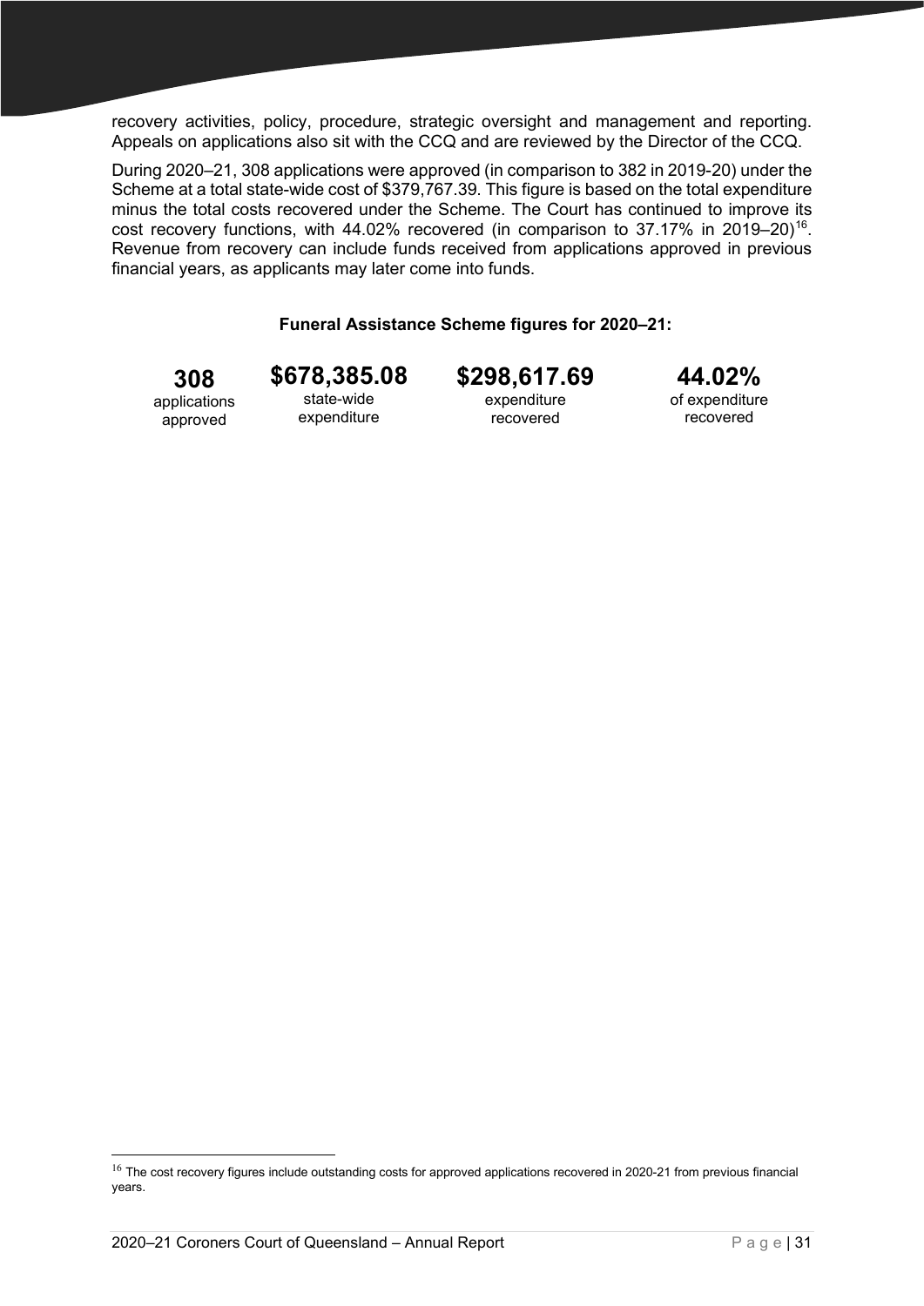recovery activities, policy, procedure, strategic oversight and management and reporting. Appeals on applications also sit with the CCQ and are reviewed by the Director of the CCQ.

During 2020–21, 308 applications were approved (in comparison to 382 in 2019-20) under the Scheme at a total state-wide cost of $379,767.39. This figure is based on the total expenditure minus the total costs recovered under the Scheme. The Court has continued to improve its cost recovery functions, with 44.02% recovered (in comparison to 37.17% in 2019–20)[16]. Revenue from recovery can include funds received from applications approved in previous financial years, as applicants may later come into funds.

**Funeral Assistance Scheme figures for 2020–21:**

| **308** | **$678,385.08** | **$298,617.69** | **44.02%** |
|---|---|---|---|
| applications approved | state-wide expenditure | expenditure recovered | of expenditure recovered |

[16] The cost recovery figures include outstanding costs for approved applications recovered in 2020-21 from previous financial years.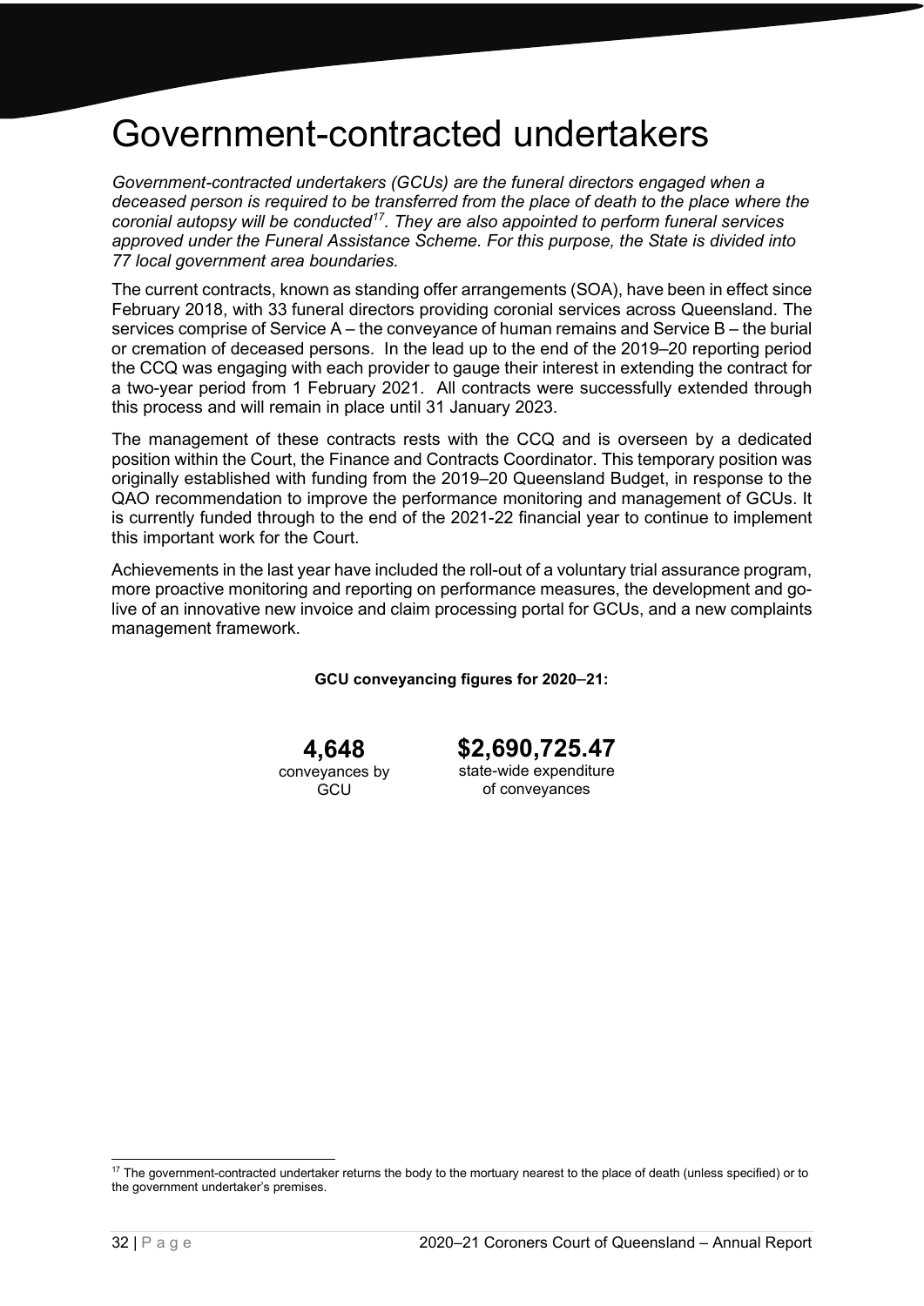# Government-contracted undertakers

*Government-contracted undertakers (GCUs) are the funeral directors engaged when a deceased person is required to be transferred from the place of death to the place where the coronial autopsy will be conducted[17]. They are also appointed to perform funeral services approved under the Funeral Assistance Scheme. For this purpose, the State is divided into 77 local government area boundaries.*

The current contracts, known as standing offer arrangements (SOA), have been in effect since February 2018, with 33 funeral directors providing coronial services across Queensland. The services comprise of Service A – the conveyance of human remains and Service B – the burial or cremation of deceased persons. In the lead up to the end of the 2019–20 reporting period the CCQ was engaging with each provider to gauge their interest in extending the contract for a two-year period from 1 February 2021. All contracts were successfully extended through this process and will remain in place until 31 January 2023.

The management of these contracts rests with the CCQ and is overseen by a dedicated position within the Court, the Finance and Contracts Coordinator. This temporary position was originally established with funding from the 2019–20 Queensland Budget, in response to the QAO recommendation to improve the performance monitoring and management of GCUs. It is currently funded through to the end of the 2021-22 financial year to continue to implement this important work for the Court.

Achievements in the last year have included the roll-out of a voluntary trial assurance program, more proactive monitoring and reporting on performance measures, the development and go-live of an innovative new invoice and claim processing portal for GCUs, and a new complaints management framework.

**GCU conveyancing figures for 2020–21:**

**4,648**
conveyances by GCU

**$2,690,725.47**
state-wide expenditure of conveyances

[17] The government-contracted undertaker returns the body to the mortuary nearest to the place of death (unless specified) or to the government undertaker's premises.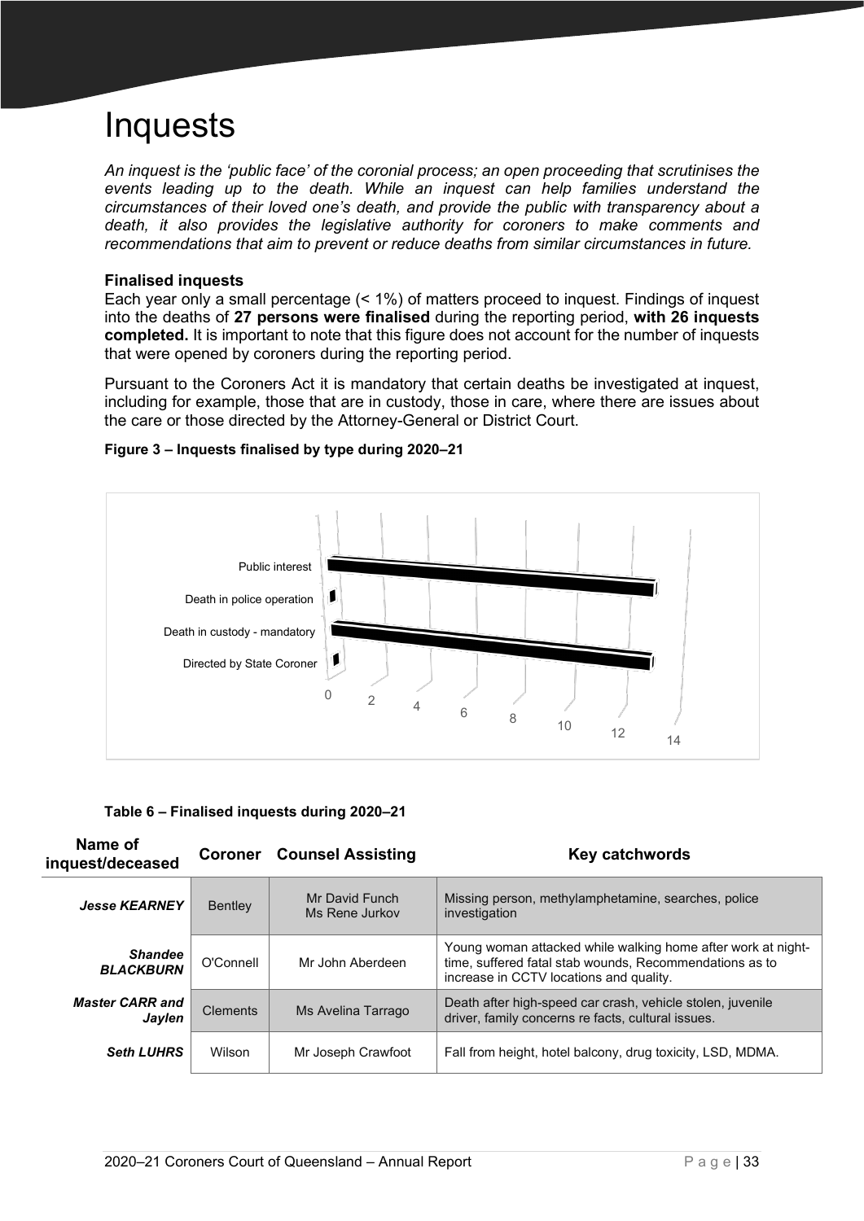# Inquests

*An inquest is the 'public face' of the coronial process; an open proceeding that scrutinises the events leading up to the death. While an inquest can help families understand the circumstances of their loved one's death, and provide the public with transparency about a death, it also provides the legislative authority for coroners to make comments and recommendations that aim to prevent or reduce deaths from similar circumstances in future.*

### Finalised inquests

Each year only a small percentage (< 1%) of matters proceed to inquest. Findings of inquest into the deaths of **27 persons were finalised** during the reporting period, **with 26 inquests completed.** It is important to note that this figure does not account for the number of inquests that were opened by coroners during the reporting period.

Pursuant to the Coroners Act it is mandatory that certain deaths be investigated at inquest, including for example, those that are in custody, those in care, where there are issues about the care or those directed by the Attorney-General or District Court.

**Figure 3 – Inquests finalised by type during 2020–21**

Public interest

Death in police operation

Death in custody - mandatory

Directed by State Coroner

0 2 4 6 8 10 12 14

**Table 6 – Finalised inquests during 2020–21**

| Name of inquest/deceased | Coroner | Counsel Assisting | Key catchwords |
|---|---|---|---|
| ***Jesse KEARNEY*** | Bentley | Mr David Funch<br>Ms Rene Jurkov | Missing person, methylamphetamine, searches, police investigation |
| ***Shandee BLACKBURN*** | O'Connell | Mr John Aberdeen | Young woman attacked while walking home after work at night-time, suffered fatal stab wounds, Recommendations as to increase in CCTV locations and quality. |
| ***Master CARR and Jaylen*** | Clements | Ms Avelina Tarrago | Death after high-speed car crash, vehicle stolen, juvenile driver, family concerns re facts, cultural issues. |
| ***Seth LUHRS*** | Wilson | Mr Joseph Crawfoot | Fall from height, hotel balcony, drug toxicity, LSD, MDMA. |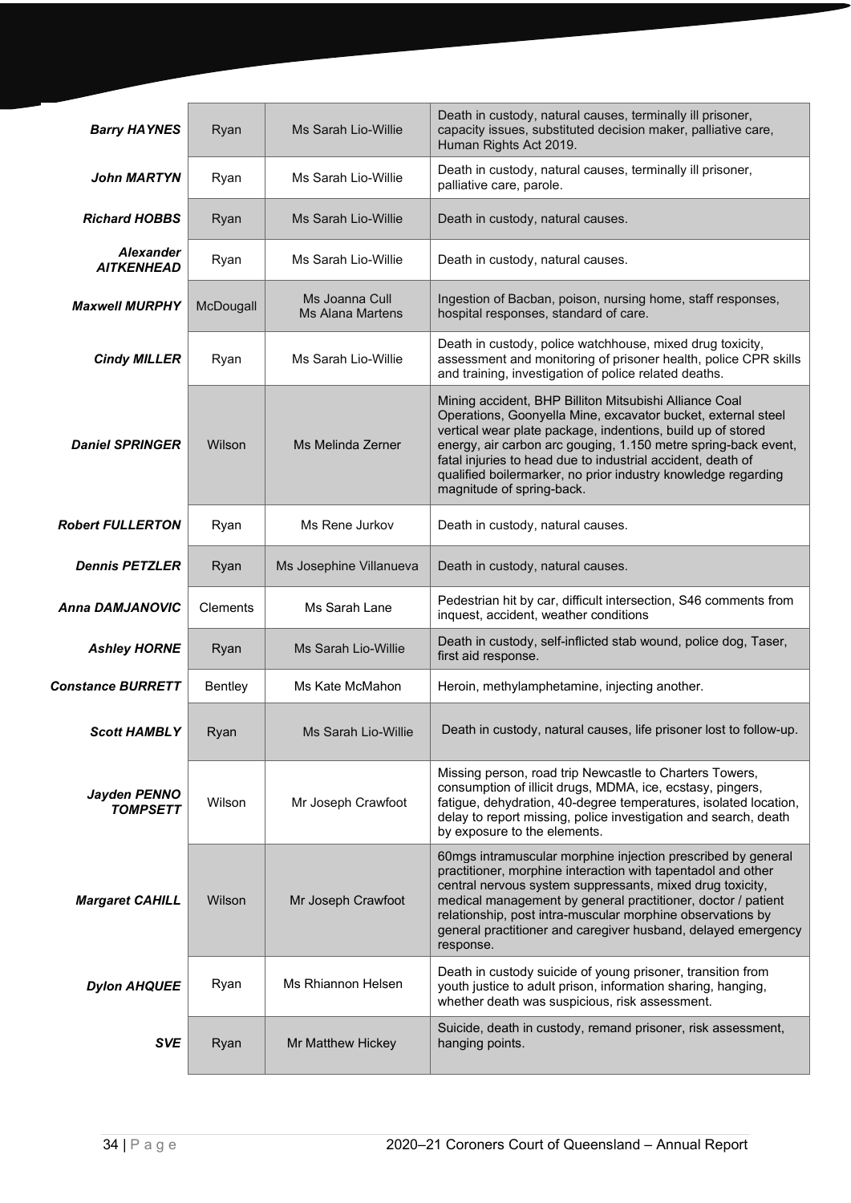| | | | |
|---|---|---|---|
| ***Barry HAYNES*** | Ryan | Ms Sarah Lio-Willie | Death in custody, natural causes, terminally ill prisoner, capacity issues, substituted decision maker, palliative care, Human Rights Act 2019. |
| ***John MARTYN*** | Ryan | Ms Sarah Lio-Willie | Death in custody, natural causes, terminally ill prisoner, palliative care, parole. |
| ***Richard HOBBS*** | Ryan | Ms Sarah Lio-Willie | Death in custody, natural causes. |
| ***Alexander AITKENHEAD*** | Ryan | Ms Sarah Lio-Willie | Death in custody, natural causes. |
| ***Maxwell MURPHY*** | McDougall | Ms Joanna Cull<br>Ms Alana Martens | Ingestion of Bacban, poison, nursing home, staff responses, hospital responses, standard of care. |
| ***Cindy MILLER*** | Ryan | Ms Sarah Lio-Willie | Death in custody, police watchhouse, mixed drug toxicity, assessment and monitoring of prisoner health, police CPR skills and training, investigation of police related deaths. |
| ***Daniel SPRINGER*** | Wilson | Ms Melinda Zerner | Mining accident, BHP Billiton Mitsubishi Alliance Coal Operations, Goonyella Mine, excavator bucket, external steel vertical wear plate package, indentions, build up of stored energy, air carbon arc gouging, 1.150 metre spring-back event, fatal injuries to head due to industrial accident, death of qualified boilermarker, no prior industry knowledge regarding magnitude of spring-back. |
| ***Robert FULLERTON*** | Ryan | Ms Rene Jurkov | Death in custody, natural causes. |
| ***Dennis PETZLER*** | Ryan | Ms Josephine Villanueva | Death in custody, natural causes. |
| ***Anna DAMJANOVIC*** | Clements | Ms Sarah Lane | Pedestrian hit by car, difficult intersection, S46 comments from inquest, accident, weather conditions |
| ***Ashley HORNE*** | Ryan | Ms Sarah Lio-Willie | Death in custody, self-inflicted stab wound, police dog, Taser, first aid response. |
| ***Constance BURRETT*** | Bentley | Ms Kate McMahon | Heroin, methylamphetamine, injecting another. |
| ***Scott HAMBLY*** | Ryan | Ms Sarah Lio-Willie | Death in custody, natural causes, life prisoner lost to follow-up. |
| ***Jayden PENNO TOMPSETT*** | Wilson | Mr Joseph Crawfoot | Missing person, road trip Newcastle to Charters Towers, consumption of illicit drugs, MDMA, ice, ecstasy, pingers, fatigue, dehydration, 40-degree temperatures, isolated location, delay to report missing, police investigation and search, death by exposure to the elements. |
| ***Margaret CAHILL*** | Wilson | Mr Joseph Crawfoot | 60mgs intramuscular morphine injection prescribed by general practitioner, morphine interaction with tapentadol and other central nervous system suppressants, mixed drug toxicity, medical management by general practitioner, doctor / patient relationship, post intra-muscular morphine observations by general practitioner and caregiver husband, delayed emergency response. |
| ***Dylon AHQUEE*** | Ryan | Ms Rhiannon Helsen | Death in custody suicide of young prisoner, transition from youth justice to adult prison, information sharing, hanging, whether death was suspicious, risk assessment. |
| ***SVE*** | Ryan | Mr Matthew Hickey | Suicide, death in custody, remand prisoner, risk assessment, hanging points. |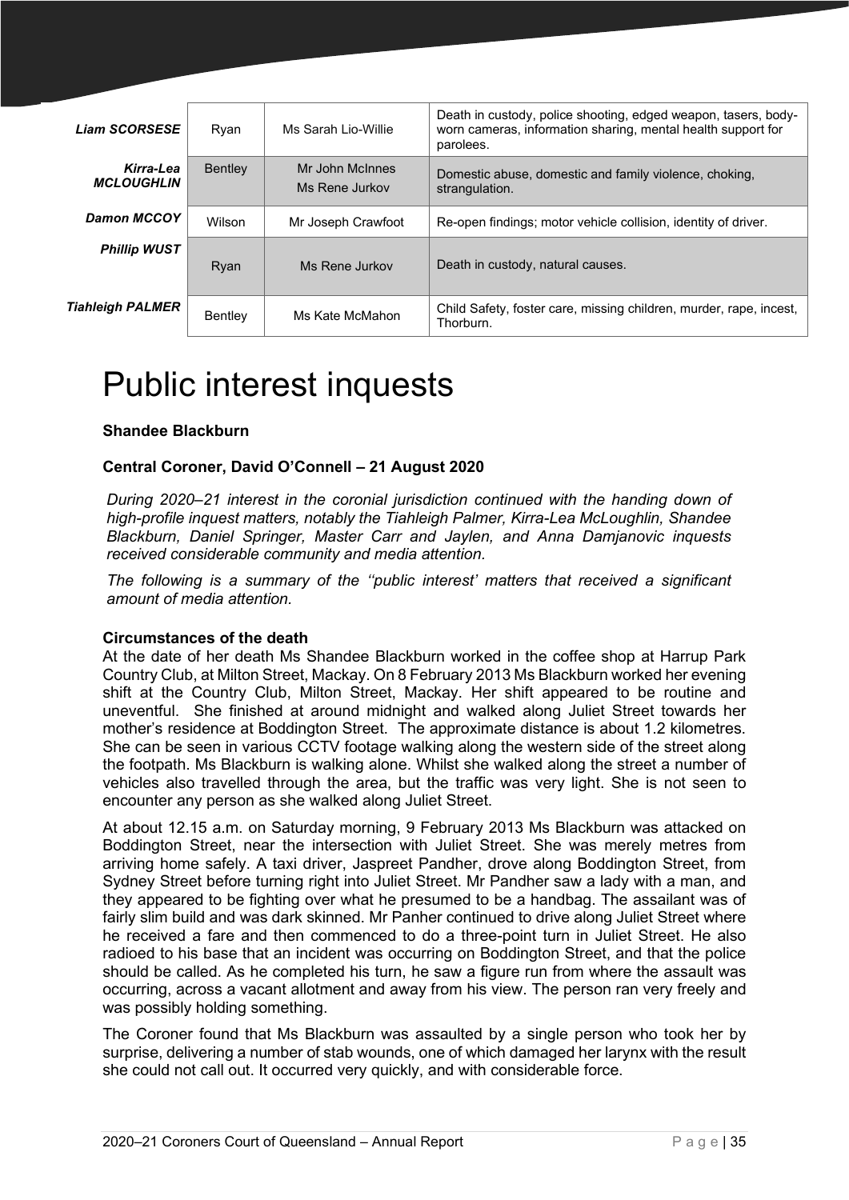| | | | |
|---|---|---|---|
| ***Liam SCORSESE*** | Ryan | Ms Sarah Lio-Willie | Death in custody, police shooting, edged weapon, tasers, body-worn cameras, information sharing, mental health support for parolees. |
| ***Kirra-Lea MCLOUGHLIN*** | Bentley | Mr John McInnes<br>Ms Rene Jurkov | Domestic abuse, domestic and family violence, choking, strangulation. |
| ***Damon MCCOY*** | Wilson | Mr Joseph Crawfoot | Re-open findings; motor vehicle collision, identity of driver. |
| ***Phillip WUST*** | Ryan | Ms Rene Jurkov | Death in custody, natural causes. |
| ***Tiahleigh PALMER*** | Bentley | Ms Kate McMahon | Child Safety, foster care, missing children, murder, rape, incest, Thorburn. |

# Public interest inquests

**Shandee Blackburn**

**Central Coroner, David O'Connell – 21 August 2020**

*During 2020–21 interest in the coronial jurisdiction continued with the handing down of high-profile inquest matters, notably the Tiahleigh Palmer, Kirra-Lea McLoughlin, Shandee Blackburn, Daniel Springer, Master Carr and Jaylen, and Anna Damjanovic inquests received considerable community and media attention.*

*The following is a summary of the ''public interest' matters that received a significant amount of media attention.*

**Circumstances of the death**

At the date of her death Ms Shandee Blackburn worked in the coffee shop at Harrup Park Country Club, at Milton Street, Mackay. On 8 February 2013 Ms Blackburn worked her evening shift at the Country Club, Milton Street, Mackay. Her shift appeared to be routine and uneventful. She finished at around midnight and walked along Juliet Street towards her mother's residence at Boddington Street. The approximate distance is about 1.2 kilometres. She can be seen in various CCTV footage walking along the western side of the street along the footpath. Ms Blackburn is walking alone. Whilst she walked along the street a number of vehicles also travelled through the area, but the traffic was very light. She is not seen to encounter any person as she walked along Juliet Street.

At about 12.15 a.m. on Saturday morning, 9 February 2013 Ms Blackburn was attacked on Boddington Street, near the intersection with Juliet Street. She was merely metres from arriving home safely. A taxi driver, Jaspreet Pandher, drove along Boddington Street, from Sydney Street before turning right into Juliet Street. Mr Pandher saw a lady with a man, and they appeared to be fighting over what he presumed to be a handbag. The assailant was of fairly slim build and was dark skinned. Mr Panher continued to drive along Juliet Street where he received a fare and then commenced to do a three-point turn in Juliet Street. He also radioed to his base that an incident was occurring on Boddington Street, and that the police should be called. As he completed his turn, he saw a figure run from where the assault was occurring, across a vacant allotment and away from his view. The person ran very freely and was possibly holding something.

The Coroner found that Ms Blackburn was assaulted by a single person who took her by surprise, delivering a number of stab wounds, one of which damaged her larynx with the result she could not call out. It occurred very quickly, and with considerable force.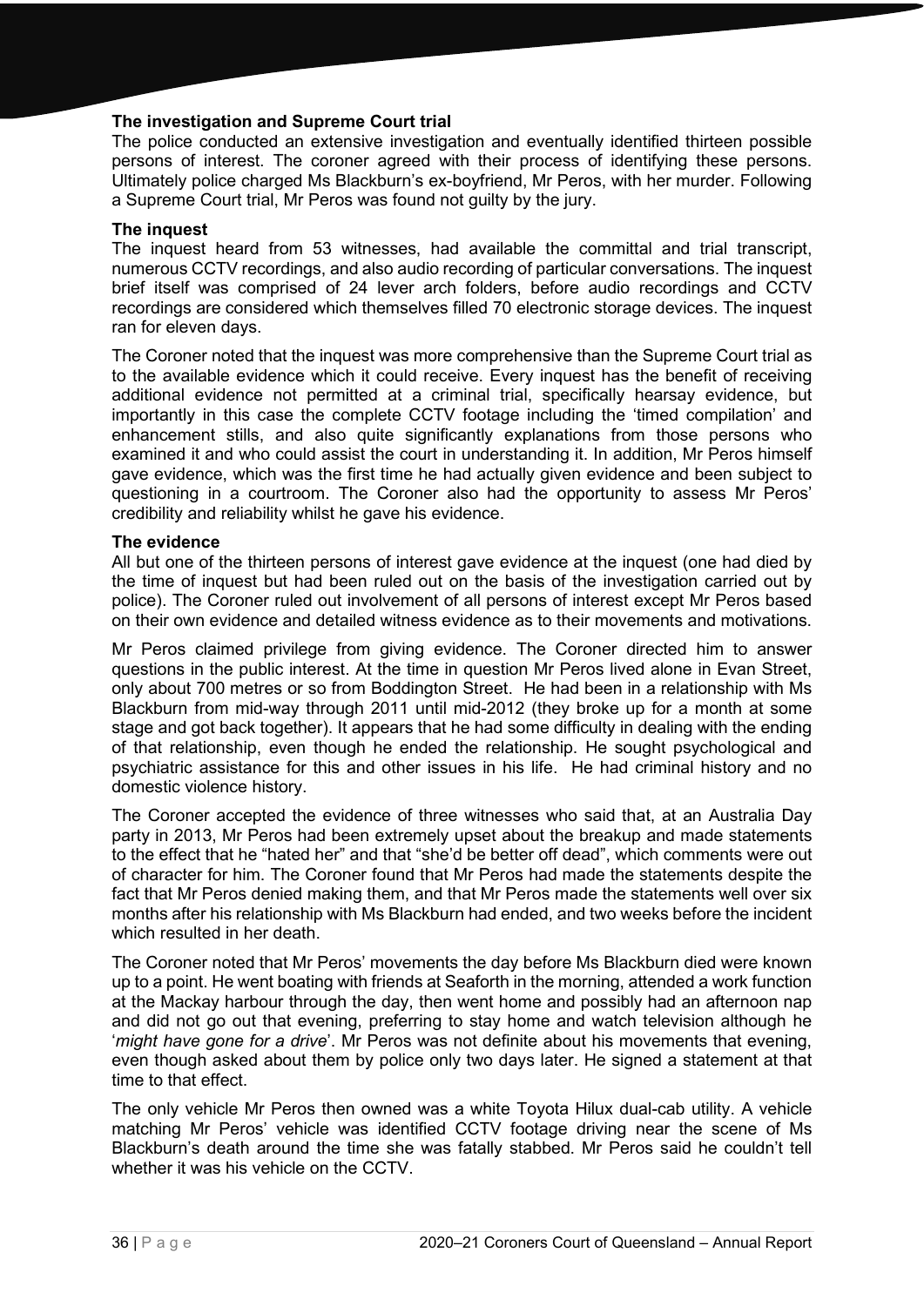**The investigation and Supreme Court trial**

The police conducted an extensive investigation and eventually identified thirteen possible persons of interest. The coroner agreed with their process of identifying these persons. Ultimately police charged Ms Blackburn's ex-boyfriend, Mr Peros, with her murder. Following a Supreme Court trial, Mr Peros was found not guilty by the jury.

**The inquest**

The inquest heard from 53 witnesses, had available the committal and trial transcript, numerous CCTV recordings, and also audio recording of particular conversations. The inquest brief itself was comprised of 24 lever arch folders, before audio recordings and CCTV recordings are considered which themselves filled 70 electronic storage devices. The inquest ran for eleven days.

The Coroner noted that the inquest was more comprehensive than the Supreme Court trial as to the available evidence which it could receive. Every inquest has the benefit of receiving additional evidence not permitted at a criminal trial, specifically hearsay evidence, but importantly in this case the complete CCTV footage including the 'timed compilation' and enhancement stills, and also quite significantly explanations from those persons who examined it and who could assist the court in understanding it. In addition, Mr Peros himself gave evidence, which was the first time he had actually given evidence and been subject to questioning in a courtroom. The Coroner also had the opportunity to assess Mr Peros' credibility and reliability whilst he gave his evidence.

**The evidence**

All but one of the thirteen persons of interest gave evidence at the inquest (one had died by the time of inquest but had been ruled out on the basis of the investigation carried out by police). The Coroner ruled out involvement of all persons of interest except Mr Peros based on their own evidence and detailed witness evidence as to their movements and motivations.

Mr Peros claimed privilege from giving evidence. The Coroner directed him to answer questions in the public interest. At the time in question Mr Peros lived alone in Evan Street, only about 700 metres or so from Boddington Street. He had been in a relationship with Ms Blackburn from mid-way through 2011 until mid-2012 (they broke up for a month at some stage and got back together). It appears that he had some difficulty in dealing with the ending of that relationship, even though he ended the relationship. He sought psychological and psychiatric assistance for this and other issues in his life. He had criminal history and no domestic violence history.

The Coroner accepted the evidence of three witnesses who said that, at an Australia Day party in 2013, Mr Peros had been extremely upset about the breakup and made statements to the effect that he "hated her" and that "she'd be better off dead", which comments were out of character for him. The Coroner found that Mr Peros had made the statements despite the fact that Mr Peros denied making them, and that Mr Peros made the statements well over six months after his relationship with Ms Blackburn had ended, and two weeks before the incident which resulted in her death.

The Coroner noted that Mr Peros' movements the day before Ms Blackburn died were known up to a point. He went boating with friends at Seaforth in the morning, attended a work function at the Mackay harbour through the day, then went home and possibly had an afternoon nap and did not go out that evening, preferring to stay home and watch television although he '*might have gone for a drive*'. Mr Peros was not definite about his movements that evening, even though asked about them by police only two days later. He signed a statement at that time to that effect.

The only vehicle Mr Peros then owned was a white Toyota Hilux dual-cab utility. A vehicle matching Mr Peros' vehicle was identified CCTV footage driving near the scene of Ms Blackburn's death around the time she was fatally stabbed. Mr Peros said he couldn't tell whether it was his vehicle on the CCTV.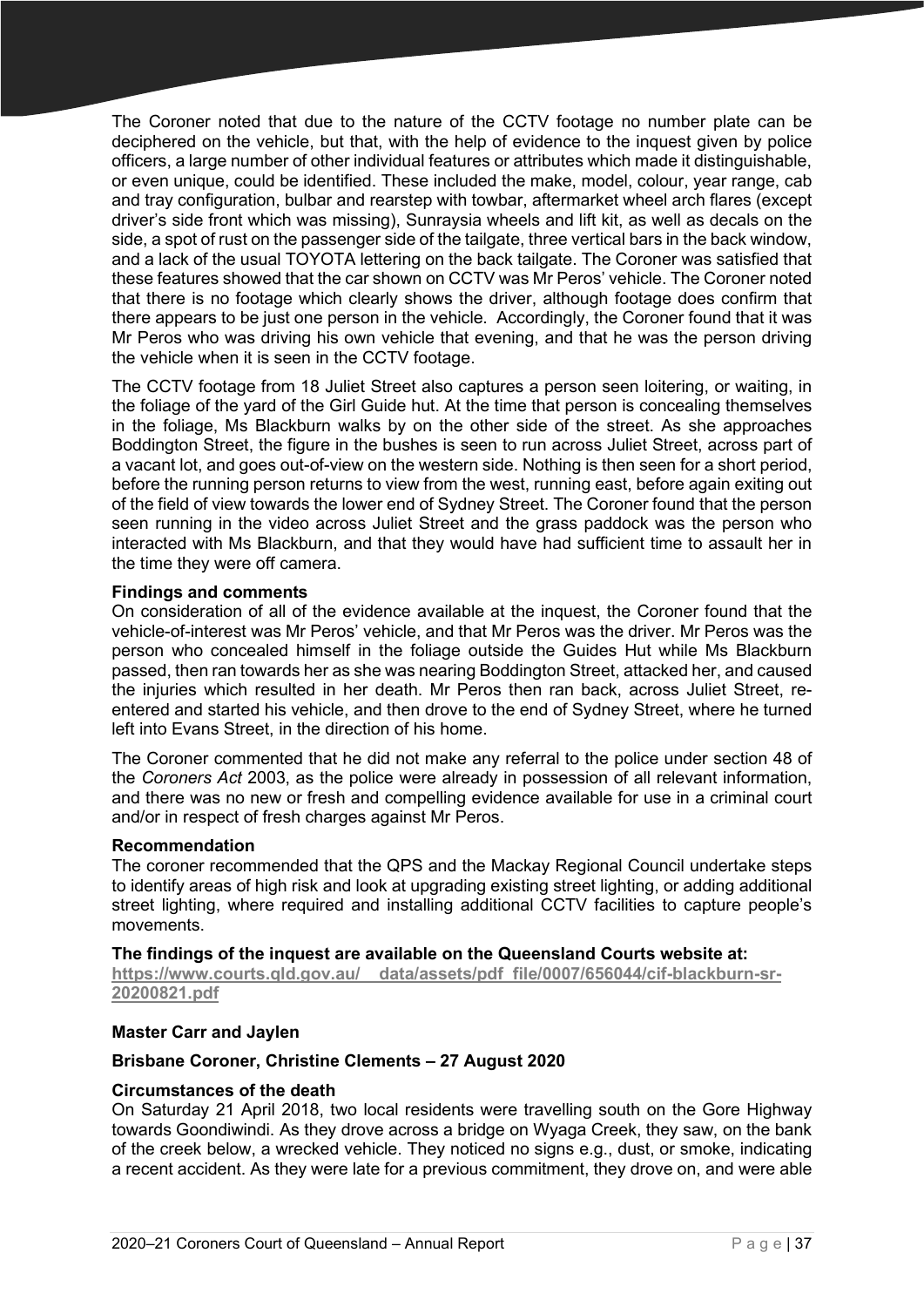The Coroner noted that due to the nature of the CCTV footage no number plate can be deciphered on the vehicle, but that, with the help of evidence to the inquest given by police officers, a large number of other individual features or attributes which made it distinguishable, or even unique, could be identified. These included the make, model, colour, year range, cab and tray configuration, bulbar and rearstep with towbar, aftermarket wheel arch flares (except driver's side front which was missing), Sunraysia wheels and lift kit, as well as decals on the side, a spot of rust on the passenger side of the tailgate, three vertical bars in the back window, and a lack of the usual TOYOTA lettering on the back tailgate. The Coroner was satisfied that these features showed that the car shown on CCTV was Mr Peros' vehicle. The Coroner noted that there is no footage which clearly shows the driver, although footage does confirm that there appears to be just one person in the vehicle. Accordingly, the Coroner found that it was Mr Peros who was driving his own vehicle that evening, and that he was the person driving the vehicle when it is seen in the CCTV footage.

The CCTV footage from 18 Juliet Street also captures a person seen loitering, or waiting, in the foliage of the yard of the Girl Guide hut. At the time that person is concealing themselves in the foliage, Ms Blackburn walks by on the other side of the street. As she approaches Boddington Street, the figure in the bushes is seen to run across Juliet Street, across part of a vacant lot, and goes out-of-view on the western side. Nothing is then seen for a short period, before the running person returns to view from the west, running east, before again exiting out of the field of view towards the lower end of Sydney Street. The Coroner found that the person seen running in the video across Juliet Street and the grass paddock was the person who interacted with Ms Blackburn, and that they would have had sufficient time to assault her in the time they were off camera.

**Findings and comments**

On consideration of all of the evidence available at the inquest, the Coroner found that the vehicle-of-interest was Mr Peros' vehicle, and that Mr Peros was the driver. Mr Peros was the person who concealed himself in the foliage outside the Guides Hut while Ms Blackburn passed, then ran towards her as she was nearing Boddington Street, attacked her, and caused the injuries which resulted in her death. Mr Peros then ran back, across Juliet Street, re-entered and started his vehicle, and then drove to the end of Sydney Street, where he turned left into Evans Street, in the direction of his home.

The Coroner commented that he did not make any referral to the police under section 48 of the *Coroners Act* 2003, as the police were already in possession of all relevant information, and there was no new or fresh and compelling evidence available for use in a criminal court and/or in respect of fresh charges against Mr Peros.

**Recommendation**

The coroner recommended that the QPS and the Mackay Regional Council undertake steps to identify areas of high risk and look at upgrading existing street lighting, or adding additional street lighting, where required and installing additional CCTV facilities to capture people's movements.

**The findings of the inquest are available on the Queensland Courts website at:**
**https://www.courts.qld.gov.au/__data/assets/pdf_file/0007/656044/cif-blackburn-sr-20200821.pdf**

**Master Carr and Jaylen**

**Brisbane Coroner, Christine Clements – 27 August 2020**

**Circumstances of the death**

On Saturday 21 April 2018, two local residents were travelling south on the Gore Highway towards Goondiwindi. As they drove across a bridge on Wyaga Creek, they saw, on the bank of the creek below, a wrecked vehicle. They noticed no signs e.g., dust, or smoke, indicating a recent accident. As they were late for a previous commitment, they drove on, and were able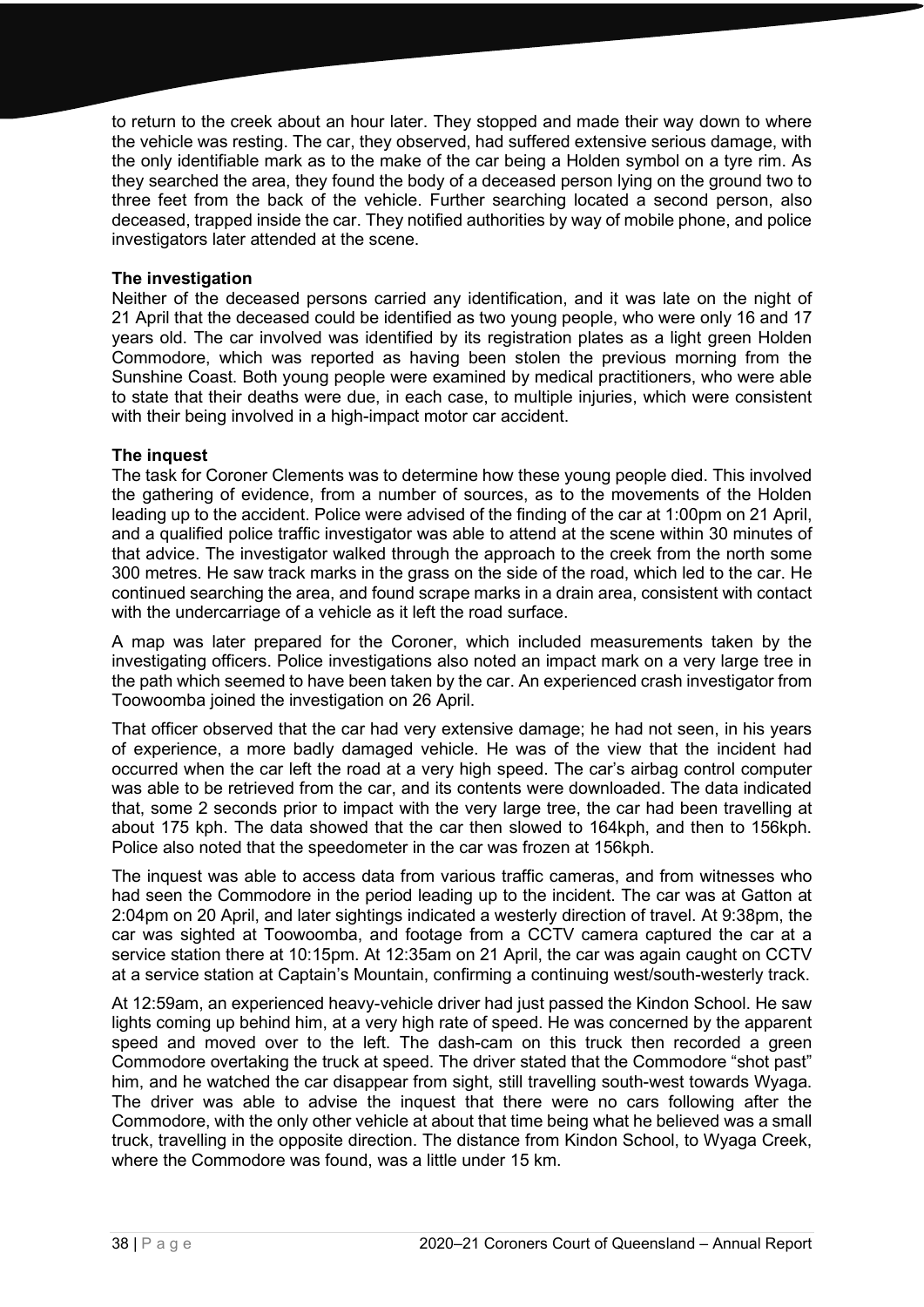to return to the creek about an hour later. They stopped and made their way down to where the vehicle was resting. The car, they observed, had suffered extensive serious damage, with the only identifiable mark as to the make of the car being a Holden symbol on a tyre rim. As they searched the area, they found the body of a deceased person lying on the ground two to three feet from the back of the vehicle. Further searching located a second person, also deceased, trapped inside the car. They notified authorities by way of mobile phone, and police investigators later attended at the scene.

**The investigation**

Neither of the deceased persons carried any identification, and it was late on the night of 21 April that the deceased could be identified as two young people, who were only 16 and 17 years old. The car involved was identified by its registration plates as a light green Holden Commodore, which was reported as having been stolen the previous morning from the Sunshine Coast. Both young people were examined by medical practitioners, who were able to state that their deaths were due, in each case, to multiple injuries, which were consistent with their being involved in a high-impact motor car accident.

**The inquest**

The task for Coroner Clements was to determine how these young people died. This involved the gathering of evidence, from a number of sources, as to the movements of the Holden leading up to the accident. Police were advised of the finding of the car at 1:00pm on 21 April, and a qualified police traffic investigator was able to attend at the scene within 30 minutes of that advice. The investigator walked through the approach to the creek from the north some 300 metres. He saw track marks in the grass on the side of the road, which led to the car. He continued searching the area, and found scrape marks in a drain area, consistent with contact with the undercarriage of a vehicle as it left the road surface.

A map was later prepared for the Coroner, which included measurements taken by the investigating officers. Police investigations also noted an impact mark on a very large tree in the path which seemed to have been taken by the car. An experienced crash investigator from Toowoomba joined the investigation on 26 April.

That officer observed that the car had very extensive damage; he had not seen, in his years of experience, a more badly damaged vehicle. He was of the view that the incident had occurred when the car left the road at a very high speed. The car's airbag control computer was able to be retrieved from the car, and its contents were downloaded. The data indicated that, some 2 seconds prior to impact with the very large tree, the car had been travelling at about 175 kph. The data showed that the car then slowed to 164kph, and then to 156kph. Police also noted that the speedometer in the car was frozen at 156kph.

The inquest was able to access data from various traffic cameras, and from witnesses who had seen the Commodore in the period leading up to the incident. The car was at Gatton at 2:04pm on 20 April, and later sightings indicated a westerly direction of travel. At 9:38pm, the car was sighted at Toowoomba, and footage from a CCTV camera captured the car at a service station there at 10:15pm. At 12:35am on 21 April, the car was again caught on CCTV at a service station at Captain's Mountain, confirming a continuing west/south-westerly track.

At 12:59am, an experienced heavy-vehicle driver had just passed the Kindon School. He saw lights coming up behind him, at a very high rate of speed. He was concerned by the apparent speed and moved over to the left. The dash-cam on this truck then recorded a green Commodore overtaking the truck at speed. The driver stated that the Commodore "shot past" him, and he watched the car disappear from sight, still travelling south-west towards Wyaga. The driver was able to advise the inquest that there were no cars following after the Commodore, with the only other vehicle at about that time being what he believed was a small truck, travelling in the opposite direction. The distance from Kindon School, to Wyaga Creek, where the Commodore was found, was a little under 15 km.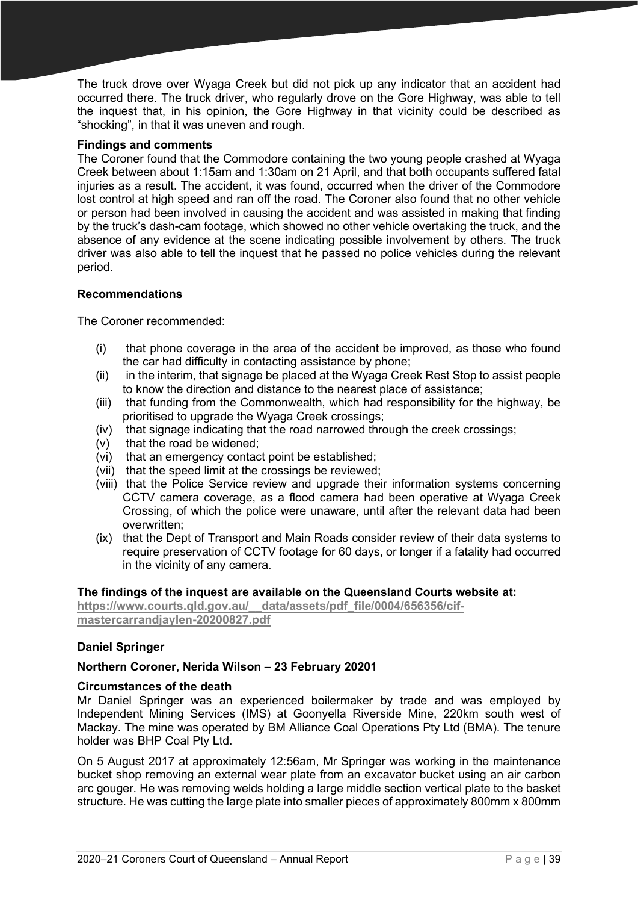The truck drove over Wyaga Creek but did not pick up any indicator that an accident had occurred there. The truck driver, who regularly drove on the Gore Highway, was able to tell the inquest that, in his opinion, the Gore Highway in that vicinity could be described as "shocking", in that it was uneven and rough.

**Findings and comments**

The Coroner found that the Commodore containing the two young people crashed at Wyaga Creek between about 1:15am and 1:30am on 21 April, and that both occupants suffered fatal injuries as a result. The accident, it was found, occurred when the driver of the Commodore lost control at high speed and ran off the road. The Coroner also found that no other vehicle or person had been involved in causing the accident and was assisted in making that finding by the truck's dash-cam footage, which showed no other vehicle overtaking the truck, and the absence of any evidence at the scene indicating possible involvement by others. The truck driver was also able to tell the inquest that he passed no police vehicles during the relevant period.

**Recommendations**

The Coroner recommended:

- (i) that phone coverage in the area of the accident be improved, as those who found the car had difficulty in contacting assistance by phone;
- (ii) in the interim, that signage be placed at the Wyaga Creek Rest Stop to assist people to know the direction and distance to the nearest place of assistance;
- (iii) that funding from the Commonwealth, which had responsibility for the highway, be prioritised to upgrade the Wyaga Creek crossings;
- (iv) that signage indicating that the road narrowed through the creek crossings;
- (v) that the road be widened;
- (vi) that an emergency contact point be established;
- (vii) that the speed limit at the crossings be reviewed;
- (viii) that the Police Service review and upgrade their information systems concerning CCTV camera coverage, as a flood camera had been operative at Wyaga Creek Crossing, of which the police were unaware, until after the relevant data had been overwritten;
- (ix) that the Dept of Transport and Main Roads consider review of their data systems to require preservation of CCTV footage for 60 days, or longer if a fatality had occurred in the vicinity of any camera.

**The findings of the inquest are available on the Queensland Courts website at:**
https://www.courts.qld.gov.au/__data/assets/pdf_file/0004/656356/cif-mastercarrandjaylen-20200827.pdf

**Daniel Springer**

**Northern Coroner, Nerida Wilson – 23 February 20201**

**Circumstances of the death**

Mr Daniel Springer was an experienced boilermaker by trade and was employed by Independent Mining Services (IMS) at Goonyella Riverside Mine, 220km south west of Mackay. The mine was operated by BM Alliance Coal Operations Pty Ltd (BMA). The tenure holder was BHP Coal Pty Ltd.

On 5 August 2017 at approximately 12:56am, Mr Springer was working in the maintenance bucket shop removing an external wear plate from an excavator bucket using an air carbon arc gouger. He was removing welds holding a large middle section vertical plate to the basket structure. He was cutting the large plate into smaller pieces of approximately 800mm x 800mm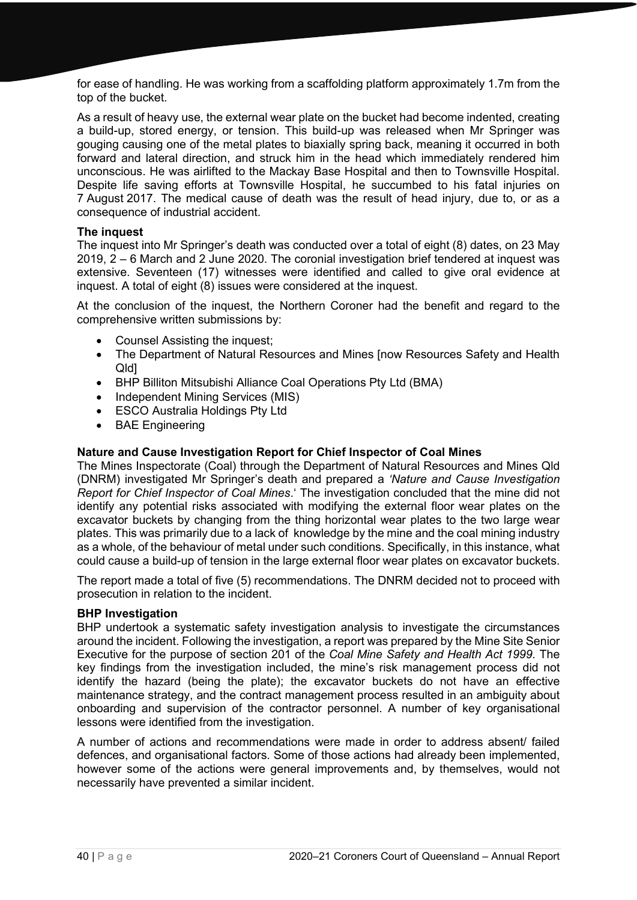for ease of handling. He was working from a scaffolding platform approximately 1.7m from the top of the bucket.

As a result of heavy use, the external wear plate on the bucket had become indented, creating a build-up, stored energy, or tension. This build-up was released when Mr Springer was gouging causing one of the metal plates to biaxially spring back, meaning it occurred in both forward and lateral direction, and struck him in the head which immediately rendered him unconscious. He was airlifted to the Mackay Base Hospital and then to Townsville Hospital. Despite life saving efforts at Townsville Hospital, he succumbed to his fatal injuries on 7 August 2017. The medical cause of death was the result of head injury, due to, or as a consequence of industrial accident.

**The inquest**

The inquest into Mr Springer's death was conducted over a total of eight (8) dates, on 23 May 2019, 2 – 6 March and 2 June 2020. The coronial investigation brief tendered at inquest was extensive. Seventeen (17) witnesses were identified and called to give oral evidence at inquest. A total of eight (8) issues were considered at the inquest.

At the conclusion of the inquest, the Northern Coroner had the benefit and regard to the comprehensive written submissions by:

- Counsel Assisting the inquest;
- The Department of Natural Resources and Mines [now Resources Safety and Health Qld]
- BHP Billiton Mitsubishi Alliance Coal Operations Pty Ltd (BMA)
- Independent Mining Services (MIS)
- ESCO Australia Holdings Pty Ltd
- BAE Engineering

**Nature and Cause Investigation Report for Chief Inspector of Coal Mines**

The Mines Inspectorate (Coal) through the Department of Natural Resources and Mines Qld (DNRM) investigated Mr Springer's death and prepared a *'Nature and Cause Investigation Report for Chief Inspector of Coal Mines*.' The investigation concluded that the mine did not identify any potential risks associated with modifying the external floor wear plates on the excavator buckets by changing from the thing horizontal wear plates to the two large wear plates. This was primarily due to a lack of knowledge by the mine and the coal mining industry as a whole, of the behaviour of metal under such conditions. Specifically, in this instance, what could cause a build-up of tension in the large external floor wear plates on excavator buckets.

The report made a total of five (5) recommendations. The DNRM decided not to proceed with prosecution in relation to the incident.

**BHP Investigation**

BHP undertook a systematic safety investigation analysis to investigate the circumstances around the incident. Following the investigation, a report was prepared by the Mine Site Senior Executive for the purpose of section 201 of the *Coal Mine Safety and Health Act 1999*. The key findings from the investigation included, the mine's risk management process did not identify the hazard (being the plate); the excavator buckets do not have an effective maintenance strategy, and the contract management process resulted in an ambiguity about onboarding and supervision of the contractor personnel. A number of key organisational lessons were identified from the investigation.

A number of actions and recommendations were made in order to address absent/ failed defences, and organisational factors. Some of those actions had already been implemented, however some of the actions were general improvements and, by themselves, would not necessarily have prevented a similar incident.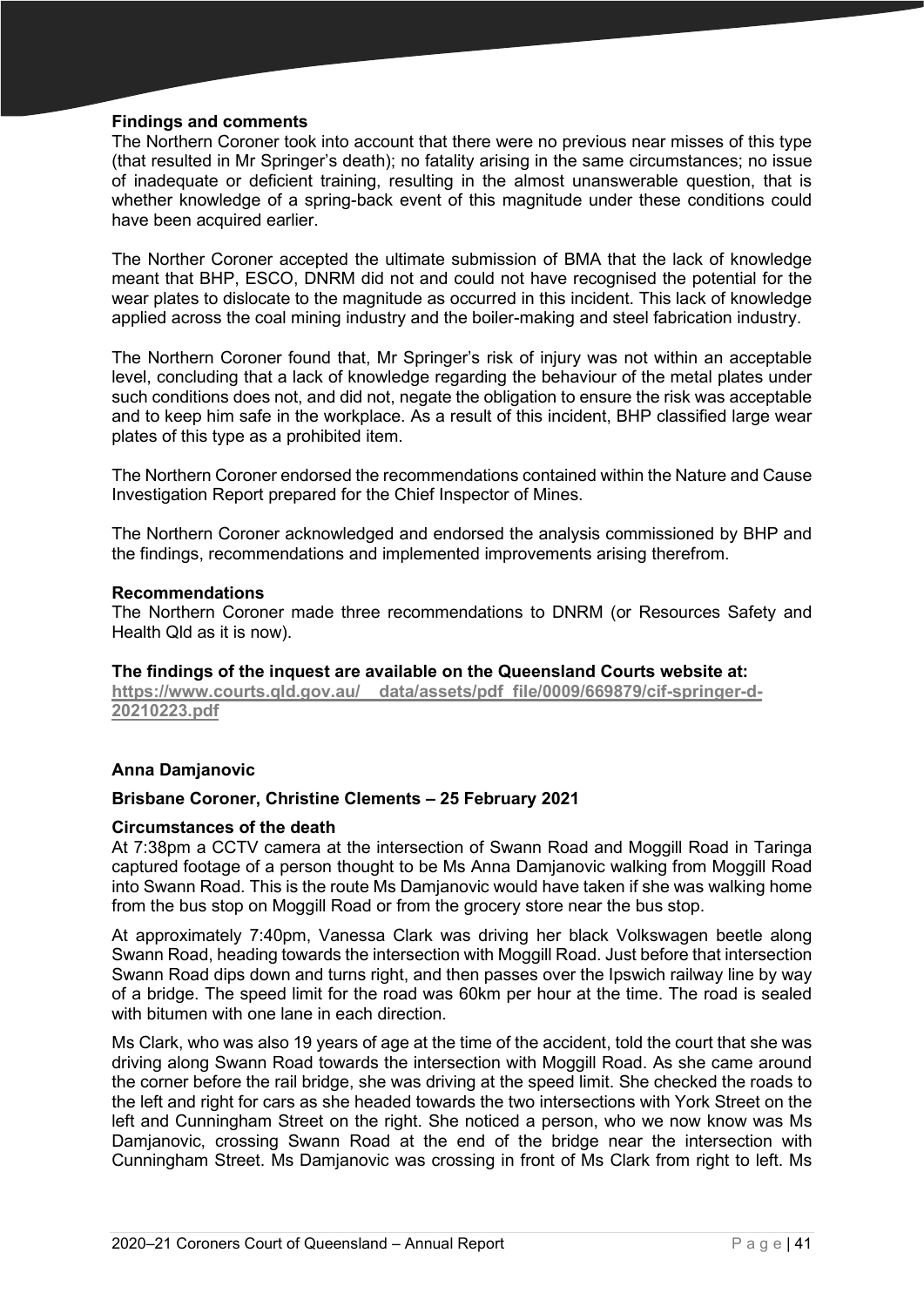**Findings and comments**

The Northern Coroner took into account that there were no previous near misses of this type (that resulted in Mr Springer's death); no fatality arising in the same circumstances; no issue of inadequate or deficient training, resulting in the almost unanswerable question, that is whether knowledge of a spring-back event of this magnitude under these conditions could have been acquired earlier.

The Norther Coroner accepted the ultimate submission of BMA that the lack of knowledge meant that BHP, ESCO, DNRM did not and could not have recognised the potential for the wear plates to dislocate to the magnitude as occurred in this incident. This lack of knowledge applied across the coal mining industry and the boiler-making and steel fabrication industry.

The Northern Coroner found that, Mr Springer's risk of injury was not within an acceptable level, concluding that a lack of knowledge regarding the behaviour of the metal plates under such conditions does not, and did not, negate the obligation to ensure the risk was acceptable and to keep him safe in the workplace. As a result of this incident, BHP classified large wear plates of this type as a prohibited item.

The Northern Coroner endorsed the recommendations contained within the Nature and Cause Investigation Report prepared for the Chief Inspector of Mines.

The Northern Coroner acknowledged and endorsed the analysis commissioned by BHP and the findings, recommendations and implemented improvements arising therefrom.

**Recommendations**

The Northern Coroner made three recommendations to DNRM (or Resources Safety and Health Qld as it is now).

**The findings of the inquest are available on the Queensland Courts website at:**
**https://www.courts.qld.gov.au/__data/assets/pdf_file/0009/669879/cif-springer-d-20210223.pdf**

**Anna Damjanovic**

**Brisbane Coroner, Christine Clements – 25 February 2021**

**Circumstances of the death**

At 7:38pm a CCTV camera at the intersection of Swann Road and Moggill Road in Taringa captured footage of a person thought to be Ms Anna Damjanovic walking from Moggill Road into Swann Road. This is the route Ms Damjanovic would have taken if she was walking home from the bus stop on Moggill Road or from the grocery store near the bus stop.

At approximately 7:40pm, Vanessa Clark was driving her black Volkswagen beetle along Swann Road, heading towards the intersection with Moggill Road. Just before that intersection Swann Road dips down and turns right, and then passes over the Ipswich railway line by way of a bridge. The speed limit for the road was 60km per hour at the time. The road is sealed with bitumen with one lane in each direction.

Ms Clark, who was also 19 years of age at the time of the accident, told the court that she was driving along Swann Road towards the intersection with Moggill Road. As she came around the corner before the rail bridge, she was driving at the speed limit. She checked the roads to the left and right for cars as she headed towards the two intersections with York Street on the left and Cunningham Street on the right. She noticed a person, who we now know was Ms Damjanovic, crossing Swann Road at the end of the bridge near the intersection with Cunningham Street. Ms Damjanovic was crossing in front of Ms Clark from right to left. Ms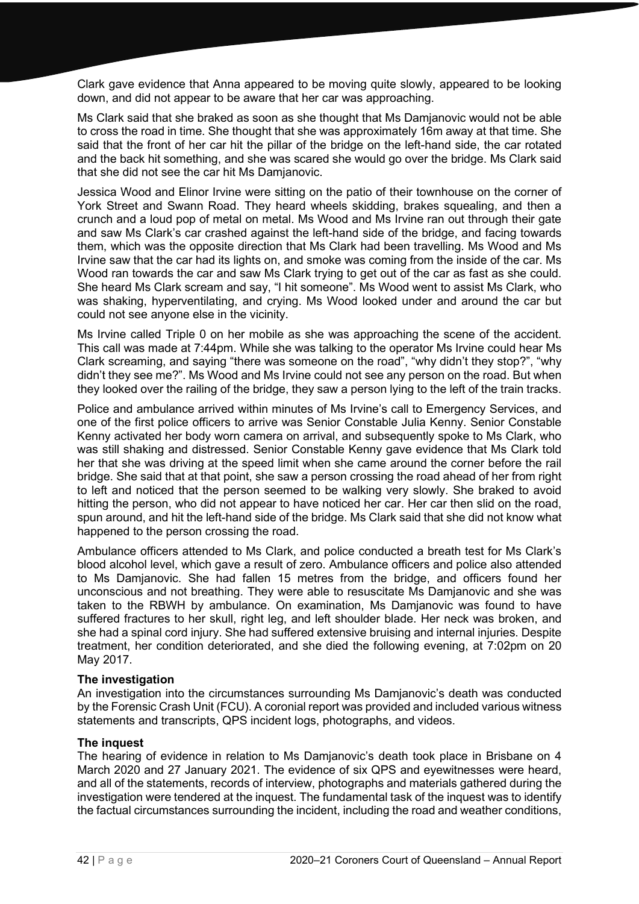Clark gave evidence that Anna appeared to be moving quite slowly, appeared to be looking down, and did not appear to be aware that her car was approaching.

Ms Clark said that she braked as soon as she thought that Ms Damjanovic would not be able to cross the road in time. She thought that she was approximately 16m away at that time. She said that the front of her car hit the pillar of the bridge on the left-hand side, the car rotated and the back hit something, and she was scared she would go over the bridge. Ms Clark said that she did not see the car hit Ms Damjanovic.

Jessica Wood and Elinor Irvine were sitting on the patio of their townhouse on the corner of York Street and Swann Road. They heard wheels skidding, brakes squealing, and then a crunch and a loud pop of metal on metal. Ms Wood and Ms Irvine ran out through their gate and saw Ms Clark's car crashed against the left-hand side of the bridge, and facing towards them, which was the opposite direction that Ms Clark had been travelling. Ms Wood and Ms Irvine saw that the car had its lights on, and smoke was coming from the inside of the car. Ms Wood ran towards the car and saw Ms Clark trying to get out of the car as fast as she could. She heard Ms Clark scream and say, "I hit someone". Ms Wood went to assist Ms Clark, who was shaking, hyperventilating, and crying. Ms Wood looked under and around the car but could not see anyone else in the vicinity.

Ms Irvine called Triple 0 on her mobile as she was approaching the scene of the accident. This call was made at 7:44pm. While she was talking to the operator Ms Irvine could hear Ms Clark screaming, and saying "there was someone on the road", "why didn't they stop?", "why didn't they see me?". Ms Wood and Ms Irvine could not see any person on the road. But when they looked over the railing of the bridge, they saw a person lying to the left of the train tracks.

Police and ambulance arrived within minutes of Ms Irvine's call to Emergency Services, and one of the first police officers to arrive was Senior Constable Julia Kenny. Senior Constable Kenny activated her body worn camera on arrival, and subsequently spoke to Ms Clark, who was still shaking and distressed. Senior Constable Kenny gave evidence that Ms Clark told her that she was driving at the speed limit when she came around the corner before the rail bridge. She said that at that point, she saw a person crossing the road ahead of her from right to left and noticed that the person seemed to be walking very slowly. She braked to avoid hitting the person, who did not appear to have noticed her car. Her car then slid on the road, spun around, and hit the left-hand side of the bridge. Ms Clark said that she did not know what happened to the person crossing the road.

Ambulance officers attended to Ms Clark, and police conducted a breath test for Ms Clark's blood alcohol level, which gave a result of zero. Ambulance officers and police also attended to Ms Damjanovic. She had fallen 15 metres from the bridge, and officers found her unconscious and not breathing. They were able to resuscitate Ms Damjanovic and she was taken to the RBWH by ambulance. On examination, Ms Damjanovic was found to have suffered fractures to her skull, right leg, and left shoulder blade. Her neck was broken, and she had a spinal cord injury. She had suffered extensive bruising and internal injuries. Despite treatment, her condition deteriorated, and she died the following evening, at 7:02pm on 20 May 2017.

**The investigation**

An investigation into the circumstances surrounding Ms Damjanovic's death was conducted by the Forensic Crash Unit (FCU). A coronial report was provided and included various witness statements and transcripts, QPS incident logs, photographs, and videos.

**The inquest**

The hearing of evidence in relation to Ms Damjanovic's death took place in Brisbane on 4 March 2020 and 27 January 2021. The evidence of six QPS and eyewitnesses were heard, and all of the statements, records of interview, photographs and materials gathered during the investigation were tendered at the inquest. The fundamental task of the inquest was to identify the factual circumstances surrounding the incident, including the road and weather conditions,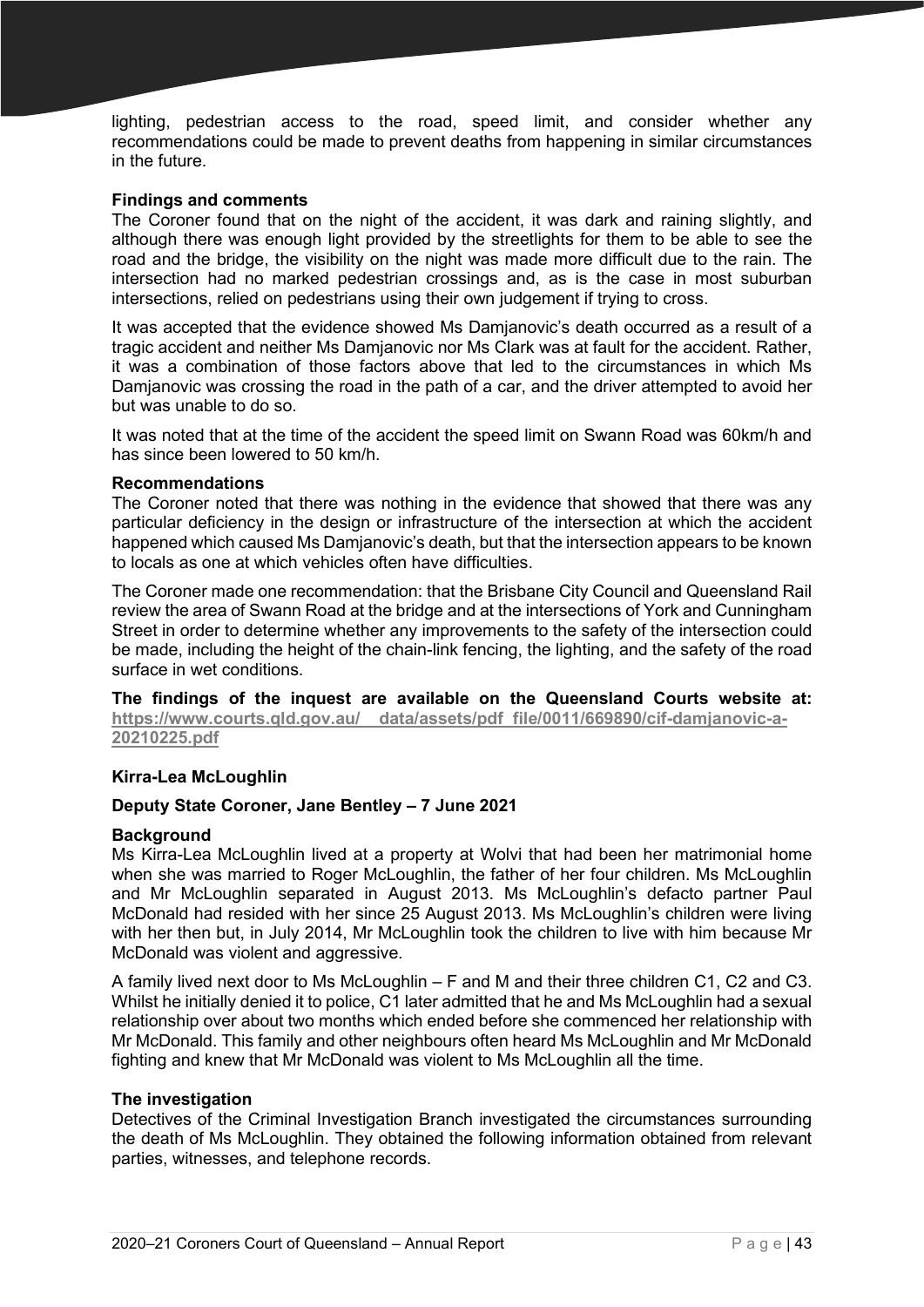lighting, pedestrian access to the road, speed limit, and consider whether any recommendations could be made to prevent deaths from happening in similar circumstances in the future.

**Findings and comments**

The Coroner found that on the night of the accident, it was dark and raining slightly, and although there was enough light provided by the streetlights for them to be able to see the road and the bridge, the visibility on the night was made more difficult due to the rain. The intersection had no marked pedestrian crossings and, as is the case in most suburban intersections, relied on pedestrians using their own judgement if trying to cross.

It was accepted that the evidence showed Ms Damjanovic's death occurred as a result of a tragic accident and neither Ms Damjanovic nor Ms Clark was at fault for the accident. Rather, it was a combination of those factors above that led to the circumstances in which Ms Damjanovic was crossing the road in the path of a car, and the driver attempted to avoid her but was unable to do so.

It was noted that at the time of the accident the speed limit on Swann Road was 60km/h and has since been lowered to 50 km/h.

**Recommendations**

The Coroner noted that there was nothing in the evidence that showed that there was any particular deficiency in the design or infrastructure of the intersection at which the accident happened which caused Ms Damjanovic's death, but that the intersection appears to be known to locals as one at which vehicles often have difficulties.

The Coroner made one recommendation: that the Brisbane City Council and Queensland Rail review the area of Swann Road at the bridge and at the intersections of York and Cunningham Street in order to determine whether any improvements to the safety of the intersection could be made, including the height of the chain-link fencing, the lighting, and the safety of the road surface in wet conditions.

**The findings of the inquest are available on the Queensland Courts website at: [https://www.courts.qld.gov.au/__data/assets/pdf_file/0011/669890/cif-damjanovic-a-20210225.pdf](https://www.courts.qld.gov.au/__data/assets/pdf_file/0011/669890/cif-damjanovic-a-20210225.pdf)**

### Kirra-Lea McLoughlin

**Deputy State Coroner, Jane Bentley – 7 June 2021**

**Background**

Ms Kirra-Lea McLoughlin lived at a property at Wolvi that had been her matrimonial home when she was married to Roger McLoughlin, the father of her four children. Ms McLoughlin and Mr McLoughlin separated in August 2013. Ms McLoughlin's defacto partner Paul McDonald had resided with her since 25 August 2013. Ms McLoughlin's children were living with her then but, in July 2014, Mr McLoughlin took the children to live with him because Mr McDonald was violent and aggressive.

A family lived next door to Ms McLoughlin – F and M and their three children C1, C2 and C3. Whilst he initially denied it to police, C1 later admitted that he and Ms McLoughlin had a sexual relationship over about two months which ended before she commenced her relationship with Mr McDonald. This family and other neighbours often heard Ms McLoughlin and Mr McDonald fighting and knew that Mr McDonald was violent to Ms McLoughlin all the time.

**The investigation**

Detectives of the Criminal Investigation Branch investigated the circumstances surrounding the death of Ms McLoughlin. They obtained the following information obtained from relevant parties, witnesses, and telephone records.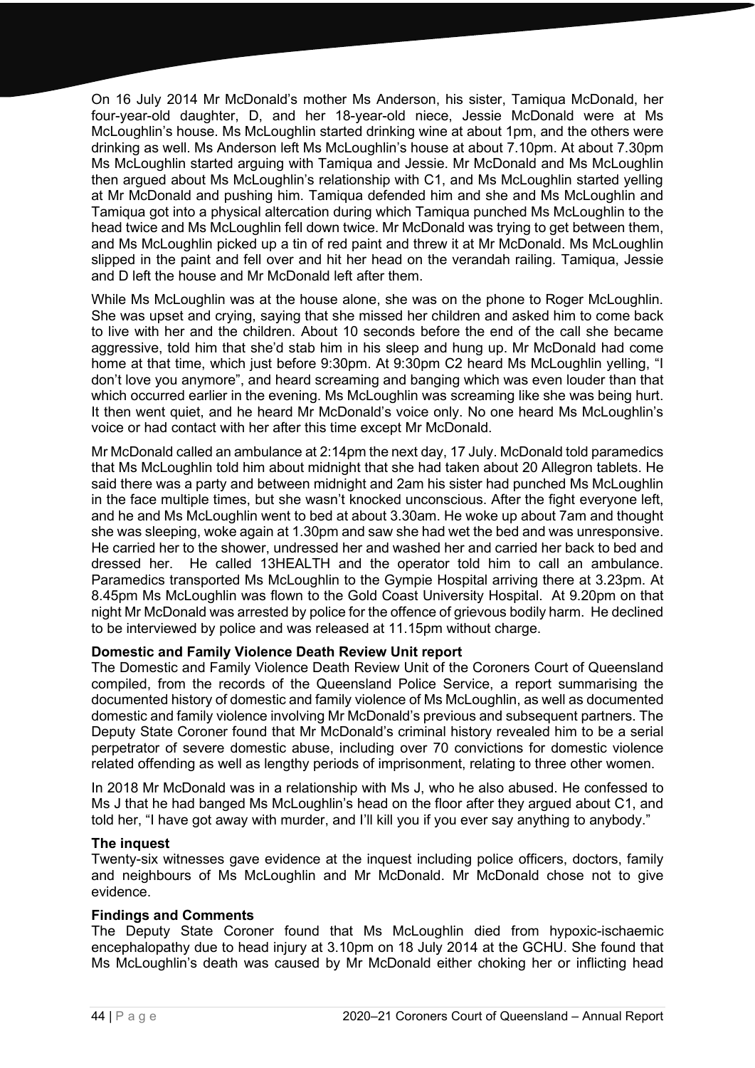On 16 July 2014 Mr McDonald's mother Ms Anderson, his sister, Tamiqua McDonald, her four-year-old daughter, D, and her 18-year-old niece, Jessie McDonald were at Ms McLoughlin's house. Ms McLoughlin started drinking wine at about 1pm, and the others were drinking as well. Ms Anderson left Ms McLoughlin's house at about 7.10pm. At about 7.30pm Ms McLoughlin started arguing with Tamiqua and Jessie. Mr McDonald and Ms McLoughlin then argued about Ms McLoughlin's relationship with C1, and Ms McLoughlin started yelling at Mr McDonald and pushing him. Tamiqua defended him and she and Ms McLoughlin and Tamiqua got into a physical altercation during which Tamiqua punched Ms McLoughlin to the head twice and Ms McLoughlin fell down twice. Mr McDonald was trying to get between them, and Ms McLoughlin picked up a tin of red paint and threw it at Mr McDonald. Ms McLoughlin slipped in the paint and fell over and hit her head on the verandah railing. Tamiqua, Jessie and D left the house and Mr McDonald left after them.

While Ms McLoughlin was at the house alone, she was on the phone to Roger McLoughlin. She was upset and crying, saying that she missed her children and asked him to come back to live with her and the children. About 10 seconds before the end of the call she became aggressive, told him that she'd stab him in his sleep and hung up. Mr McDonald had come home at that time, which just before 9:30pm. At 9:30pm C2 heard Ms McLoughlin yelling, "I don't love you anymore", and heard screaming and banging which was even louder than that which occurred earlier in the evening. Ms McLoughlin was screaming like she was being hurt. It then went quiet, and he heard Mr McDonald's voice only. No one heard Ms McLoughlin's voice or had contact with her after this time except Mr McDonald.

Mr McDonald called an ambulance at 2:14pm the next day, 17 July. McDonald told paramedics that Ms McLoughlin told him about midnight that she had taken about 20 Allegron tablets. He said there was a party and between midnight and 2am his sister had punched Ms McLoughlin in the face multiple times, but she wasn't knocked unconscious. After the fight everyone left, and he and Ms McLoughlin went to bed at about 3.30am. He woke up about 7am and thought she was sleeping, woke again at 1.30pm and saw she had wet the bed and was unresponsive. He carried her to the shower, undressed her and washed her and carried her back to bed and dressed her. He called 13HEALTH and the operator told him to call an ambulance. Paramedics transported Ms McLoughlin to the Gympie Hospital arriving there at 3.23pm. At 8.45pm Ms McLoughlin was flown to the Gold Coast University Hospital. At 9.20pm on that night Mr McDonald was arrested by police for the offence of grievous bodily harm. He declined to be interviewed by police and was released at 11.15pm without charge.

**Domestic and Family Violence Death Review Unit report**

The Domestic and Family Violence Death Review Unit of the Coroners Court of Queensland compiled, from the records of the Queensland Police Service, a report summarising the documented history of domestic and family violence of Ms McLoughlin, as well as documented domestic and family violence involving Mr McDonald's previous and subsequent partners. The Deputy State Coroner found that Mr McDonald's criminal history revealed him to be a serial perpetrator of severe domestic abuse, including over 70 convictions for domestic violence related offending as well as lengthy periods of imprisonment, relating to three other women.

In 2018 Mr McDonald was in a relationship with Ms J, who he also abused. He confessed to Ms J that he had banged Ms McLoughlin's head on the floor after they argued about C1, and told her, "I have got away with murder, and I'll kill you if you ever say anything to anybody."

**The inquest**

Twenty-six witnesses gave evidence at the inquest including police officers, doctors, family and neighbours of Ms McLoughlin and Mr McDonald. Mr McDonald chose not to give evidence.

**Findings and Comments**

The Deputy State Coroner found that Ms McLoughlin died from hypoxic-ischaemic encephalopathy due to head injury at 3.10pm on 18 July 2014 at the GCHU. She found that Ms McLoughlin's death was caused by Mr McDonald either choking her or inflicting head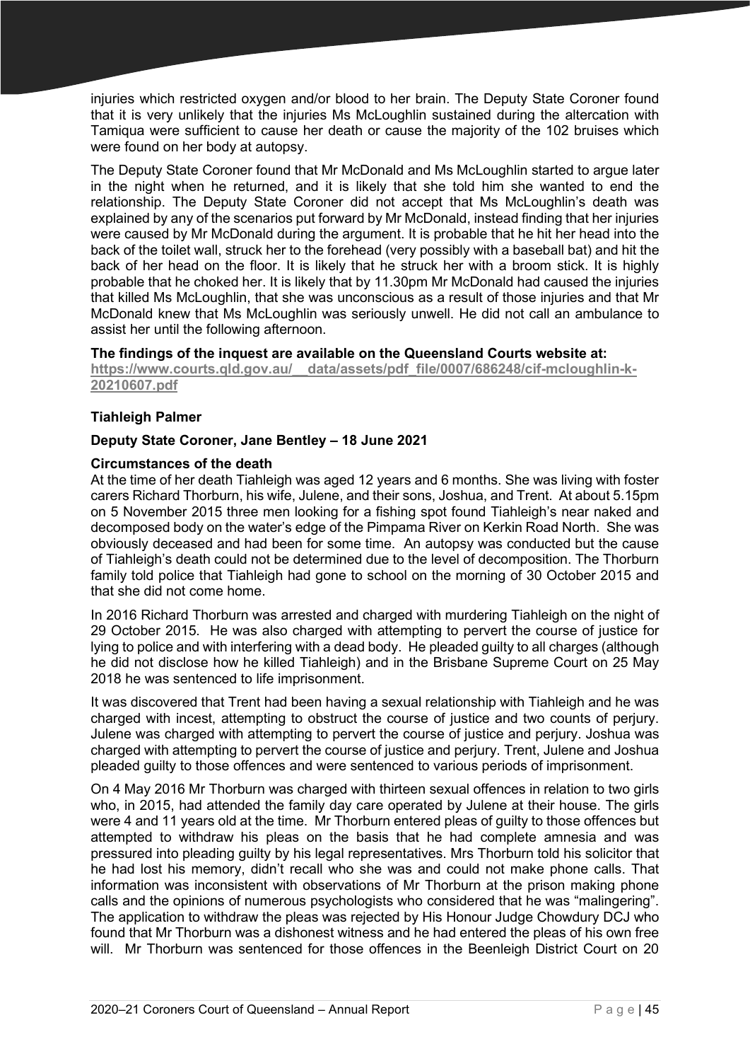injuries which restricted oxygen and/or blood to her brain. The Deputy State Coroner found that it is very unlikely that the injuries Ms McLoughlin sustained during the altercation with Tamiqua were sufficient to cause her death or cause the majority of the 102 bruises which were found on her body at autopsy.

The Deputy State Coroner found that Mr McDonald and Ms McLoughlin started to argue later in the night when he returned, and it is likely that she told him she wanted to end the relationship. The Deputy State Coroner did not accept that Ms McLoughlin's death was explained by any of the scenarios put forward by Mr McDonald, instead finding that her injuries were caused by Mr McDonald during the argument. It is probable that he hit her head into the back of the toilet wall, struck her to the forehead (very possibly with a baseball bat) and hit the back of her head on the floor. It is likely that he struck her with a broom stick. It is highly probable that he choked her. It is likely that by 11.30pm Mr McDonald had caused the injuries that killed Ms McLoughlin, that she was unconscious as a result of those injuries and that Mr McDonald knew that Ms McLoughlin was seriously unwell. He did not call an ambulance to assist her until the following afternoon.

**The findings of the inquest are available on the Queensland Courts website at:**
https://www.courts.qld.gov.au/__data/assets/pdf_file/0007/686248/cif-mcloughlin-k-20210607.pdf

### Tiahleigh Palmer

**Deputy State Coroner, Jane Bentley – 18 June 2021**

**Circumstances of the death**

At the time of her death Tiahleigh was aged 12 years and 6 months. She was living with foster carers Richard Thorburn, his wife, Julene, and their sons, Joshua, and Trent. At about 5.15pm on 5 November 2015 three men looking for a fishing spot found Tiahleigh's near naked and decomposed body on the water's edge of the Pimpama River on Kerkin Road North. She was obviously deceased and had been for some time. An autopsy was conducted but the cause of Tiahleigh's death could not be determined due to the level of decomposition. The Thorburn family told police that Tiahleigh had gone to school on the morning of 30 October 2015 and that she did not come home.

In 2016 Richard Thorburn was arrested and charged with murdering Tiahleigh on the night of 29 October 2015. He was also charged with attempting to pervert the course of justice for lying to police and with interfering with a dead body. He pleaded guilty to all charges (although he did not disclose how he killed Tiahleigh) and in the Brisbane Supreme Court on 25 May 2018 he was sentenced to life imprisonment.

It was discovered that Trent had been having a sexual relationship with Tiahleigh and he was charged with incest, attempting to obstruct the course of justice and two counts of perjury. Julene was charged with attempting to pervert the course of justice and perjury. Joshua was charged with attempting to pervert the course of justice and perjury. Trent, Julene and Joshua pleaded guilty to those offences and were sentenced to various periods of imprisonment.

On 4 May 2016 Mr Thorburn was charged with thirteen sexual offences in relation to two girls who, in 2015, had attended the family day care operated by Julene at their house. The girls were 4 and 11 years old at the time. Mr Thorburn entered pleas of guilty to those offences but attempted to withdraw his pleas on the basis that he had complete amnesia and was pressured into pleading guilty by his legal representatives. Mrs Thorburn told his solicitor that he had lost his memory, didn't recall who she was and could not make phone calls. That information was inconsistent with observations of Mr Thorburn at the prison making phone calls and the opinions of numerous psychologists who considered that he was "malingering". The application to withdraw the pleas was rejected by His Honour Judge Chowdury DCJ who found that Mr Thorburn was a dishonest witness and he had entered the pleas of his own free will. Mr Thorburn was sentenced for those offences in the Beenleigh District Court on 20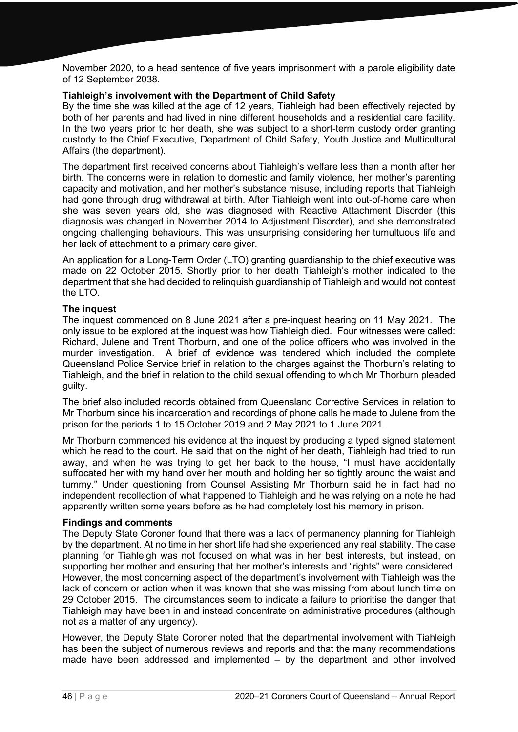November 2020, to a head sentence of five years imprisonment with a parole eligibility date of 12 September 2038.

**Tiahleigh's involvement with the Department of Child Safety**

By the time she was killed at the age of 12 years, Tiahleigh had been effectively rejected by both of her parents and had lived in nine different households and a residential care facility. In the two years prior to her death, she was subject to a short-term custody order granting custody to the Chief Executive, Department of Child Safety, Youth Justice and Multicultural Affairs (the department).

The department first received concerns about Tiahleigh's welfare less than a month after her birth. The concerns were in relation to domestic and family violence, her mother's parenting capacity and motivation, and her mother's substance misuse, including reports that Tiahleigh had gone through drug withdrawal at birth. After Tiahleigh went into out-of-home care when she was seven years old, she was diagnosed with Reactive Attachment Disorder (this diagnosis was changed in November 2014 to Adjustment Disorder), and she demonstrated ongoing challenging behaviours. This was unsurprising considering her tumultuous life and her lack of attachment to a primary care giver.

An application for a Long-Term Order (LTO) granting guardianship to the chief executive was made on 22 October 2015. Shortly prior to her death Tiahleigh's mother indicated to the department that she had decided to relinquish guardianship of Tiahleigh and would not contest the LTO.

**The inquest**

The inquest commenced on 8 June 2021 after a pre-inquest hearing on 11 May 2021. The only issue to be explored at the inquest was how Tiahleigh died. Four witnesses were called: Richard, Julene and Trent Thorburn, and one of the police officers who was involved in the murder investigation. A brief of evidence was tendered which included the complete Queensland Police Service brief in relation to the charges against the Thorburn's relating to Tiahleigh, and the brief in relation to the child sexual offending to which Mr Thorburn pleaded guilty.

The brief also included records obtained from Queensland Corrective Services in relation to Mr Thorburn since his incarceration and recordings of phone calls he made to Julene from the prison for the periods 1 to 15 October 2019 and 2 May 2021 to 1 June 2021.

Mr Thorburn commenced his evidence at the inquest by producing a typed signed statement which he read to the court. He said that on the night of her death, Tiahleigh had tried to run away, and when he was trying to get her back to the house, "I must have accidentally suffocated her with my hand over her mouth and holding her so tightly around the waist and tummy." Under questioning from Counsel Assisting Mr Thorburn said he in fact had no independent recollection of what happened to Tiahleigh and he was relying on a note he had apparently written some years before as he had completely lost his memory in prison.

**Findings and comments**

The Deputy State Coroner found that there was a lack of permanency planning for Tiahleigh by the department. At no time in her short life had she experienced any real stability. The case planning for Tiahleigh was not focused on what was in her best interests, but instead, on supporting her mother and ensuring that her mother's interests and "rights" were considered. However, the most concerning aspect of the department's involvement with Tiahleigh was the lack of concern or action when it was known that she was missing from about lunch time on 29 October 2015. The circumstances seem to indicate a failure to prioritise the danger that Tiahleigh may have been in and instead concentrate on administrative procedures (although not as a matter of any urgency).

However, the Deputy State Coroner noted that the departmental involvement with Tiahleigh has been the subject of numerous reviews and reports and that the many recommendations made have been addressed and implemented – by the department and other involved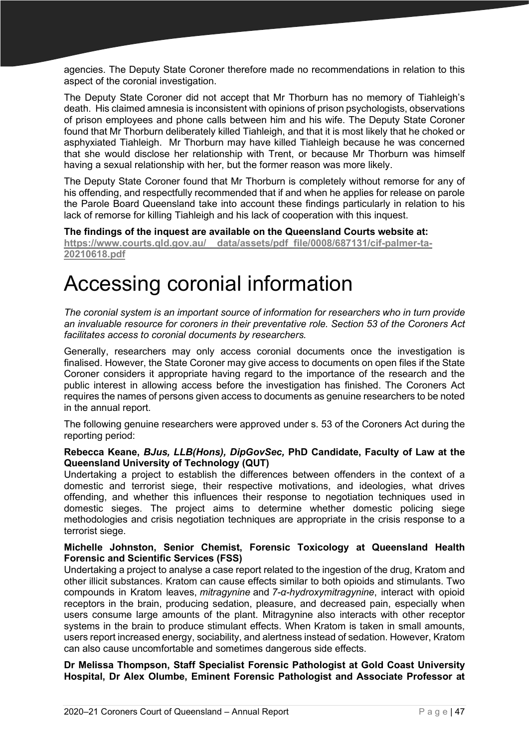agencies. The Deputy State Coroner therefore made no recommendations in relation to this aspect of the coronial investigation.

The Deputy State Coroner did not accept that Mr Thorburn has no memory of Tiahleigh's death. His claimed amnesia is inconsistent with opinions of prison psychologists, observations of prison employees and phone calls between him and his wife. The Deputy State Coroner found that Mr Thorburn deliberately killed Tiahleigh, and that it is most likely that he choked or asphyxiated Tiahleigh. Mr Thorburn may have killed Tiahleigh because he was concerned that she would disclose her relationship with Trent, or because Mr Thorburn was himself having a sexual relationship with her, but the former reason was more likely.

The Deputy State Coroner found that Mr Thorburn is completely without remorse for any of his offending, and respectfully recommended that if and when he applies for release on parole the Parole Board Queensland take into account these findings particularly in relation to his lack of remorse for killing Tiahleigh and his lack of cooperation with this inquest.

**The findings of the inquest are available on the Queensland Courts website at:**
**https://www.courts.qld.gov.au/__data/assets/pdf_file/0008/687131/cif-palmer-ta-20210618.pdf**

# Accessing coronial information

*The coronial system is an important source of information for researchers who in turn provide an invaluable resource for coroners in their preventative role. Section 53 of the Coroners Act facilitates access to coronial documents by researchers.*

Generally, researchers may only access coronial documents once the investigation is finalised. However, the State Coroner may give access to documents on open files if the State Coroner considers it appropriate having regard to the importance of the research and the public interest in allowing access before the investigation has finished. The Coroners Act requires the names of persons given access to documents as genuine researchers to be noted in the annual report.

The following genuine researchers were approved under s. 53 of the Coroners Act during the reporting period:

**Rebecca Keane, *BJus, LLB(Hons), DipGovSec,* PhD Candidate, Faculty of Law at the Queensland University of Technology (QUT)**
Undertaking a project to establish the differences between offenders in the context of a domestic and terrorist siege, their respective motivations, and ideologies, what drives offending, and whether this influences their response to negotiation techniques used in domestic sieges. The project aims to determine whether domestic policing siege methodologies and crisis negotiation techniques are appropriate in the crisis response to a terrorist siege.

**Michelle Johnston, Senior Chemist, Forensic Toxicology at Queensland Health Forensic and Scientific Services (FSS)**
Undertaking a project to analyse a case report related to the ingestion of the drug, Kratom and other illicit substances. Kratom can cause effects similar to both opioids and stimulants. Two compounds in Kratom leaves, *mitragynine* and *7-α-hydroxymitragynine*, interact with opioid receptors in the brain, producing sedation, pleasure, and decreased pain, especially when users consume large amounts of the plant. Mitragynine also interacts with other receptor systems in the brain to produce stimulant effects. When Kratom is taken in small amounts, users report increased energy, sociability, and alertness instead of sedation. However, Kratom can also cause uncomfortable and sometimes dangerous side effects.

**Dr Melissa Thompson, Staff Specialist Forensic Pathologist at Gold Coast University Hospital, Dr Alex Olumbe, Eminent Forensic Pathologist and Associate Professor at**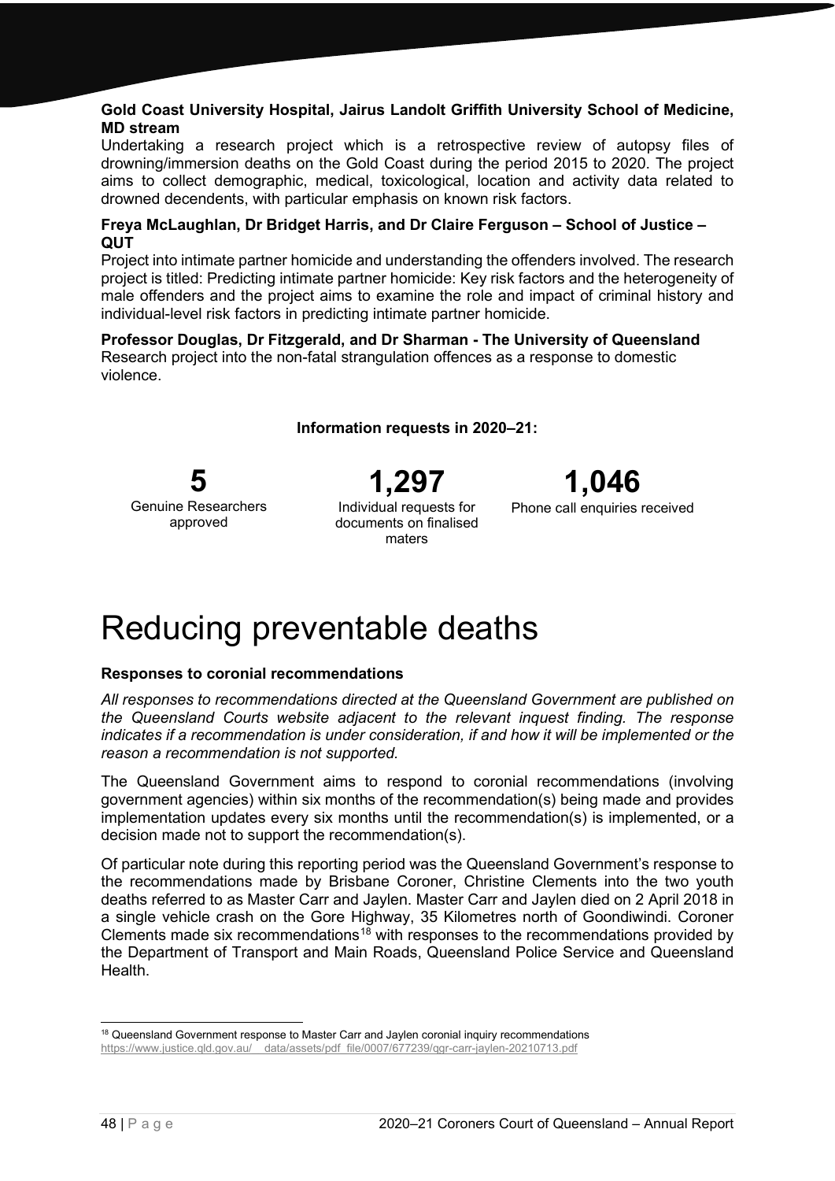**Gold Coast University Hospital, Jairus Landolt Griffith University School of Medicine, MD stream**

Undertaking a research project which is a retrospective review of autopsy files of drowning/immersion deaths on the Gold Coast during the period 2015 to 2020. The project aims to collect demographic, medical, toxicological, location and activity data related to drowned decendents, with particular emphasis on known risk factors.

**Freya McLaughlan, Dr Bridget Harris, and Dr Claire Ferguson – School of Justice – QUT**

Project into intimate partner homicide and understanding the offenders involved. The research project is titled: Predicting intimate partner homicide: Key risk factors and the heterogeneity of male offenders and the project aims to examine the role and impact of criminal history and individual-level risk factors in predicting intimate partner homicide.

**Professor Douglas, Dr Fitzgerald, and Dr Sharman - The University of Queensland**

Research project into the non-fatal strangulation offences as a response to domestic violence.

**Information requests in 2020–21:**

**5**
Genuine Researchers approved

**1,297**
Individual requests for documents on finalised maters

**1,046**
Phone call enquiries received

# Reducing preventable deaths

**Responses to coronial recommendations**

*All responses to recommendations directed at the Queensland Government are published on the Queensland Courts website adjacent to the relevant inquest finding. The response indicates if a recommendation is under consideration, if and how it will be implemented or the reason a recommendation is not supported.*

The Queensland Government aims to respond to coronial recommendations (involving government agencies) within six months of the recommendation(s) being made and provides implementation updates every six months until the recommendation(s) is implemented, or a decision made not to support the recommendation(s).

Of particular note during this reporting period was the Queensland Government's response to the recommendations made by Brisbane Coroner, Christine Clements into the two youth deaths referred to as Master Carr and Jaylen. Master Carr and Jaylen died on 2 April 2018 in a single vehicle crash on the Gore Highway, 35 Kilometres north of Goondiwindi. Coroner Clements made six recommendations[18] with responses to the recommendations provided by the Department of Transport and Main Roads, Queensland Police Service and Queensland Health.

[18] Queensland Government response to Master Carr and Jaylen coronial inquiry recommendations https://www.justice.qld.gov.au/__data/assets/pdf_file/0007/677239/qgr-carr-jaylen-20210713.pdf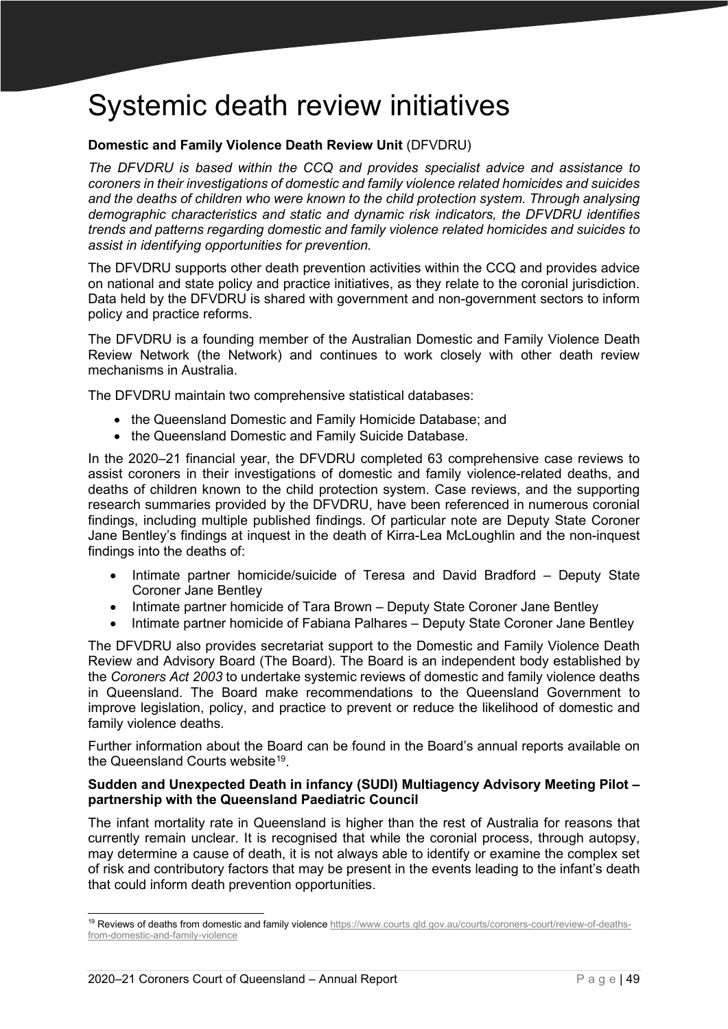# Systemic death review initiatives

**Domestic and Family Violence Death Review Unit** (DFVDRU)

*The DFVDRU is based within the CCQ and provides specialist advice and assistance to coroners in their investigations of domestic and family violence related homicides and suicides and the deaths of children who were known to the child protection system. Through analysing demographic characteristics and static and dynamic risk indicators, the DFVDRU identifies trends and patterns regarding domestic and family violence related homicides and suicides to assist in identifying opportunities for prevention.*

The DFVDRU supports other death prevention activities within the CCQ and provides advice on national and state policy and practice initiatives, as they relate to the coronial jurisdiction. Data held by the DFVDRU is shared with government and non-government sectors to inform policy and practice reforms.

The DFVDRU is a founding member of the Australian Domestic and Family Violence Death Review Network (the Network) and continues to work closely with other death review mechanisms in Australia.

The DFVDRU maintain two comprehensive statistical databases:

- the Queensland Domestic and Family Homicide Database; and
- the Queensland Domestic and Family Suicide Database.

In the 2020–21 financial year, the DFVDRU completed 63 comprehensive case reviews to assist coroners in their investigations of domestic and family violence-related deaths, and deaths of children known to the child protection system. Case reviews, and the supporting research summaries provided by the DFVDRU, have been referenced in numerous coronial findings, including multiple published findings. Of particular note are Deputy State Coroner Jane Bentley's findings at inquest in the death of Kirra-Lea McLoughlin and the non-inquest findings into the deaths of:

- Intimate partner homicide/suicide of Teresa and David Bradford – Deputy State Coroner Jane Bentley
- Intimate partner homicide of Tara Brown – Deputy State Coroner Jane Bentley
- Intimate partner homicide of Fabiana Palhares – Deputy State Coroner Jane Bentley

The DFVDRU also provides secretariat support to the Domestic and Family Violence Death Review and Advisory Board (The Board). The Board is an independent body established by the *Coroners Act 2003* to undertake systemic reviews of domestic and family violence deaths in Queensland. The Board make recommendations to the Queensland Government to improve legislation, policy, and practice to prevent or reduce the likelihood of domestic and family violence deaths.

Further information about the Board can be found in the Board's annual reports available on the Queensland Courts website[19].

**Sudden and Unexpected Death in infancy (SUDI) Multiagency Advisory Meeting Pilot – partnership with the Queensland Paediatric Council**

The infant mortality rate in Queensland is higher than the rest of Australia for reasons that currently remain unclear. It is recognised that while the coronial process, through autopsy, may determine a cause of death, it is not always able to identify or examine the complex set of risk and contributory factors that may be present in the events leading to the infant's death that could inform death prevention opportunities.

[19] Reviews of deaths from domestic and family violence https://www.courts.qld.gov.au/courts/coroners-court/review-of-deaths-from-domestic-and-family-violence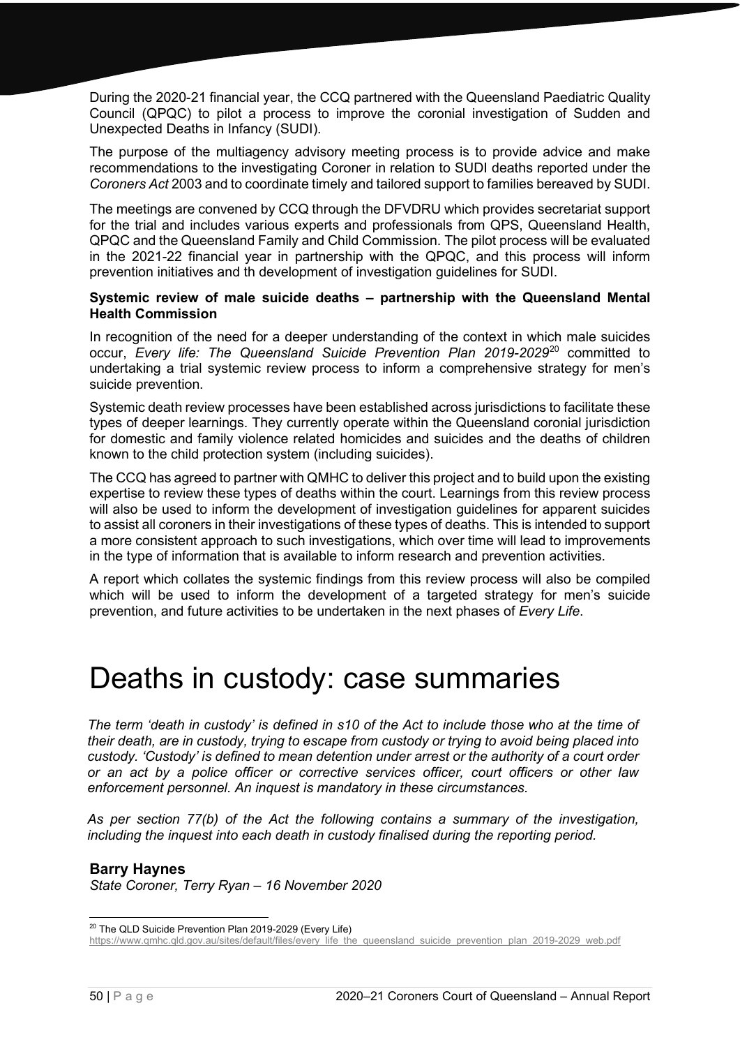During the 2020-21 financial year, the CCQ partnered with the Queensland Paediatric Quality Council (QPQC) to pilot a process to improve the coronial investigation of Sudden and Unexpected Deaths in Infancy (SUDI).

The purpose of the multiagency advisory meeting process is to provide advice and make recommendations to the investigating Coroner in relation to SUDI deaths reported under the *Coroners Act* 2003 and to coordinate timely and tailored support to families bereaved by SUDI.

The meetings are convened by CCQ through the DFVDRU which provides secretariat support for the trial and includes various experts and professionals from QPS, Queensland Health, QPQC and the Queensland Family and Child Commission. The pilot process will be evaluated in the 2021-22 financial year in partnership with the QPQC, and this process will inform prevention initiatives and th development of investigation guidelines for SUDI.

**Systemic review of male suicide deaths – partnership with the Queensland Mental Health Commission**

In recognition of the need for a deeper understanding of the context in which male suicides occur, *Every life: The Queensland Suicide Prevention Plan 2019-2029*[20] committed to undertaking a trial systemic review process to inform a comprehensive strategy for men's suicide prevention.

Systemic death review processes have been established across jurisdictions to facilitate these types of deeper learnings. They currently operate within the Queensland coronial jurisdiction for domestic and family violence related homicides and suicides and the deaths of children known to the child protection system (including suicides).

The CCQ has agreed to partner with QMHC to deliver this project and to build upon the existing expertise to review these types of deaths within the court. Learnings from this review process will also be used to inform the development of investigation guidelines for apparent suicides to assist all coroners in their investigations of these types of deaths. This is intended to support a more consistent approach to such investigations, which over time will lead to improvements in the type of information that is available to inform research and prevention activities.

A report which collates the systemic findings from this review process will also be compiled which will be used to inform the development of a targeted strategy for men's suicide prevention, and future activities to be undertaken in the next phases of *Every Life*.

# Deaths in custody: case summaries

*The term 'death in custody' is defined in s10 of the Act to include those who at the time of their death, are in custody, trying to escape from custody or trying to avoid being placed into custody. 'Custody' is defined to mean detention under arrest or the authority of a court order or an act by a police officer or corrective services officer, court officers or other law enforcement personnel. An inquest is mandatory in these circumstances.*

*As per section 77(b) of the Act the following contains a summary of the investigation, including the inquest into each death in custody finalised during the reporting period.*

**Barry Haynes**
*State Coroner, Terry Ryan – 16 November 2020*

[20] The QLD Suicide Prevention Plan 2019-2029 (Every Life) https://www.qmhc.qld.gov.au/sites/default/files/every_life_the_queensland_suicide_prevention_plan_2019-2029_web.pdf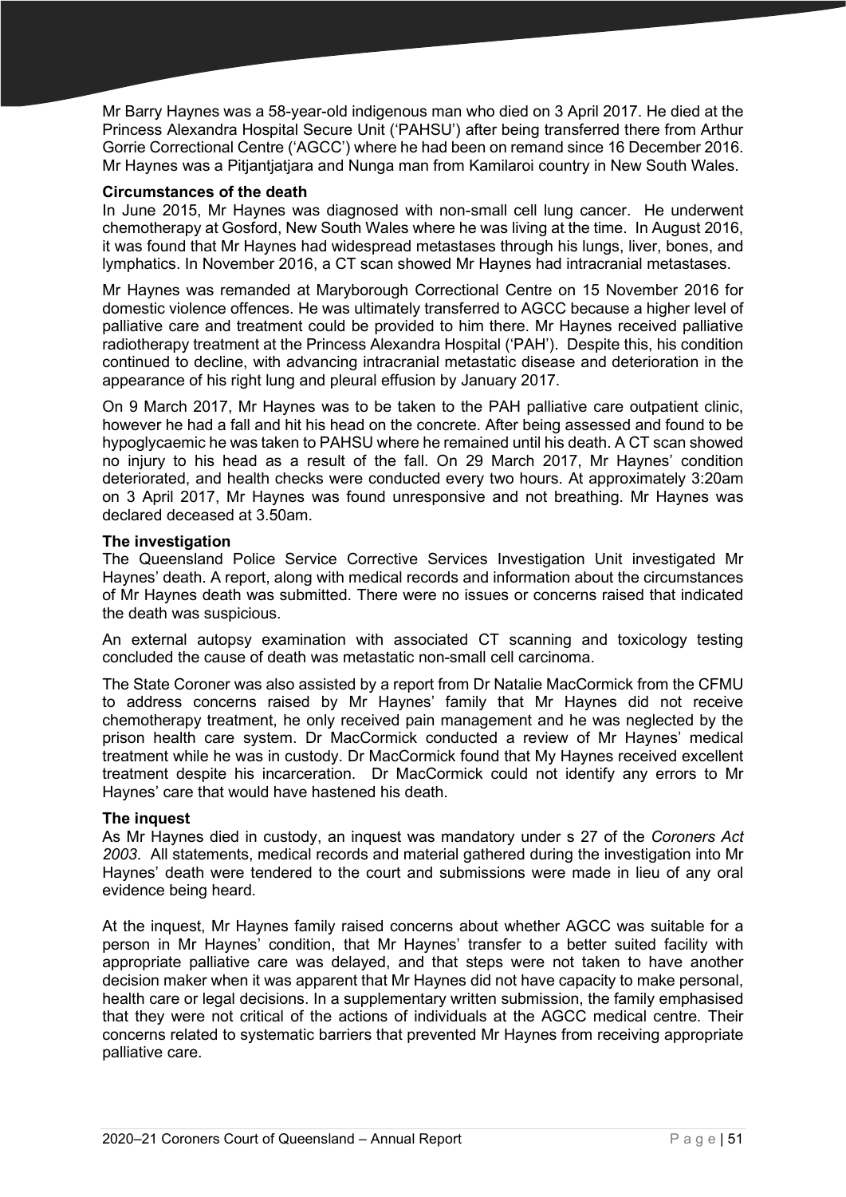Mr Barry Haynes was a 58-year-old indigenous man who died on 3 April 2017. He died at the Princess Alexandra Hospital Secure Unit ('PAHSU') after being transferred there from Arthur Gorrie Correctional Centre ('AGCC') where he had been on remand since 16 December 2016. Mr Haynes was a Pitjantjatjara and Nunga man from Kamilaroi country in New South Wales.

**Circumstances of the death**

In June 2015, Mr Haynes was diagnosed with non-small cell lung cancer. He underwent chemotherapy at Gosford, New South Wales where he was living at the time. In August 2016, it was found that Mr Haynes had widespread metastases through his lungs, liver, bones, and lymphatics. In November 2016, a CT scan showed Mr Haynes had intracranial metastases.

Mr Haynes was remanded at Maryborough Correctional Centre on 15 November 2016 for domestic violence offences. He was ultimately transferred to AGCC because a higher level of palliative care and treatment could be provided to him there. Mr Haynes received palliative radiotherapy treatment at the Princess Alexandra Hospital ('PAH'). Despite this, his condition continued to decline, with advancing intracranial metastatic disease and deterioration in the appearance of his right lung and pleural effusion by January 2017.

On 9 March 2017, Mr Haynes was to be taken to the PAH palliative care outpatient clinic, however he had a fall and hit his head on the concrete. After being assessed and found to be hypoglycaemic he was taken to PAHSU where he remained until his death. A CT scan showed no injury to his head as a result of the fall. On 29 March 2017, Mr Haynes' condition deteriorated, and health checks were conducted every two hours. At approximately 3:20am on 3 April 2017, Mr Haynes was found unresponsive and not breathing. Mr Haynes was declared deceased at 3.50am.

**The investigation**

The Queensland Police Service Corrective Services Investigation Unit investigated Mr Haynes' death. A report, along with medical records and information about the circumstances of Mr Haynes death was submitted. There were no issues or concerns raised that indicated the death was suspicious.

An external autopsy examination with associated CT scanning and toxicology testing concluded the cause of death was metastatic non-small cell carcinoma.

The State Coroner was also assisted by a report from Dr Natalie MacCormick from the CFMU to address concerns raised by Mr Haynes' family that Mr Haynes did not receive chemotherapy treatment, he only received pain management and he was neglected by the prison health care system. Dr MacCormick conducted a review of Mr Haynes' medical treatment while he was in custody. Dr MacCormick found that My Haynes received excellent treatment despite his incarceration. Dr MacCormick could not identify any errors to Mr Haynes' care that would have hastened his death.

**The inquest**

As Mr Haynes died in custody, an inquest was mandatory under s 27 of the *Coroners Act 2003*. All statements, medical records and material gathered during the investigation into Mr Haynes' death were tendered to the court and submissions were made in lieu of any oral evidence being heard.

At the inquest, Mr Haynes family raised concerns about whether AGCC was suitable for a person in Mr Haynes' condition, that Mr Haynes' transfer to a better suited facility with appropriate palliative care was delayed, and that steps were not taken to have another decision maker when it was apparent that Mr Haynes did not have capacity to make personal, health care or legal decisions. In a supplementary written submission, the family emphasised that they were not critical of the actions of individuals at the AGCC medical centre. Their concerns related to systematic barriers that prevented Mr Haynes from receiving appropriate palliative care.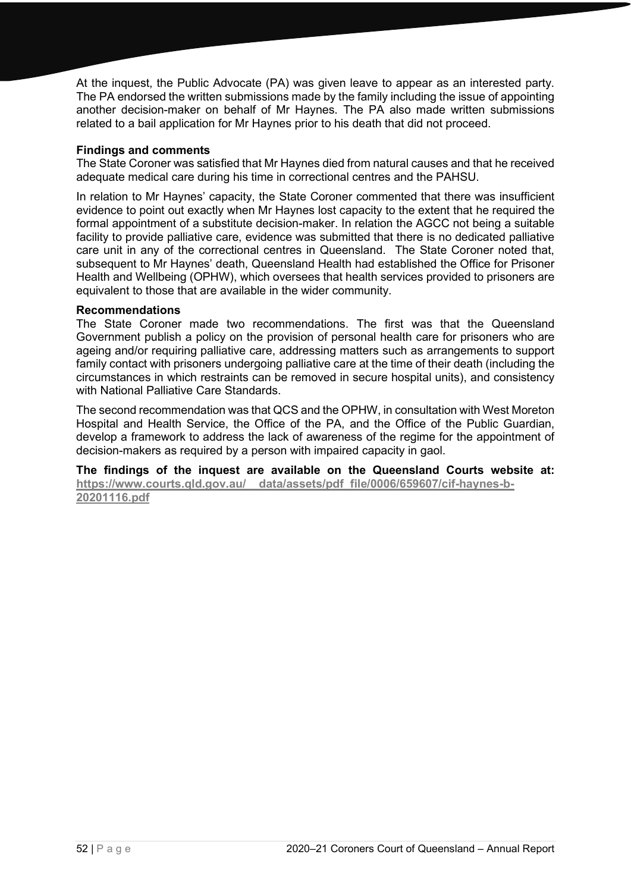At the inquest, the Public Advocate (PA) was given leave to appear as an interested party. The PA endorsed the written submissions made by the family including the issue of appointing another decision-maker on behalf of Mr Haynes. The PA also made written submissions related to a bail application for Mr Haynes prior to his death that did not proceed.

**Findings and comments**

The State Coroner was satisfied that Mr Haynes died from natural causes and that he received adequate medical care during his time in correctional centres and the PAHSU.

In relation to Mr Haynes' capacity, the State Coroner commented that there was insufficient evidence to point out exactly when Mr Haynes lost capacity to the extent that he required the formal appointment of a substitute decision-maker. In relation the AGCC not being a suitable facility to provide palliative care, evidence was submitted that there is no dedicated palliative care unit in any of the correctional centres in Queensland. The State Coroner noted that, subsequent to Mr Haynes' death, Queensland Health had established the Office for Prisoner Health and Wellbeing (OPHW), which oversees that health services provided to prisoners are equivalent to those that are available in the wider community.

**Recommendations**

The State Coroner made two recommendations. The first was that the Queensland Government publish a policy on the provision of personal health care for prisoners who are ageing and/or requiring palliative care, addressing matters such as arrangements to support family contact with prisoners undergoing palliative care at the time of their death (including the circumstances in which restraints can be removed in secure hospital units), and consistency with National Palliative Care Standards.

The second recommendation was that QCS and the OPHW, in consultation with West Moreton Hospital and Health Service, the Office of the PA, and the Office of the Public Guardian, develop a framework to address the lack of awareness of the regime for the appointment of decision-makers as required by a person with impaired capacity in gaol.

**The findings of the inquest are available on the Queensland Courts website at: [https://www.courts.qld.gov.au/__data/assets/pdf_file/0006/659607/cif-haynes-b-20201116.pdf](https://www.courts.qld.gov.au/__data/assets/pdf_file/0006/659607/cif-haynes-b-20201116.pdf)**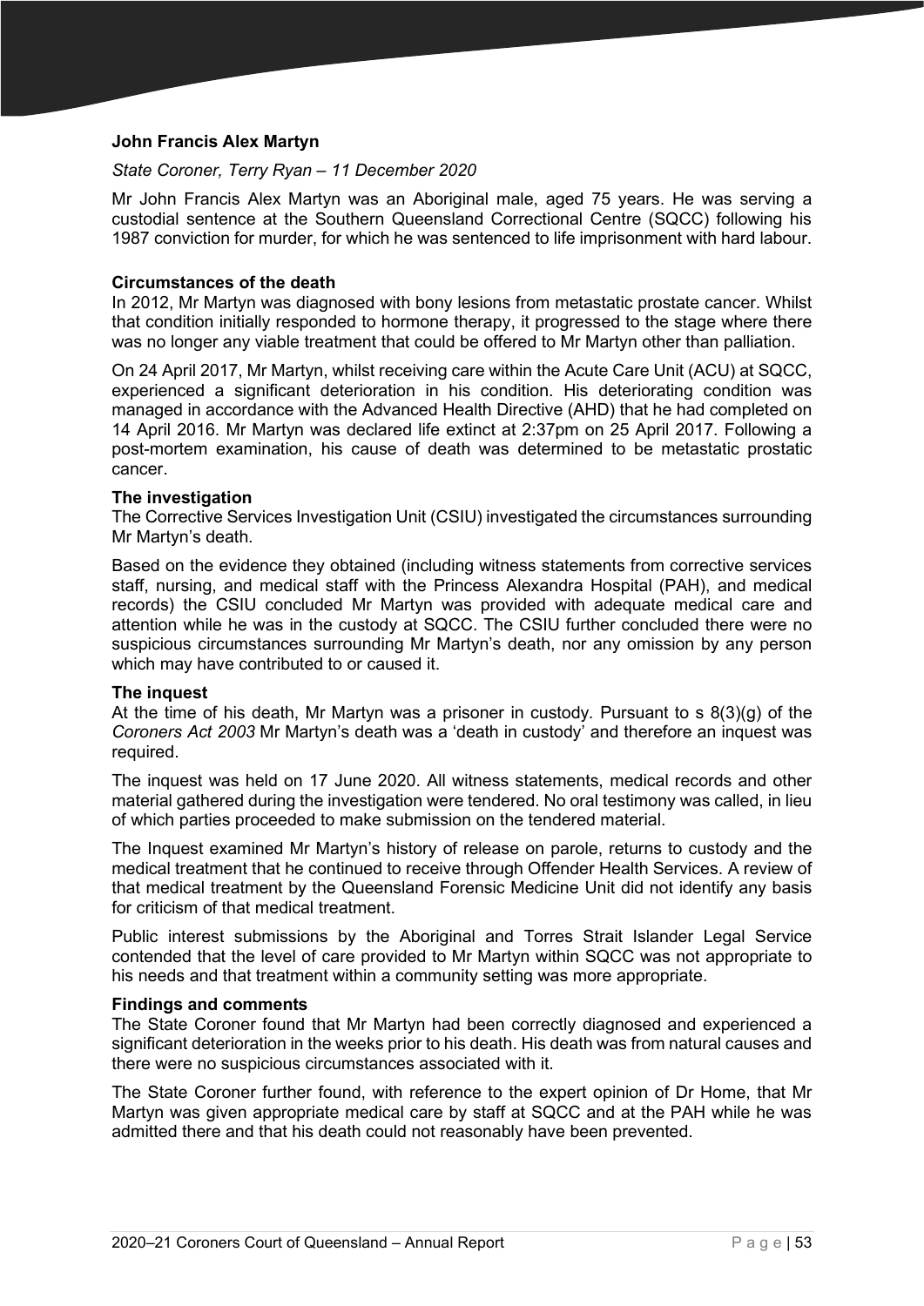**John Francis Alex Martyn**

*State Coroner, Terry Ryan – 11 December 2020*

Mr John Francis Alex Martyn was an Aboriginal male, aged 75 years. He was serving a custodial sentence at the Southern Queensland Correctional Centre (SQCC) following his 1987 conviction for murder, for which he was sentenced to life imprisonment with hard labour.

**Circumstances of the death**

In 2012, Mr Martyn was diagnosed with bony lesions from metastatic prostate cancer. Whilst that condition initially responded to hormone therapy, it progressed to the stage where there was no longer any viable treatment that could be offered to Mr Martyn other than palliation.

On 24 April 2017, Mr Martyn, whilst receiving care within the Acute Care Unit (ACU) at SQCC, experienced a significant deterioration in his condition. His deteriorating condition was managed in accordance with the Advanced Health Directive (AHD) that he had completed on 14 April 2016. Mr Martyn was declared life extinct at 2:37pm on 25 April 2017. Following a post-mortem examination, his cause of death was determined to be metastatic prostatic cancer.

**The investigation**

The Corrective Services Investigation Unit (CSIU) investigated the circumstances surrounding Mr Martyn's death.

Based on the evidence they obtained (including witness statements from corrective services staff, nursing, and medical staff with the Princess Alexandra Hospital (PAH), and medical records) the CSIU concluded Mr Martyn was provided with adequate medical care and attention while he was in the custody at SQCC. The CSIU further concluded there were no suspicious circumstances surrounding Mr Martyn's death, nor any omission by any person which may have contributed to or caused it.

**The inquest**

At the time of his death, Mr Martyn was a prisoner in custody. Pursuant to s 8(3)(g) of the *Coroners Act 2003* Mr Martyn's death was a 'death in custody' and therefore an inquest was required.

The inquest was held on 17 June 2020. All witness statements, medical records and other material gathered during the investigation were tendered. No oral testimony was called, in lieu of which parties proceeded to make submission on the tendered material.

The Inquest examined Mr Martyn's history of release on parole, returns to custody and the medical treatment that he continued to receive through Offender Health Services. A review of that medical treatment by the Queensland Forensic Medicine Unit did not identify any basis for criticism of that medical treatment.

Public interest submissions by the Aboriginal and Torres Strait Islander Legal Service contended that the level of care provided to Mr Martyn within SQCC was not appropriate to his needs and that treatment within a community setting was more appropriate.

**Findings and comments**

The State Coroner found that Mr Martyn had been correctly diagnosed and experienced a significant deterioration in the weeks prior to his death. His death was from natural causes and there were no suspicious circumstances associated with it.

The State Coroner further found, with reference to the expert opinion of Dr Home, that Mr Martyn was given appropriate medical care by staff at SQCC and at the PAH while he was admitted there and that his death could not reasonably have been prevented.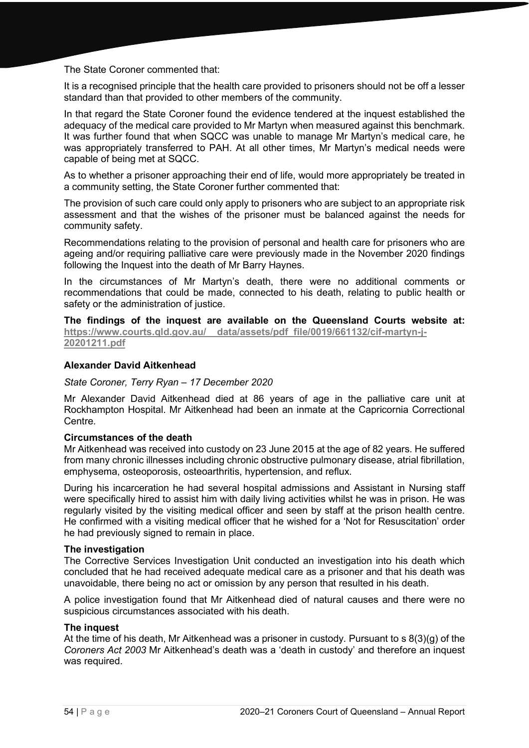The State Coroner commented that:

It is a recognised principle that the health care provided to prisoners should not be off a lesser standard than that provided to other members of the community.

In that regard the State Coroner found the evidence tendered at the inquest established the adequacy of the medical care provided to Mr Martyn when measured against this benchmark. It was further found that when SQCC was unable to manage Mr Martyn's medical care, he was appropriately transferred to PAH. At all other times, Mr Martyn's medical needs were capable of being met at SQCC.

As to whether a prisoner approaching their end of life, would more appropriately be treated in a community setting, the State Coroner further commented that:

The provision of such care could only apply to prisoners who are subject to an appropriate risk assessment and that the wishes of the prisoner must be balanced against the needs for community safety.

Recommendations relating to the provision of personal and health care for prisoners who are ageing and/or requiring palliative care were previously made in the November 2020 findings following the Inquest into the death of Mr Barry Haynes.

In the circumstances of Mr Martyn's death, there were no additional comments or recommendations that could be made, connected to his death, relating to public health or safety or the administration of justice.

**The findings of the inquest are available on the Queensland Courts website at: https://www.courts.qld.gov.au/__data/assets/pdf_file/0019/661132/cif-martyn-j-20201211.pdf**

### Alexander David Aitkenhead

*State Coroner, Terry Ryan – 17 December 2020*

Mr Alexander David Aitkenhead died at 86 years of age in the palliative care unit at Rockhampton Hospital. Mr Aitkenhead had been an inmate at the Capricornia Correctional Centre.

**Circumstances of the death**

Mr Aitkenhead was received into custody on 23 June 2015 at the age of 82 years. He suffered from many chronic illnesses including chronic obstructive pulmonary disease, atrial fibrillation, emphysema, osteoporosis, osteoarthritis, hypertension, and reflux.

During his incarceration he had several hospital admissions and Assistant in Nursing staff were specifically hired to assist him with daily living activities whilst he was in prison. He was regularly visited by the visiting medical officer and seen by staff at the prison health centre. He confirmed with a visiting medical officer that he wished for a 'Not for Resuscitation' order he had previously signed to remain in place.

**The investigation**

The Corrective Services Investigation Unit conducted an investigation into his death which concluded that he had received adequate medical care as a prisoner and that his death was unavoidable, there being no act or omission by any person that resulted in his death.

A police investigation found that Mr Aitkenhead died of natural causes and there were no suspicious circumstances associated with his death.

**The inquest**

At the time of his death, Mr Aitkenhead was a prisoner in custody. Pursuant to s 8(3)(g) of the *Coroners Act 2003* Mr Aitkenhead's death was a 'death in custody' and therefore an inquest was required.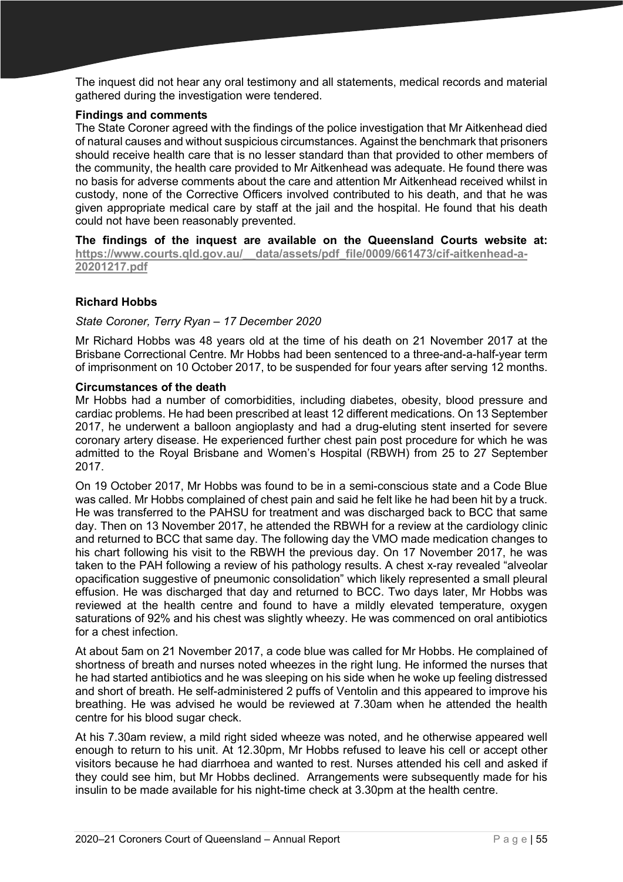The inquest did not hear any oral testimony and all statements, medical records and material gathered during the investigation were tendered.

**Findings and comments**

The State Coroner agreed with the findings of the police investigation that Mr Aitkenhead died of natural causes and without suspicious circumstances. Against the benchmark that prisoners should receive health care that is no lesser standard than that provided to other members of the community, the health care provided to Mr Aitkenhead was adequate. He found there was no basis for adverse comments about the care and attention Mr Aitkenhead received whilst in custody, none of the Corrective Officers involved contributed to his death, and that he was given appropriate medical care by staff at the jail and the hospital. He found that his death could not have been reasonably prevented.

**The findings of the inquest are available on the Queensland Courts website at: [https://www.courts.qld.gov.au/__data/assets/pdf_file/0009/661473/cif-aitkenhead-a-20201217.pdf](https://www.courts.qld.gov.au/__data/assets/pdf_file/0009/661473/cif-aitkenhead-a-20201217.pdf)**

### Richard Hobbs

*State Coroner, Terry Ryan – 17 December 2020*

Mr Richard Hobbs was 48 years old at the time of his death on 21 November 2017 at the Brisbane Correctional Centre. Mr Hobbs had been sentenced to a three-and-a-half-year term of imprisonment on 10 October 2017, to be suspended for four years after serving 12 months.

**Circumstances of the death**

Mr Hobbs had a number of comorbidities, including diabetes, obesity, blood pressure and cardiac problems. He had been prescribed at least 12 different medications. On 13 September 2017, he underwent a balloon angioplasty and had a drug-eluting stent inserted for severe coronary artery disease. He experienced further chest pain post procedure for which he was admitted to the Royal Brisbane and Women's Hospital (RBWH) from 25 to 27 September 2017.

On 19 October 2017, Mr Hobbs was found to be in a semi-conscious state and a Code Blue was called. Mr Hobbs complained of chest pain and said he felt like he had been hit by a truck. He was transferred to the PAHSU for treatment and was discharged back to BCC that same day. Then on 13 November 2017, he attended the RBWH for a review at the cardiology clinic and returned to BCC that same day. The following day the VMO made medication changes to his chart following his visit to the RBWH the previous day. On 17 November 2017, he was taken to the PAH following a review of his pathology results. A chest x-ray revealed "alveolar opacification suggestive of pneumonic consolidation" which likely represented a small pleural effusion. He was discharged that day and returned to BCC. Two days later, Mr Hobbs was reviewed at the health centre and found to have a mildly elevated temperature, oxygen saturations of 92% and his chest was slightly wheezy. He was commenced on oral antibiotics for a chest infection.

At about 5am on 21 November 2017, a code blue was called for Mr Hobbs. He complained of shortness of breath and nurses noted wheezes in the right lung. He informed the nurses that he had started antibiotics and he was sleeping on his side when he woke up feeling distressed and short of breath. He self-administered 2 puffs of Ventolin and this appeared to improve his breathing. He was advised he would be reviewed at 7.30am when he attended the health centre for his blood sugar check.

At his 7.30am review, a mild right sided wheeze was noted, and he otherwise appeared well enough to return to his unit. At 12.30pm, Mr Hobbs refused to leave his cell or accept other visitors because he had diarrhoea and wanted to rest. Nurses attended his cell and asked if they could see him, but Mr Hobbs declined. Arrangements were subsequently made for his insulin to be made available for his night-time check at 3.30pm at the health centre.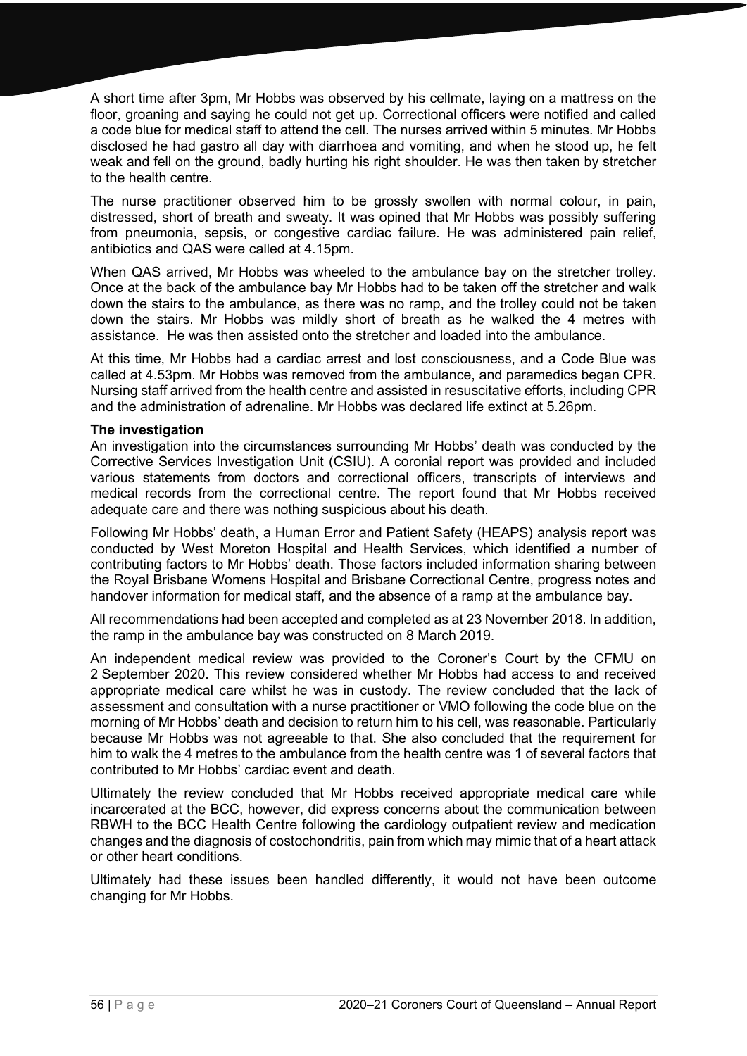A short time after 3pm, Mr Hobbs was observed by his cellmate, laying on a mattress on the floor, groaning and saying he could not get up. Correctional officers were notified and called a code blue for medical staff to attend the cell. The nurses arrived within 5 minutes. Mr Hobbs disclosed he had gastro all day with diarrhoea and vomiting, and when he stood up, he felt weak and fell on the ground, badly hurting his right shoulder. He was then taken by stretcher to the health centre.

The nurse practitioner observed him to be grossly swollen with normal colour, in pain, distressed, short of breath and sweaty. It was opined that Mr Hobbs was possibly suffering from pneumonia, sepsis, or congestive cardiac failure. He was administered pain relief, antibiotics and QAS were called at 4.15pm.

When QAS arrived, Mr Hobbs was wheeled to the ambulance bay on the stretcher trolley. Once at the back of the ambulance bay Mr Hobbs had to be taken off the stretcher and walk down the stairs to the ambulance, as there was no ramp, and the trolley could not be taken down the stairs. Mr Hobbs was mildly short of breath as he walked the 4 metres with assistance. He was then assisted onto the stretcher and loaded into the ambulance.

At this time, Mr Hobbs had a cardiac arrest and lost consciousness, and a Code Blue was called at 4.53pm. Mr Hobbs was removed from the ambulance, and paramedics began CPR. Nursing staff arrived from the health centre and assisted in resuscitative efforts, including CPR and the administration of adrenaline. Mr Hobbs was declared life extinct at 5.26pm.

**The investigation**

An investigation into the circumstances surrounding Mr Hobbs' death was conducted by the Corrective Services Investigation Unit (CSIU). A coronial report was provided and included various statements from doctors and correctional officers, transcripts of interviews and medical records from the correctional centre. The report found that Mr Hobbs received adequate care and there was nothing suspicious about his death.

Following Mr Hobbs' death, a Human Error and Patient Safety (HEAPS) analysis report was conducted by West Moreton Hospital and Health Services, which identified a number of contributing factors to Mr Hobbs' death. Those factors included information sharing between the Royal Brisbane Womens Hospital and Brisbane Correctional Centre, progress notes and handover information for medical staff, and the absence of a ramp at the ambulance bay.

All recommendations had been accepted and completed as at 23 November 2018. In addition, the ramp in the ambulance bay was constructed on 8 March 2019.

An independent medical review was provided to the Coroner's Court by the CFMU on 2 September 2020. This review considered whether Mr Hobbs had access to and received appropriate medical care whilst he was in custody. The review concluded that the lack of assessment and consultation with a nurse practitioner or VMO following the code blue on the morning of Mr Hobbs' death and decision to return him to his cell, was reasonable. Particularly because Mr Hobbs was not agreeable to that. She also concluded that the requirement for him to walk the 4 metres to the ambulance from the health centre was 1 of several factors that contributed to Mr Hobbs' cardiac event and death.

Ultimately the review concluded that Mr Hobbs received appropriate medical care while incarcerated at the BCC, however, did express concerns about the communication between RBWH to the BCC Health Centre following the cardiology outpatient review and medication changes and the diagnosis of costochondritis, pain from which may mimic that of a heart attack or other heart conditions.

Ultimately had these issues been handled differently, it would not have been outcome changing for Mr Hobbs.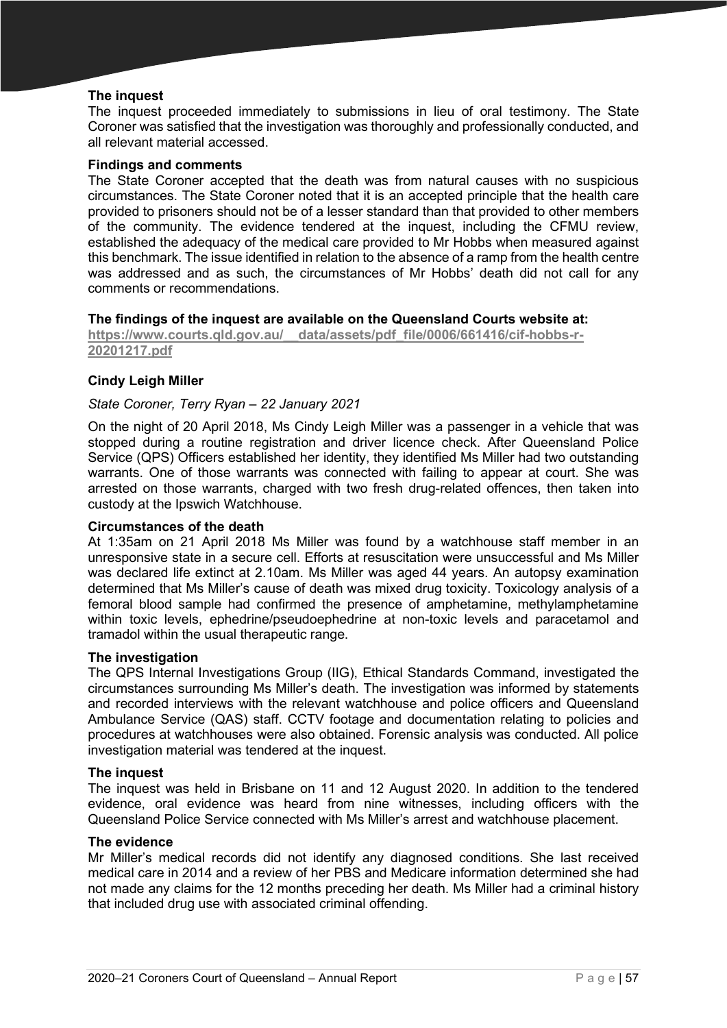**The inquest**

The inquest proceeded immediately to submissions in lieu of oral testimony. The State Coroner was satisfied that the investigation was thoroughly and professionally conducted, and all relevant material accessed.

**Findings and comments**

The State Coroner accepted that the death was from natural causes with no suspicious circumstances. The State Coroner noted that it is an accepted principle that the health care provided to prisoners should not be of a lesser standard than that provided to other members of the community. The evidence tendered at the inquest, including the CFMU review, established the adequacy of the medical care provided to Mr Hobbs when measured against this benchmark. The issue identified in relation to the absence of a ramp from the health centre was addressed and as such, the circumstances of Mr Hobbs' death did not call for any comments or recommendations.

**The findings of the inquest are available on the Queensland Courts website at:**
**https://www.courts.qld.gov.au/__data/assets/pdf_file/0006/661416/cif-hobbs-r-20201217.pdf**

### Cindy Leigh Miller

*State Coroner, Terry Ryan – 22 January 2021*

On the night of 20 April 2018, Ms Cindy Leigh Miller was a passenger in a vehicle that was stopped during a routine registration and driver licence check. After Queensland Police Service (QPS) Officers established her identity, they identified Ms Miller had two outstanding warrants. One of those warrants was connected with failing to appear at court. She was arrested on those warrants, charged with two fresh drug-related offences, then taken into custody at the Ipswich Watchhouse.

**Circumstances of the death**

At 1:35am on 21 April 2018 Ms Miller was found by a watchhouse staff member in an unresponsive state in a secure cell. Efforts at resuscitation were unsuccessful and Ms Miller was declared life extinct at 2.10am. Ms Miller was aged 44 years. An autopsy examination determined that Ms Miller's cause of death was mixed drug toxicity. Toxicology analysis of a femoral blood sample had confirmed the presence of amphetamine, methylamphetamine within toxic levels, ephedrine/pseudoephedrine at non-toxic levels and paracetamol and tramadol within the usual therapeutic range.

**The investigation**

The QPS Internal Investigations Group (IIG), Ethical Standards Command, investigated the circumstances surrounding Ms Miller's death. The investigation was informed by statements and recorded interviews with the relevant watchhouse and police officers and Queensland Ambulance Service (QAS) staff. CCTV footage and documentation relating to policies and procedures at watchhouses were also obtained. Forensic analysis was conducted. All police investigation material was tendered at the inquest.

**The inquest**

The inquest was held in Brisbane on 11 and 12 August 2020. In addition to the tendered evidence, oral evidence was heard from nine witnesses, including officers with the Queensland Police Service connected with Ms Miller's arrest and watchhouse placement.

**The evidence**

Mr Miller's medical records did not identify any diagnosed conditions. She last received medical care in 2014 and a review of her PBS and Medicare information determined she had not made any claims for the 12 months preceding her death. Ms Miller had a criminal history that included drug use with associated criminal offending.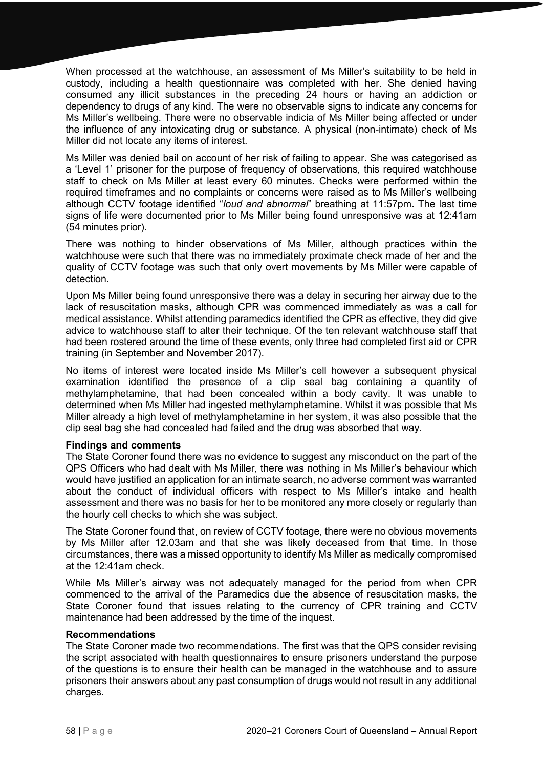When processed at the watchhouse, an assessment of Ms Miller's suitability to be held in custody, including a health questionnaire was completed with her. She denied having consumed any illicit substances in the preceding 24 hours or having an addiction or dependency to drugs of any kind. The were no observable signs to indicate any concerns for Ms Miller's wellbeing. There were no observable indicia of Ms Miller being affected or under the influence of any intoxicating drug or substance. A physical (non-intimate) check of Ms Miller did not locate any items of interest.

Ms Miller was denied bail on account of her risk of failing to appear. She was categorised as a 'Level 1' prisoner for the purpose of frequency of observations, this required watchhouse staff to check on Ms Miller at least every 60 minutes. Checks were performed within the required timeframes and no complaints or concerns were raised as to Ms Miller's wellbeing although CCTV footage identified "*loud and abnormal*" breathing at 11:57pm. The last time signs of life were documented prior to Ms Miller being found unresponsive was at 12:41am (54 minutes prior).

There was nothing to hinder observations of Ms Miller, although practices within the watchhouse were such that there was no immediately proximate check made of her and the quality of CCTV footage was such that only overt movements by Ms Miller were capable of detection.

Upon Ms Miller being found unresponsive there was a delay in securing her airway due to the lack of resuscitation masks, although CPR was commenced immediately as was a call for medical assistance. Whilst attending paramedics identified the CPR as effective, they did give advice to watchhouse staff to alter their technique. Of the ten relevant watchhouse staff that had been rostered around the time of these events, only three had completed first aid or CPR training (in September and November 2017).

No items of interest were located inside Ms Miller's cell however a subsequent physical examination identified the presence of a clip seal bag containing a quantity of methylamphetamine, that had been concealed within a body cavity. It was unable to determined when Ms Miller had ingested methylamphetamine. Whilst it was possible that Ms Miller already a high level of methylamphetamine in her system, it was also possible that the clip seal bag she had concealed had failed and the drug was absorbed that way.

**Findings and comments**

The State Coroner found there was no evidence to suggest any misconduct on the part of the QPS Officers who had dealt with Ms Miller, there was nothing in Ms Miller's behaviour which would have justified an application for an intimate search, no adverse comment was warranted about the conduct of individual officers with respect to Ms Miller's intake and health assessment and there was no basis for her to be monitored any more closely or regularly than the hourly cell checks to which she was subject.

The State Coroner found that, on review of CCTV footage, there were no obvious movements by Ms Miller after 12.03am and that she was likely deceased from that time. In those circumstances, there was a missed opportunity to identify Ms Miller as medically compromised at the 12:41am check.

While Ms Miller's airway was not adequately managed for the period from when CPR commenced to the arrival of the Paramedics due the absence of resuscitation masks, the State Coroner found that issues relating to the currency of CPR training and CCTV maintenance had been addressed by the time of the inquest.

**Recommendations**

The State Coroner made two recommendations. The first was that the QPS consider revising the script associated with health questionnaires to ensure prisoners understand the purpose of the questions is to ensure their health can be managed in the watchhouse and to assure prisoners their answers about any past consumption of drugs would not result in any additional charges.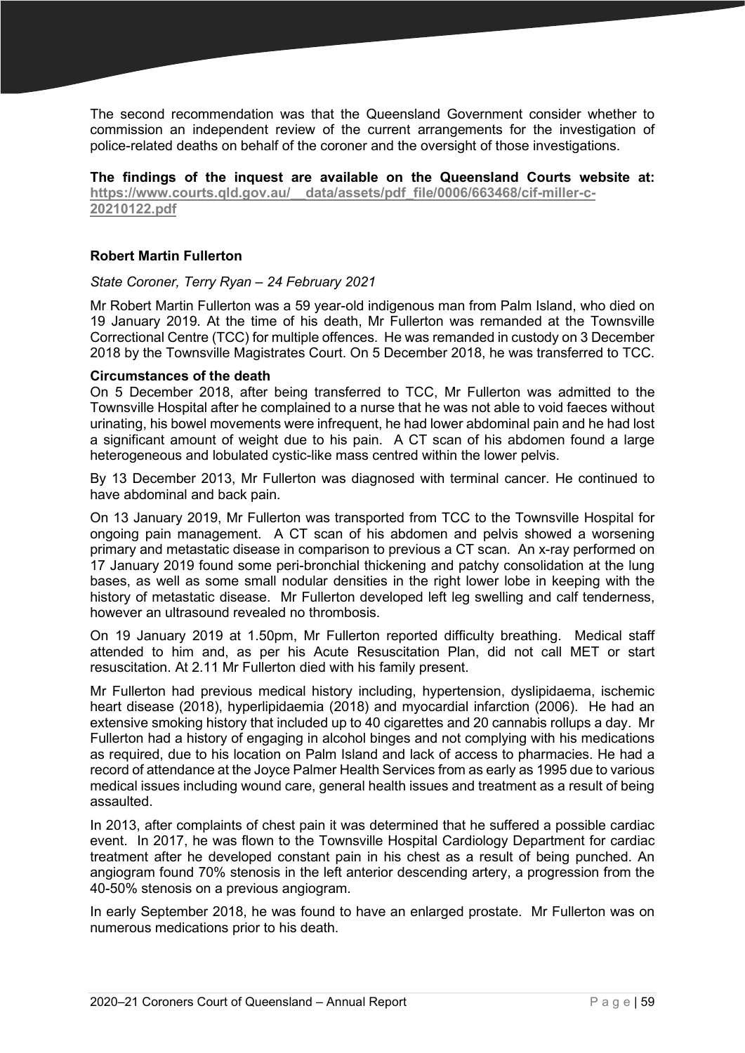The second recommendation was that the Queensland Government consider whether to commission an independent review of the current arrangements for the investigation of police-related deaths on behalf of the coroner and the oversight of those investigations.

**The findings of the inquest are available on the Queensland Courts website at: [https://www.courts.qld.gov.au/__data/assets/pdf_file/0006/663468/cif-miller-c-20210122.pdf](https://www.courts.qld.gov.au/__data/assets/pdf_file/0006/663468/cif-miller-c-20210122.pdf)**

### Robert Martin Fullerton

*State Coroner, Terry Ryan – 24 February 2021*

Mr Robert Martin Fullerton was a 59 year-old indigenous man from Palm Island, who died on 19 January 2019. At the time of his death, Mr Fullerton was remanded at the Townsville Correctional Centre (TCC) for multiple offences. He was remanded in custody on 3 December 2018 by the Townsville Magistrates Court. On 5 December 2018, he was transferred to TCC.

**Circumstances of the death**

On 5 December 2018, after being transferred to TCC, Mr Fullerton was admitted to the Townsville Hospital after he complained to a nurse that he was not able to void faeces without urinating, his bowel movements were infrequent, he had lower abdominal pain and he had lost a significant amount of weight due to his pain. A CT scan of his abdomen found a large heterogeneous and lobulated cystic-like mass centred within the lower pelvis.

By 13 December 2013, Mr Fullerton was diagnosed with terminal cancer. He continued to have abdominal and back pain.

On 13 January 2019, Mr Fullerton was transported from TCC to the Townsville Hospital for ongoing pain management. A CT scan of his abdomen and pelvis showed a worsening primary and metastatic disease in comparison to previous a CT scan. An x-ray performed on 17 January 2019 found some peri-bronchial thickening and patchy consolidation at the lung bases, as well as some small nodular densities in the right lower lobe in keeping with the history of metastatic disease. Mr Fullerton developed left leg swelling and calf tenderness, however an ultrasound revealed no thrombosis.

On 19 January 2019 at 1.50pm, Mr Fullerton reported difficulty breathing. Medical staff attended to him and, as per his Acute Resuscitation Plan, did not call MET or start resuscitation. At 2.11 Mr Fullerton died with his family present.

Mr Fullerton had previous medical history including, hypertension, dyslipidaemia, ischemic heart disease (2018), hyperlipidaemia (2018) and myocardial infarction (2006). He had an extensive smoking history that included up to 40 cigarettes and 20 cannabis rollups a day. Mr Fullerton had a history of engaging in alcohol binges and not complying with his medications as required, due to his location on Palm Island and lack of access to pharmacies. He had a record of attendance at the Joyce Palmer Health Services from as early as 1995 due to various medical issues including wound care, general health issues and treatment as a result of being assaulted.

In 2013, after complaints of chest pain it was determined that he suffered a possible cardiac event. In 2017, he was flown to the Townsville Hospital Cardiology Department for cardiac treatment after he developed constant pain in his chest as a result of being punched. An angiogram found 70% stenosis in the left anterior descending artery, a progression from the 40-50% stenosis on a previous angiogram.

In early September 2018, he was found to have an enlarged prostate. Mr Fullerton was on numerous medications prior to his death.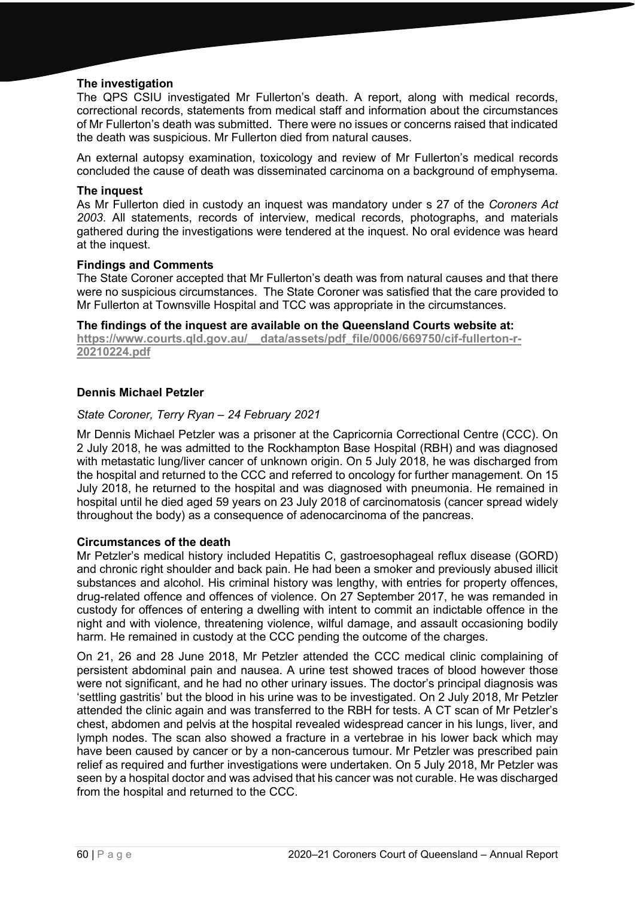**The investigation**

The QPS CSIU investigated Mr Fullerton's death. A report, along with medical records, correctional records, statements from medical staff and information about the circumstances of Mr Fullerton's death was submitted. There were no issues or concerns raised that indicated the death was suspicious. Mr Fullerton died from natural causes.

An external autopsy examination, toxicology and review of Mr Fullerton's medical records concluded the cause of death was disseminated carcinoma on a background of emphysema.

**The inquest**

As Mr Fullerton died in custody an inquest was mandatory under s 27 of the *Coroners Act 2003*. All statements, records of interview, medical records, photographs, and materials gathered during the investigations were tendered at the inquest. No oral evidence was heard at the inquest.

**Findings and Comments**

The State Coroner accepted that Mr Fullerton's death was from natural causes and that there were no suspicious circumstances. The State Coroner was satisfied that the care provided to Mr Fullerton at Townsville Hospital and TCC was appropriate in the circumstances.

**The findings of the inquest are available on the Queensland Courts website at:**
**https://www.courts.qld.gov.au/__data/assets/pdf_file/0006/669750/cif-fullerton-r-20210224.pdf**

**Dennis Michael Petzler**

*State Coroner, Terry Ryan – 24 February 2021*

Mr Dennis Michael Petzler was a prisoner at the Capricornia Correctional Centre (CCC). On 2 July 2018, he was admitted to the Rockhampton Base Hospital (RBH) and was diagnosed with metastatic lung/liver cancer of unknown origin. On 5 July 2018, he was discharged from the hospital and returned to the CCC and referred to oncology for further management. On 15 July 2018, he returned to the hospital and was diagnosed with pneumonia. He remained in hospital until he died aged 59 years on 23 July 2018 of carcinomatosis (cancer spread widely throughout the body) as a consequence of adenocarcinoma of the pancreas.

**Circumstances of the death**

Mr Petzler's medical history included Hepatitis C, gastroesophageal reflux disease (GORD) and chronic right shoulder and back pain. He had been a smoker and previously abused illicit substances and alcohol. His criminal history was lengthy, with entries for property offences, drug-related offence and offences of violence. On 27 September 2017, he was remanded in custody for offences of entering a dwelling with intent to commit an indictable offence in the night and with violence, threatening violence, wilful damage, and assault occasioning bodily harm. He remained in custody at the CCC pending the outcome of the charges.

On 21, 26 and 28 June 2018, Mr Petzler attended the CCC medical clinic complaining of persistent abdominal pain and nausea. A urine test showed traces of blood however those were not significant, and he had no other urinary issues. The doctor's principal diagnosis was 'settling gastritis' but the blood in his urine was to be investigated. On 2 July 2018, Mr Petzler attended the clinic again and was transferred to the RBH for tests. A CT scan of Mr Petzler's chest, abdomen and pelvis at the hospital revealed widespread cancer in his lungs, liver, and lymph nodes. The scan also showed a fracture in a vertebrae in his lower back which may have been caused by cancer or by a non-cancerous tumour. Mr Petzler was prescribed pain relief as required and further investigations were undertaken. On 5 July 2018, Mr Petzler was seen by a hospital doctor and was advised that his cancer was not curable. He was discharged from the hospital and returned to the CCC.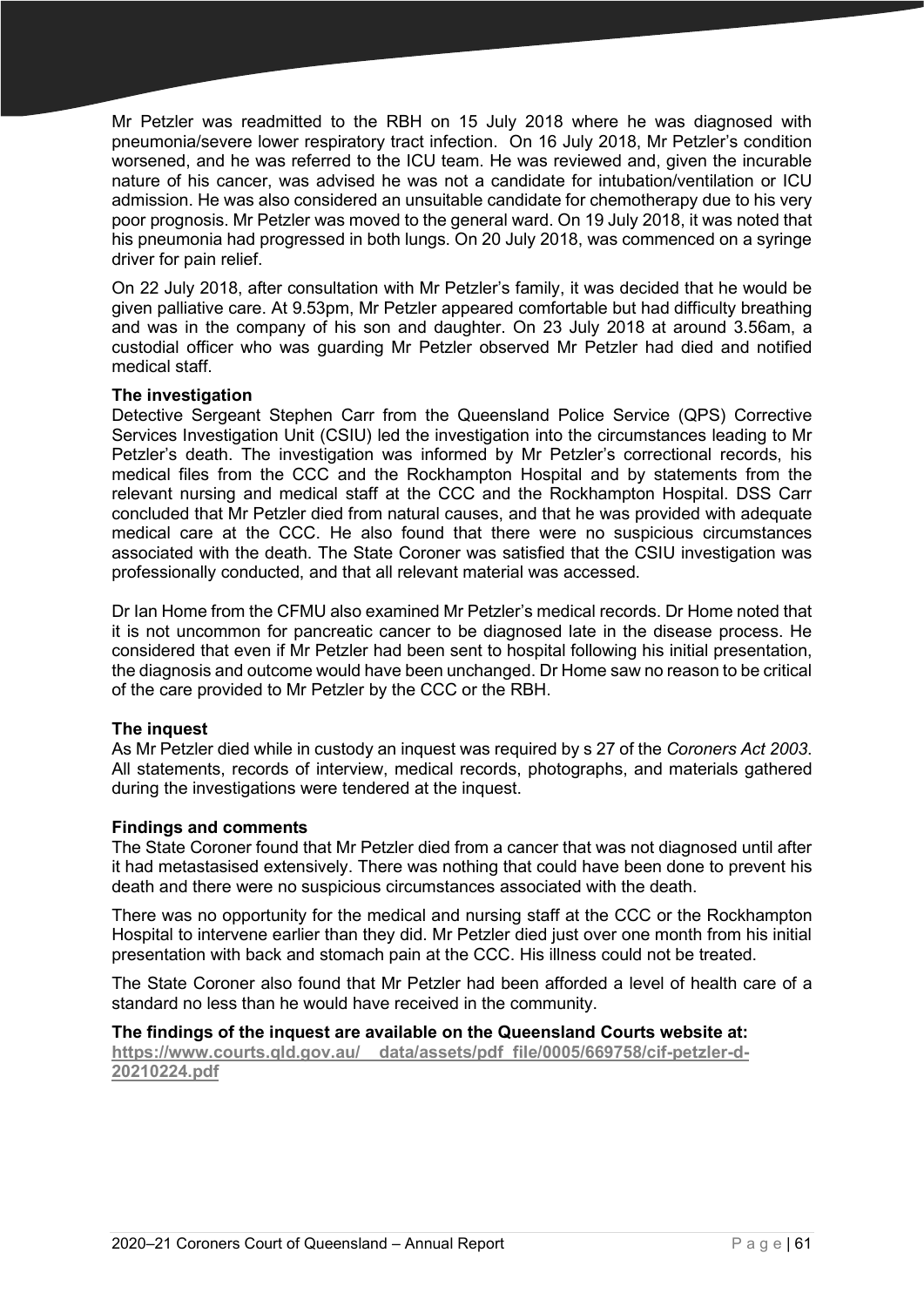Mr Petzler was readmitted to the RBH on 15 July 2018 where he was diagnosed with pneumonia/severe lower respiratory tract infection. On 16 July 2018, Mr Petzler's condition worsened, and he was referred to the ICU team. He was reviewed and, given the incurable nature of his cancer, was advised he was not a candidate for intubation/ventilation or ICU admission. He was also considered an unsuitable candidate for chemotherapy due to his very poor prognosis. Mr Petzler was moved to the general ward. On 19 July 2018, it was noted that his pneumonia had progressed in both lungs. On 20 July 2018, was commenced on a syringe driver for pain relief.

On 22 July 2018, after consultation with Mr Petzler's family, it was decided that he would be given palliative care. At 9.53pm, Mr Petzler appeared comfortable but had difficulty breathing and was in the company of his son and daughter. On 23 July 2018 at around 3.56am, a custodial officer who was guarding Mr Petzler observed Mr Petzler had died and notified medical staff.

**The investigation**

Detective Sergeant Stephen Carr from the Queensland Police Service (QPS) Corrective Services Investigation Unit (CSIU) led the investigation into the circumstances leading to Mr Petzler's death. The investigation was informed by Mr Petzler's correctional records, his medical files from the CCC and the Rockhampton Hospital and by statements from the relevant nursing and medical staff at the CCC and the Rockhampton Hospital. DSS Carr concluded that Mr Petzler died from natural causes, and that he was provided with adequate medical care at the CCC. He also found that there were no suspicious circumstances associated with the death. The State Coroner was satisfied that the CSIU investigation was professionally conducted, and that all relevant material was accessed.

Dr Ian Home from the CFMU also examined Mr Petzler's medical records. Dr Home noted that it is not uncommon for pancreatic cancer to be diagnosed late in the disease process. He considered that even if Mr Petzler had been sent to hospital following his initial presentation, the diagnosis and outcome would have been unchanged. Dr Home saw no reason to be critical of the care provided to Mr Petzler by the CCC or the RBH.

**The inquest**

As Mr Petzler died while in custody an inquest was required by s 27 of the *Coroners Act 2003*. All statements, records of interview, medical records, photographs, and materials gathered during the investigations were tendered at the inquest.

**Findings and comments**

The State Coroner found that Mr Petzler died from a cancer that was not diagnosed until after it had metastasised extensively. There was nothing that could have been done to prevent his death and there were no suspicious circumstances associated with the death.

There was no opportunity for the medical and nursing staff at the CCC or the Rockhampton Hospital to intervene earlier than they did. Mr Petzler died just over one month from his initial presentation with back and stomach pain at the CCC. His illness could not be treated.

The State Coroner also found that Mr Petzler had been afforded a level of health care of a standard no less than he would have received in the community.

**The findings of the inquest are available on the Queensland Courts website at:**
**https://www.courts.qld.gov.au/__data/assets/pdf_file/0005/669758/cif-petzler-d-20210224.pdf**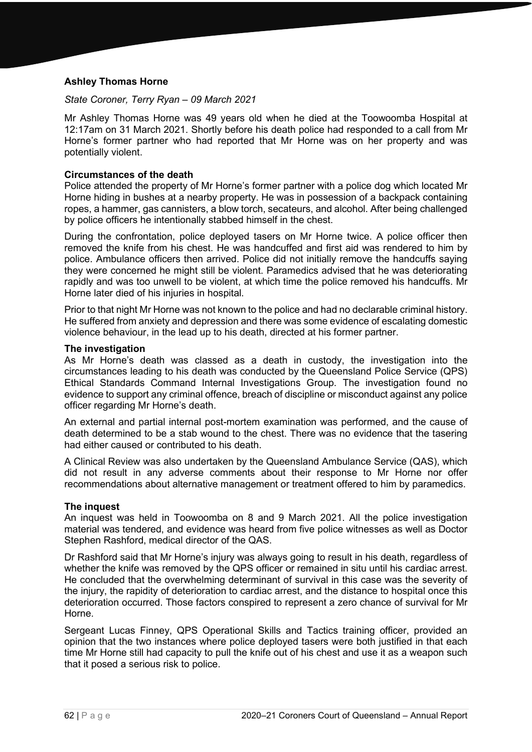### Ashley Thomas Horne

*State Coroner, Terry Ryan – 09 March 2021*

Mr Ashley Thomas Horne was 49 years old when he died at the Toowoomba Hospital at 12:17am on 31 March 2021. Shortly before his death police had responded to a call from Mr Horne's former partner who had reported that Mr Horne was on her property and was potentially violent.

**Circumstances of the death**

Police attended the property of Mr Horne's former partner with a police dog which located Mr Horne hiding in bushes at a nearby property. He was in possession of a backpack containing ropes, a hammer, gas cannisters, a blow torch, secateurs, and alcohol. After being challenged by police officers he intentionally stabbed himself in the chest.

During the confrontation, police deployed tasers on Mr Horne twice. A police officer then removed the knife from his chest. He was handcuffed and first aid was rendered to him by police. Ambulance officers then arrived. Police did not initially remove the handcuffs saying they were concerned he might still be violent. Paramedics advised that he was deteriorating rapidly and was too unwell to be violent, at which time the police removed his handcuffs. Mr Horne later died of his injuries in hospital.

Prior to that night Mr Horne was not known to the police and had no declarable criminal history. He suffered from anxiety and depression and there was some evidence of escalating domestic violence behaviour, in the lead up to his death, directed at his former partner.

**The investigation**

As Mr Horne's death was classed as a death in custody, the investigation into the circumstances leading to his death was conducted by the Queensland Police Service (QPS) Ethical Standards Command Internal Investigations Group. The investigation found no evidence to support any criminal offence, breach of discipline or misconduct against any police officer regarding Mr Horne's death.

An external and partial internal post-mortem examination was performed, and the cause of death determined to be a stab wound to the chest. There was no evidence that the tasering had either caused or contributed to his death.

A Clinical Review was also undertaken by the Queensland Ambulance Service (QAS), which did not result in any adverse comments about their response to Mr Horne nor offer recommendations about alternative management or treatment offered to him by paramedics.

**The inquest**

An inquest was held in Toowoomba on 8 and 9 March 2021. All the police investigation material was tendered, and evidence was heard from five police witnesses as well as Doctor Stephen Rashford, medical director of the QAS.

Dr Rashford said that Mr Horne's injury was always going to result in his death, regardless of whether the knife was removed by the QPS officer or remained in situ until his cardiac arrest. He concluded that the overwhelming determinant of survival in this case was the severity of the injury, the rapidity of deterioration to cardiac arrest, and the distance to hospital once this deterioration occurred. Those factors conspired to represent a zero chance of survival for Mr Horne.

Sergeant Lucas Finney, QPS Operational Skills and Tactics training officer, provided an opinion that the two instances where police deployed tasers were both justified in that each time Mr Horne still had capacity to pull the knife out of his chest and use it as a weapon such that it posed a serious risk to police.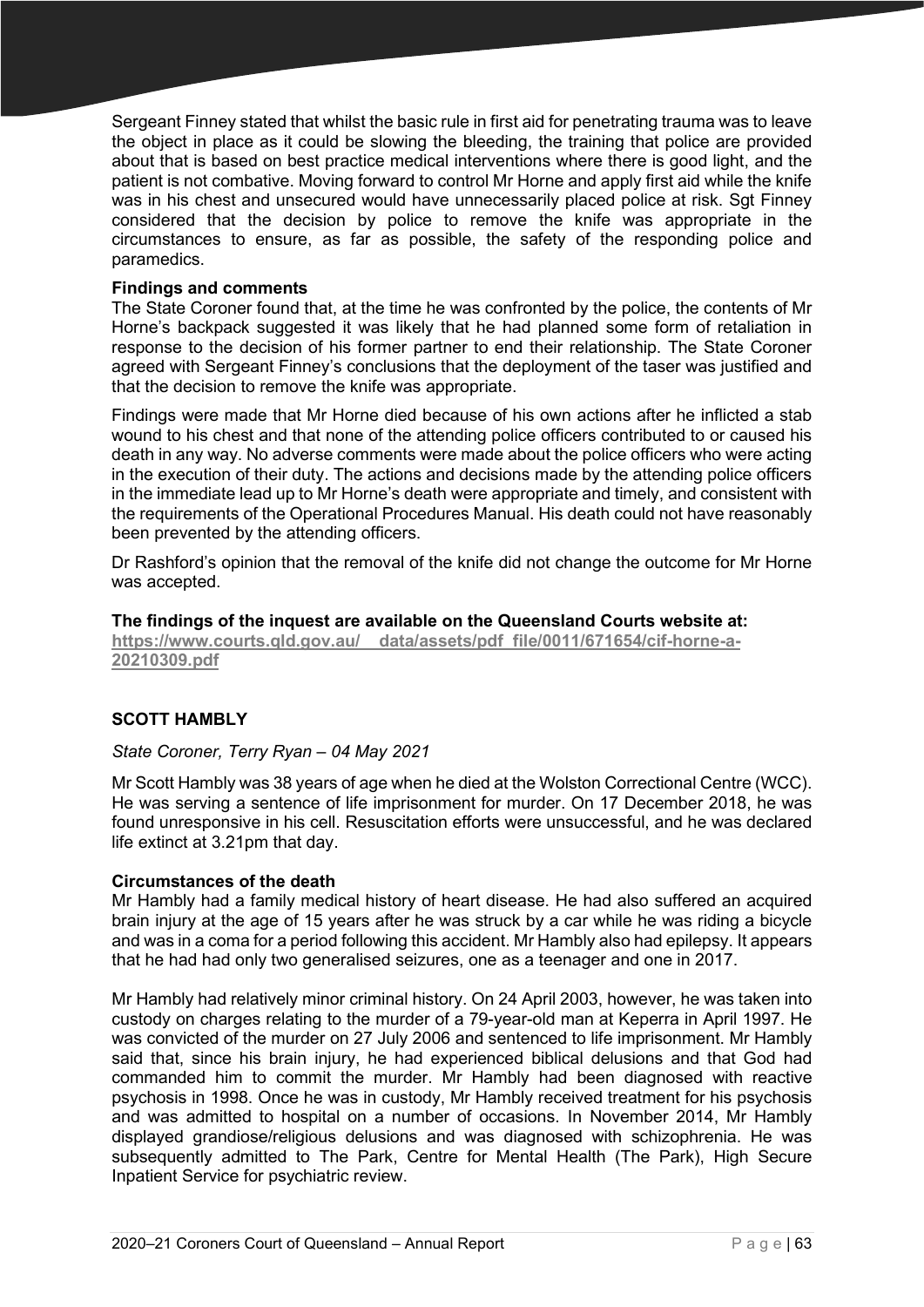Sergeant Finney stated that whilst the basic rule in first aid for penetrating trauma was to leave the object in place as it could be slowing the bleeding, the training that police are provided about that is based on best practice medical interventions where there is good light, and the patient is not combative. Moving forward to control Mr Horne and apply first aid while the knife was in his chest and unsecured would have unnecessarily placed police at risk. Sgt Finney considered that the decision by police to remove the knife was appropriate in the circumstances to ensure, as far as possible, the safety of the responding police and paramedics.

**Findings and comments**

The State Coroner found that, at the time he was confronted by the police, the contents of Mr Horne's backpack suggested it was likely that he had planned some form of retaliation in response to the decision of his former partner to end their relationship. The State Coroner agreed with Sergeant Finney's conclusions that the deployment of the taser was justified and that the decision to remove the knife was appropriate.

Findings were made that Mr Horne died because of his own actions after he inflicted a stab wound to his chest and that none of the attending police officers contributed to or caused his death in any way. No adverse comments were made about the police officers who were acting in the execution of their duty. The actions and decisions made by the attending police officers in the immediate lead up to Mr Horne's death were appropriate and timely, and consistent with the requirements of the Operational Procedures Manual. His death could not have reasonably been prevented by the attending officers.

Dr Rashford's opinion that the removal of the knife did not change the outcome for Mr Horne was accepted.

**The findings of the inquest are available on the Queensland Courts website at:**
**https://www.courts.qld.gov.au/__data/assets/pdf_file/0011/671654/cif-horne-a-20210309.pdf**

### SCOTT HAMBLY

*State Coroner, Terry Ryan – 04 May 2021*

Mr Scott Hambly was 38 years of age when he died at the Wolston Correctional Centre (WCC). He was serving a sentence of life imprisonment for murder. On 17 December 2018, he was found unresponsive in his cell. Resuscitation efforts were unsuccessful, and he was declared life extinct at 3.21pm that day.

**Circumstances of the death**

Mr Hambly had a family medical history of heart disease. He had also suffered an acquired brain injury at the age of 15 years after he was struck by a car while he was riding a bicycle and was in a coma for a period following this accident. Mr Hambly also had epilepsy. It appears that he had had only two generalised seizures, one as a teenager and one in 2017.

Mr Hambly had relatively minor criminal history. On 24 April 2003, however, he was taken into custody on charges relating to the murder of a 79-year-old man at Keperra in April 1997. He was convicted of the murder on 27 July 2006 and sentenced to life imprisonment. Mr Hambly said that, since his brain injury, he had experienced biblical delusions and that God had commanded him to commit the murder. Mr Hambly had been diagnosed with reactive psychosis in 1998. Once he was in custody, Mr Hambly received treatment for his psychosis and was admitted to hospital on a number of occasions. In November 2014, Mr Hambly displayed grandiose/religious delusions and was diagnosed with schizophrenia. He was subsequently admitted to The Park, Centre for Mental Health (The Park), High Secure Inpatient Service for psychiatric review.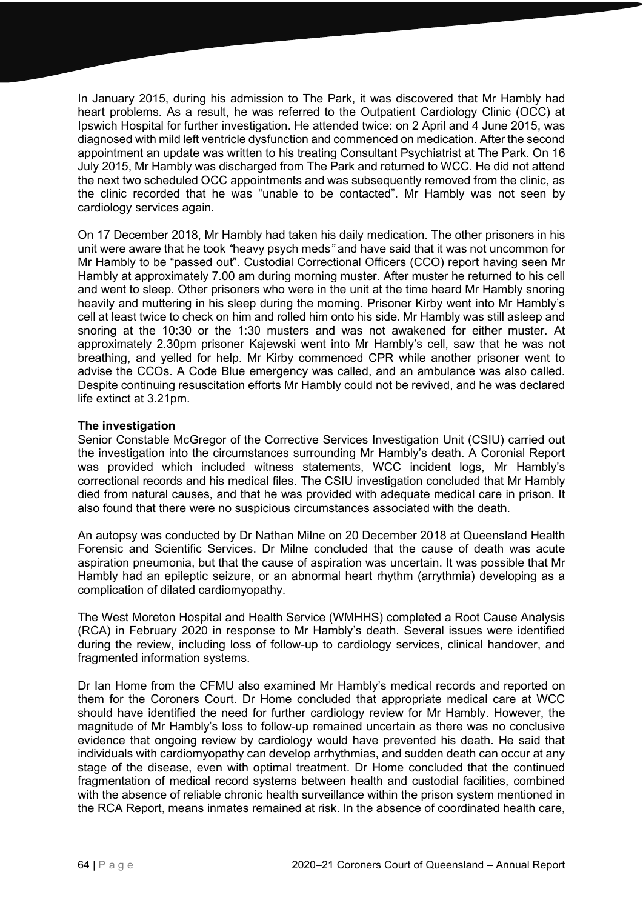In January 2015, during his admission to The Park, it was discovered that Mr Hambly had heart problems. As a result, he was referred to the Outpatient Cardiology Clinic (OCC) at Ipswich Hospital for further investigation. He attended twice: on 2 April and 4 June 2015, was diagnosed with mild left ventricle dysfunction and commenced on medication. After the second appointment an update was written to his treating Consultant Psychiatrist at The Park. On 16 July 2015, Mr Hambly was discharged from The Park and returned to WCC. He did not attend the next two scheduled OCC appointments and was subsequently removed from the clinic, as the clinic recorded that he was "unable to be contacted". Mr Hambly was not seen by cardiology services again.

On 17 December 2018, Mr Hambly had taken his daily medication. The other prisoners in his unit were aware that he took *"heavy psych meds"* and have said that it was not uncommon for Mr Hambly to be "passed out". Custodial Correctional Officers (CCO) report having seen Mr Hambly at approximately 7.00 am during morning muster. After muster he returned to his cell and went to sleep. Other prisoners who were in the unit at the time heard Mr Hambly snoring heavily and muttering in his sleep during the morning. Prisoner Kirby went into Mr Hambly's cell at least twice to check on him and rolled him onto his side. Mr Hambly was still asleep and snoring at the 10:30 or the 1:30 musters and was not awakened for either muster. At approximately 2.30pm prisoner Kajewski went into Mr Hambly's cell, saw that he was not breathing, and yelled for help. Mr Kirby commenced CPR while another prisoner went to advise the CCOs. A Code Blue emergency was called, and an ambulance was also called. Despite continuing resuscitation efforts Mr Hambly could not be revived, and he was declared life extinct at 3.21pm.

**The investigation**

Senior Constable McGregor of the Corrective Services Investigation Unit (CSIU) carried out the investigation into the circumstances surrounding Mr Hambly's death. A Coronial Report was provided which included witness statements, WCC incident logs, Mr Hambly's correctional records and his medical files. The CSIU investigation concluded that Mr Hambly died from natural causes, and that he was provided with adequate medical care in prison. It also found that there were no suspicious circumstances associated with the death.

An autopsy was conducted by Dr Nathan Milne on 20 December 2018 at Queensland Health Forensic and Scientific Services. Dr Milne concluded that the cause of death was acute aspiration pneumonia, but that the cause of aspiration was uncertain. It was possible that Mr Hambly had an epileptic seizure, or an abnormal heart rhythm (arrythmia) developing as a complication of dilated cardiomyopathy.

The West Moreton Hospital and Health Service (WMHHS) completed a Root Cause Analysis (RCA) in February 2020 in response to Mr Hambly's death. Several issues were identified during the review, including loss of follow-up to cardiology services, clinical handover, and fragmented information systems.

Dr Ian Home from the CFMU also examined Mr Hambly's medical records and reported on them for the Coroners Court. Dr Home concluded that appropriate medical care at WCC should have identified the need for further cardiology review for Mr Hambly. However, the magnitude of Mr Hambly's loss to follow-up remained uncertain as there was no conclusive evidence that ongoing review by cardiology would have prevented his death. He said that individuals with cardiomyopathy can develop arrhythmias, and sudden death can occur at any stage of the disease, even with optimal treatment. Dr Home concluded that the continued fragmentation of medical record systems between health and custodial facilities, combined with the absence of reliable chronic health surveillance within the prison system mentioned in the RCA Report, means inmates remained at risk. In the absence of coordinated health care,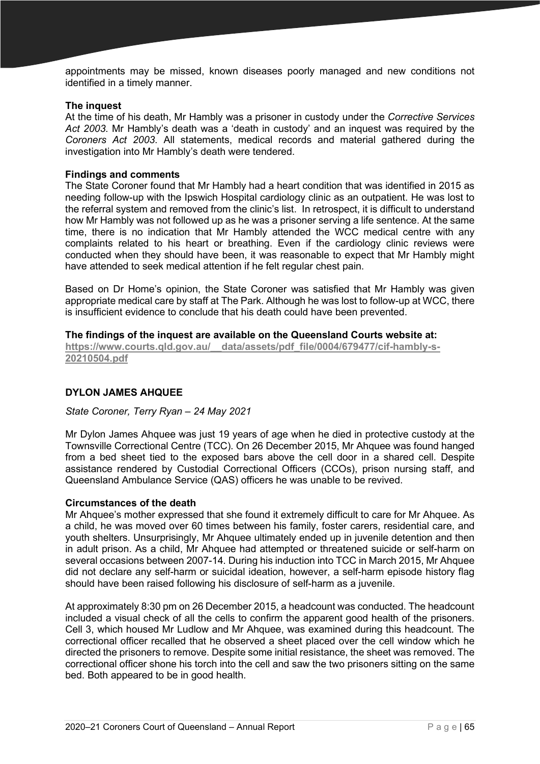appointments may be missed, known diseases poorly managed and new conditions not identified in a timely manner.

**The inquest**

At the time of his death, Mr Hambly was a prisoner in custody under the *Corrective Services Act 2003.* Mr Hambly's death was a 'death in custody' and an inquest was required by the *Coroners Act 2003.* All statements, medical records and material gathered during the investigation into Mr Hambly's death were tendered.

**Findings and comments**

The State Coroner found that Mr Hambly had a heart condition that was identified in 2015 as needing follow-up with the Ipswich Hospital cardiology clinic as an outpatient. He was lost to the referral system and removed from the clinic's list. In retrospect, it is difficult to understand how Mr Hambly was not followed up as he was a prisoner serving a life sentence. At the same time, there is no indication that Mr Hambly attended the WCC medical centre with any complaints related to his heart or breathing. Even if the cardiology clinic reviews were conducted when they should have been, it was reasonable to expect that Mr Hambly might have attended to seek medical attention if he felt regular chest pain.

Based on Dr Home's opinion, the State Coroner was satisfied that Mr Hambly was given appropriate medical care by staff at The Park. Although he was lost to follow-up at WCC, there is insufficient evidence to conclude that his death could have been prevented.

**The findings of the inquest are available on the Queensland Courts website at:**
**https://www.courts.qld.gov.au/__data/assets/pdf_file/0004/679477/cif-hambly-s-20210504.pdf**

## DYLON JAMES AHQUEE

*State Coroner, Terry Ryan – 24 May 2021*

Mr Dylon James Ahquee was just 19 years of age when he died in protective custody at the Townsville Correctional Centre (TCC). On 26 December 2015, Mr Ahquee was found hanged from a bed sheet tied to the exposed bars above the cell door in a shared cell. Despite assistance rendered by Custodial Correctional Officers (CCOs), prison nursing staff, and Queensland Ambulance Service (QAS) officers he was unable to be revived.

**Circumstances of the death**

Mr Ahquee's mother expressed that she found it extremely difficult to care for Mr Ahquee. As a child, he was moved over 60 times between his family, foster carers, residential care, and youth shelters. Unsurprisingly, Mr Ahquee ultimately ended up in juvenile detention and then in adult prison. As a child, Mr Ahquee had attempted or threatened suicide or self-harm on several occasions between 2007-14. During his induction into TCC in March 2015, Mr Ahquee did not declare any self-harm or suicidal ideation, however, a self-harm episode history flag should have been raised following his disclosure of self-harm as a juvenile.

At approximately 8:30 pm on 26 December 2015, a headcount was conducted. The headcount included a visual check of all the cells to confirm the apparent good health of the prisoners. Cell 3, which housed Mr Ludlow and Mr Ahquee, was examined during this headcount. The correctional officer recalled that he observed a sheet placed over the cell window which he directed the prisoners to remove. Despite some initial resistance, the sheet was removed. The correctional officer shone his torch into the cell and saw the two prisoners sitting on the same bed. Both appeared to be in good health.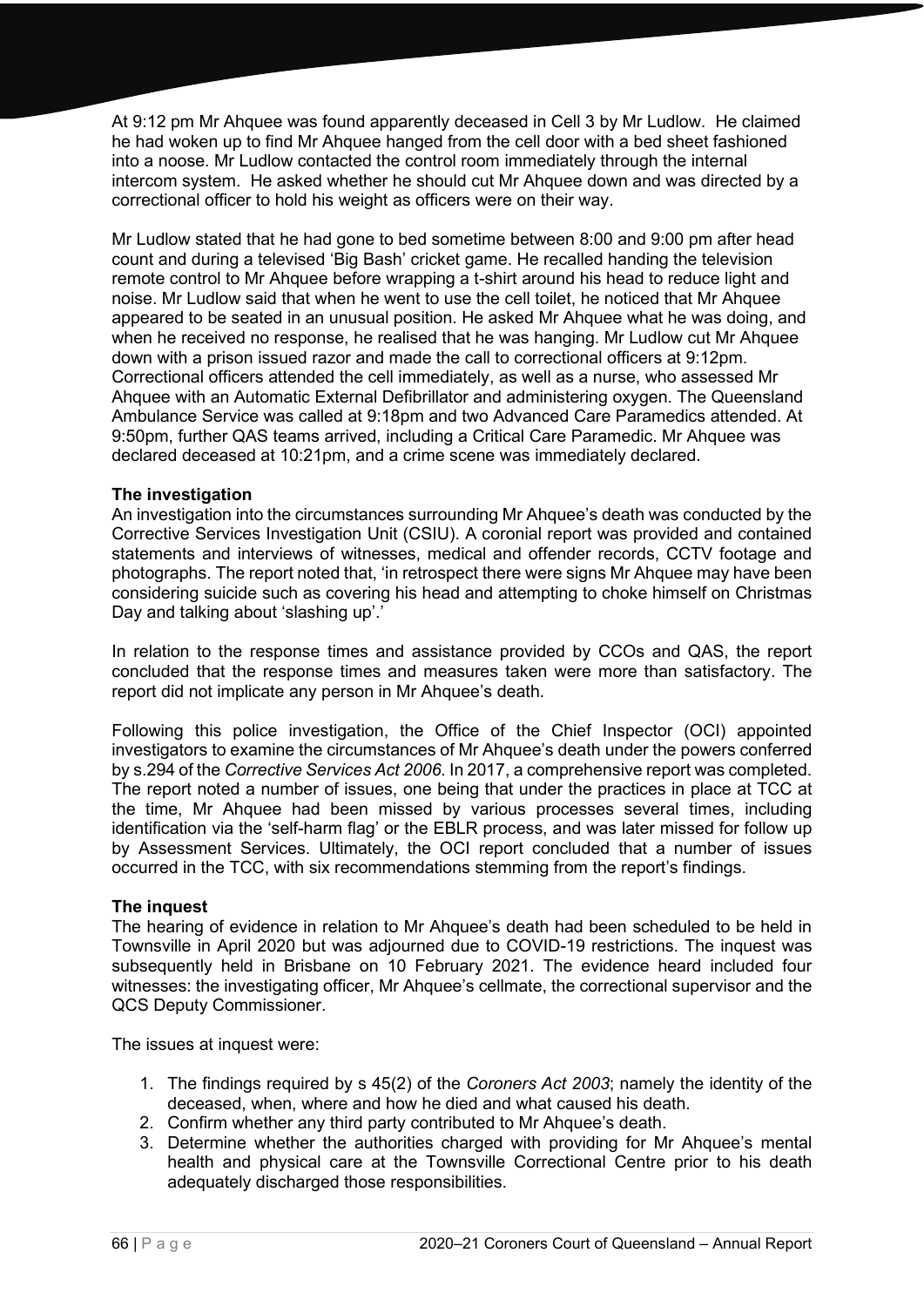At 9:12 pm Mr Ahquee was found apparently deceased in Cell 3 by Mr Ludlow. He claimed he had woken up to find Mr Ahquee hanged from the cell door with a bed sheet fashioned into a noose. Mr Ludlow contacted the control room immediately through the internal intercom system. He asked whether he should cut Mr Ahquee down and was directed by a correctional officer to hold his weight as officers were on their way.

Mr Ludlow stated that he had gone to bed sometime between 8:00 and 9:00 pm after head count and during a televised 'Big Bash' cricket game. He recalled handing the television remote control to Mr Ahquee before wrapping a t-shirt around his head to reduce light and noise. Mr Ludlow said that when he went to use the cell toilet, he noticed that Mr Ahquee appeared to be seated in an unusual position. He asked Mr Ahquee what he was doing, and when he received no response, he realised that he was hanging. Mr Ludlow cut Mr Ahquee down with a prison issued razor and made the call to correctional officers at 9:12pm. Correctional officers attended the cell immediately, as well as a nurse, who assessed Mr Ahquee with an Automatic External Defibrillator and administering oxygen. The Queensland Ambulance Service was called at 9:18pm and two Advanced Care Paramedics attended. At 9:50pm, further QAS teams arrived, including a Critical Care Paramedic. Mr Ahquee was declared deceased at 10:21pm, and a crime scene was immediately declared.

**The investigation**

An investigation into the circumstances surrounding Mr Ahquee's death was conducted by the Corrective Services Investigation Unit (CSIU). A coronial report was provided and contained statements and interviews of witnesses, medical and offender records, CCTV footage and photographs. The report noted that, 'in retrospect there were signs Mr Ahquee may have been considering suicide such as covering his head and attempting to choke himself on Christmas Day and talking about 'slashing up'.'

In relation to the response times and assistance provided by CCOs and QAS, the report concluded that the response times and measures taken were more than satisfactory. The report did not implicate any person in Mr Ahquee's death.

Following this police investigation, the Office of the Chief Inspector (OCI) appointed investigators to examine the circumstances of Mr Ahquee's death under the powers conferred by s.294 of the *Corrective Services Act 2006*. In 2017, a comprehensive report was completed. The report noted a number of issues, one being that under the practices in place at TCC at the time, Mr Ahquee had been missed by various processes several times, including identification via the 'self-harm flag' or the EBLR process, and was later missed for follow up by Assessment Services. Ultimately, the OCI report concluded that a number of issues occurred in the TCC, with six recommendations stemming from the report's findings.

**The inquest**

The hearing of evidence in relation to Mr Ahquee's death had been scheduled to be held in Townsville in April 2020 but was adjourned due to COVID-19 restrictions. The inquest was subsequently held in Brisbane on 10 February 2021. The evidence heard included four witnesses: the investigating officer, Mr Ahquee's cellmate, the correctional supervisor and the QCS Deputy Commissioner.

The issues at inquest were:

1. The findings required by s 45(2) of the *Coroners Act 2003*; namely the identity of the deceased, when, where and how he died and what caused his death.
2. Confirm whether any third party contributed to Mr Ahquee's death.
3. Determine whether the authorities charged with providing for Mr Ahquee's mental health and physical care at the Townsville Correctional Centre prior to his death adequately discharged those responsibilities.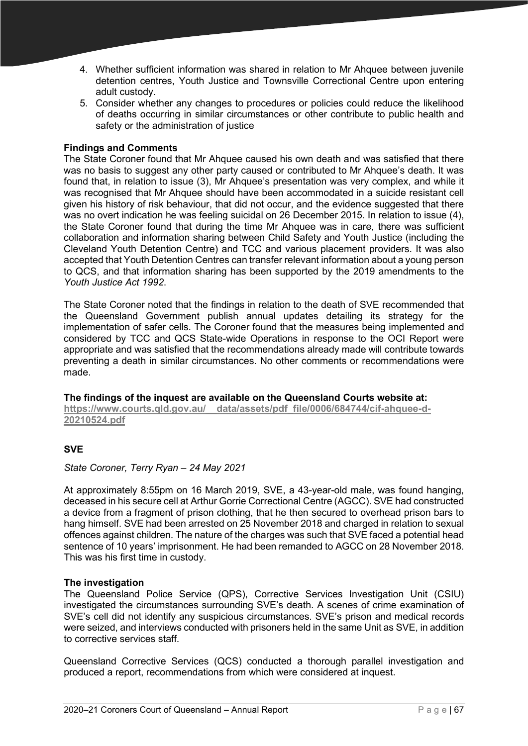4. Whether sufficient information was shared in relation to Mr Ahquee between juvenile detention centres, Youth Justice and Townsville Correctional Centre upon entering adult custody.
5. Consider whether any changes to procedures or policies could reduce the likelihood of deaths occurring in similar circumstances or other contribute to public health and safety or the administration of justice

**Findings and Comments**

The State Coroner found that Mr Ahquee caused his own death and was satisfied that there was no basis to suggest any other party caused or contributed to Mr Ahquee's death. It was found that, in relation to issue (3), Mr Ahquee's presentation was very complex, and while it was recognised that Mr Ahquee should have been accommodated in a suicide resistant cell given his history of risk behaviour, that did not occur, and the evidence suggested that there was no overt indication he was feeling suicidal on 26 December 2015. In relation to issue (4), the State Coroner found that during the time Mr Ahquee was in care, there was sufficient collaboration and information sharing between Child Safety and Youth Justice (including the Cleveland Youth Detention Centre) and TCC and various placement providers. It was also accepted that Youth Detention Centres can transfer relevant information about a young person to QCS, and that information sharing has been supported by the 2019 amendments to the *Youth Justice Act 1992*.

The State Coroner noted that the findings in relation to the death of SVE recommended that the Queensland Government publish annual updates detailing its strategy for the implementation of safer cells. The Coroner found that the measures being implemented and considered by TCC and QCS State-wide Operations in response to the OCI Report were appropriate and was satisfied that the recommendations already made will contribute towards preventing a death in similar circumstances. No other comments or recommendations were made.

**The findings of the inquest are available on the Queensland Courts website at:**
**https://www.courts.qld.gov.au/__data/assets/pdf_file/0006/684744/cif-ahquee-d-20210524.pdf**

### SVE

*State Coroner, Terry Ryan – 24 May 2021*

At approximately 8:55pm on 16 March 2019, SVE, a 43-year-old male, was found hanging, deceased in his secure cell at Arthur Gorrie Correctional Centre (AGCC). SVE had constructed a device from a fragment of prison clothing, that he then secured to overhead prison bars to hang himself. SVE had been arrested on 25 November 2018 and charged in relation to sexual offences against children. The nature of the charges was such that SVE faced a potential head sentence of 10 years' imprisonment. He had been remanded to AGCC on 28 November 2018. This was his first time in custody.

**The investigation**

The Queensland Police Service (QPS), Corrective Services Investigation Unit (CSIU) investigated the circumstances surrounding SVE's death. A scenes of crime examination of SVE's cell did not identify any suspicious circumstances. SVE's prison and medical records were seized, and interviews conducted with prisoners held in the same Unit as SVE, in addition to corrective services staff.

Queensland Corrective Services (QCS) conducted a thorough parallel investigation and produced a report, recommendations from which were considered at inquest.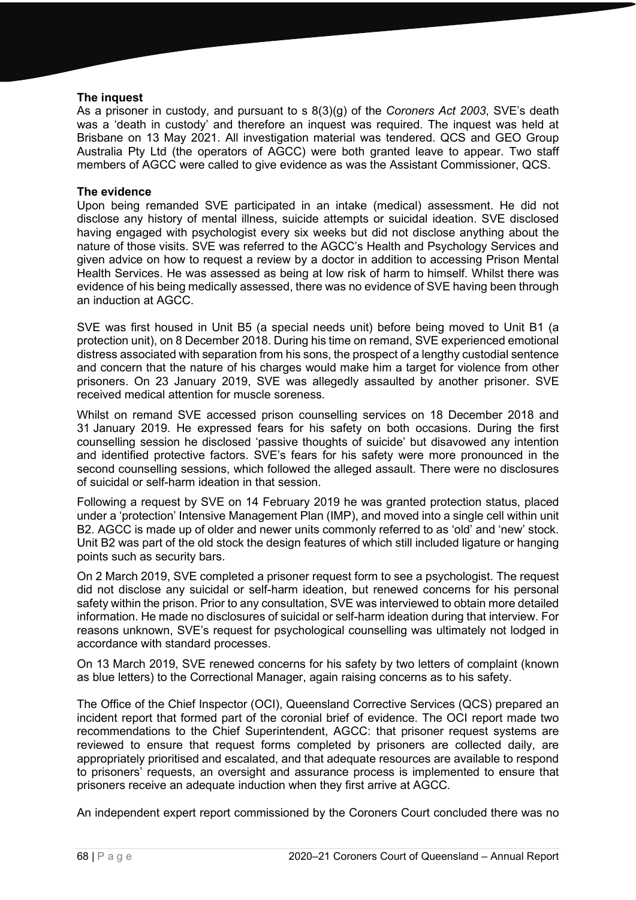**The inquest**

As a prisoner in custody, and pursuant to s 8(3)(g) of the *Coroners Act 2003*, SVE's death was a 'death in custody' and therefore an inquest was required. The inquest was held at Brisbane on 13 May 2021. All investigation material was tendered. QCS and GEO Group Australia Pty Ltd (the operators of AGCC) were both granted leave to appear. Two staff members of AGCC were called to give evidence as was the Assistant Commissioner, QCS.

**The evidence**

Upon being remanded SVE participated in an intake (medical) assessment. He did not disclose any history of mental illness, suicide attempts or suicidal ideation. SVE disclosed having engaged with psychologist every six weeks but did not disclose anything about the nature of those visits. SVE was referred to the AGCC's Health and Psychology Services and given advice on how to request a review by a doctor in addition to accessing Prison Mental Health Services. He was assessed as being at low risk of harm to himself. Whilst there was evidence of his being medically assessed, there was no evidence of SVE having been through an induction at AGCC.

SVE was first housed in Unit B5 (a special needs unit) before being moved to Unit B1 (a protection unit), on 8 December 2018. During his time on remand, SVE experienced emotional distress associated with separation from his sons, the prospect of a lengthy custodial sentence and concern that the nature of his charges would make him a target for violence from other prisoners. On 23 January 2019, SVE was allegedly assaulted by another prisoner. SVE received medical attention for muscle soreness.

Whilst on remand SVE accessed prison counselling services on 18 December 2018 and 31 January 2019. He expressed fears for his safety on both occasions. During the first counselling session he disclosed 'passive thoughts of suicide' but disavowed any intention and identified protective factors. SVE's fears for his safety were more pronounced in the second counselling sessions, which followed the alleged assault. There were no disclosures of suicidal or self-harm ideation in that session.

Following a request by SVE on 14 February 2019 he was granted protection status, placed under a 'protection' Intensive Management Plan (IMP), and moved into a single cell within unit B2. AGCC is made up of older and newer units commonly referred to as 'old' and 'new' stock. Unit B2 was part of the old stock the design features of which still included ligature or hanging points such as security bars.

On 2 March 2019, SVE completed a prisoner request form to see a psychologist. The request did not disclose any suicidal or self-harm ideation, but renewed concerns for his personal safety within the prison. Prior to any consultation, SVE was interviewed to obtain more detailed information. He made no disclosures of suicidal or self-harm ideation during that interview. For reasons unknown, SVE's request for psychological counselling was ultimately not lodged in accordance with standard processes.

On 13 March 2019, SVE renewed concerns for his safety by two letters of complaint (known as blue letters) to the Correctional Manager, again raising concerns as to his safety.

The Office of the Chief Inspector (OCI), Queensland Corrective Services (QCS) prepared an incident report that formed part of the coronial brief of evidence. The OCI report made two recommendations to the Chief Superintendent, AGCC: that prisoner request systems are reviewed to ensure that request forms completed by prisoners are collected daily, are appropriately prioritised and escalated, and that adequate resources are available to respond to prisoners' requests, an oversight and assurance process is implemented to ensure that prisoners receive an adequate induction when they first arrive at AGCC.

An independent expert report commissioned by the Coroners Court concluded there was no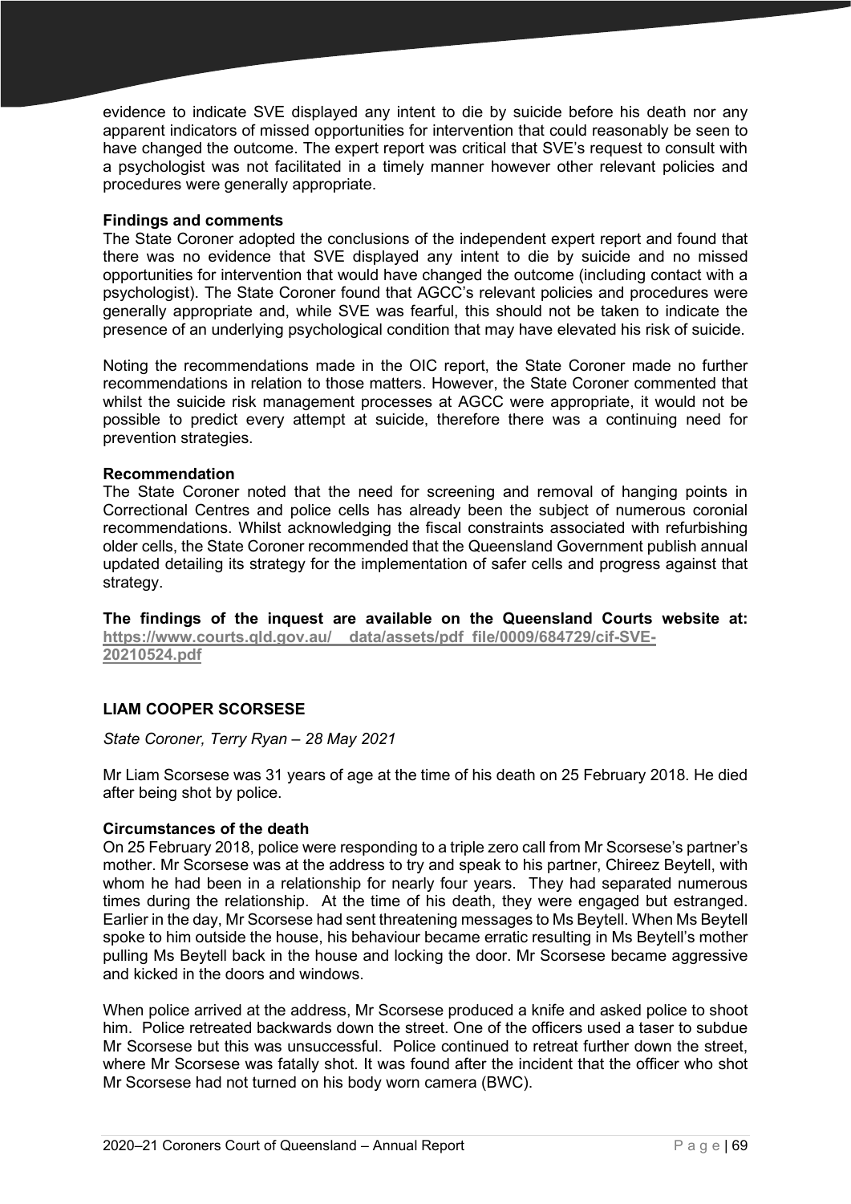evidence to indicate SVE displayed any intent to die by suicide before his death nor any apparent indicators of missed opportunities for intervention that could reasonably be seen to have changed the outcome. The expert report was critical that SVE's request to consult with a psychologist was not facilitated in a timely manner however other relevant policies and procedures were generally appropriate.

**Findings and comments**

The State Coroner adopted the conclusions of the independent expert report and found that there was no evidence that SVE displayed any intent to die by suicide and no missed opportunities for intervention that would have changed the outcome (including contact with a psychologist). The State Coroner found that AGCC's relevant policies and procedures were generally appropriate and, while SVE was fearful, this should not be taken to indicate the presence of an underlying psychological condition that may have elevated his risk of suicide.

Noting the recommendations made in the OIC report, the State Coroner made no further recommendations in relation to those matters. However, the State Coroner commented that whilst the suicide risk management processes at AGCC were appropriate, it would not be possible to predict every attempt at suicide, therefore there was a continuing need for prevention strategies.

**Recommendation**

The State Coroner noted that the need for screening and removal of hanging points in Correctional Centres and police cells has already been the subject of numerous coronial recommendations. Whilst acknowledging the fiscal constraints associated with refurbishing older cells, the State Coroner recommended that the Queensland Government publish annual updated detailing its strategy for the implementation of safer cells and progress against that strategy.

**The findings of the inquest are available on the Queensland Courts website at: https://www.courts.qld.gov.au/__data/assets/pdf_file/0009/684729/cif-SVE-20210524.pdf**

**LIAM COOPER SCORSESE**

*State Coroner, Terry Ryan – 28 May 2021*

Mr Liam Scorsese was 31 years of age at the time of his death on 25 February 2018. He died after being shot by police.

**Circumstances of the death**

On 25 February 2018, police were responding to a triple zero call from Mr Scorsese's partner's mother. Mr Scorsese was at the address to try and speak to his partner, Chireez Beytell, with whom he had been in a relationship for nearly four years. They had separated numerous times during the relationship. At the time of his death, they were engaged but estranged. Earlier in the day, Mr Scorsese had sent threatening messages to Ms Beytell. When Ms Beytell spoke to him outside the house, his behaviour became erratic resulting in Ms Beytell's mother pulling Ms Beytell back in the house and locking the door. Mr Scorsese became aggressive and kicked in the doors and windows.

When police arrived at the address, Mr Scorsese produced a knife and asked police to shoot him. Police retreated backwards down the street. One of the officers used a taser to subdue Mr Scorsese but this was unsuccessful. Police continued to retreat further down the street, where Mr Scorsese was fatally shot. It was found after the incident that the officer who shot Mr Scorsese had not turned on his body worn camera (BWC).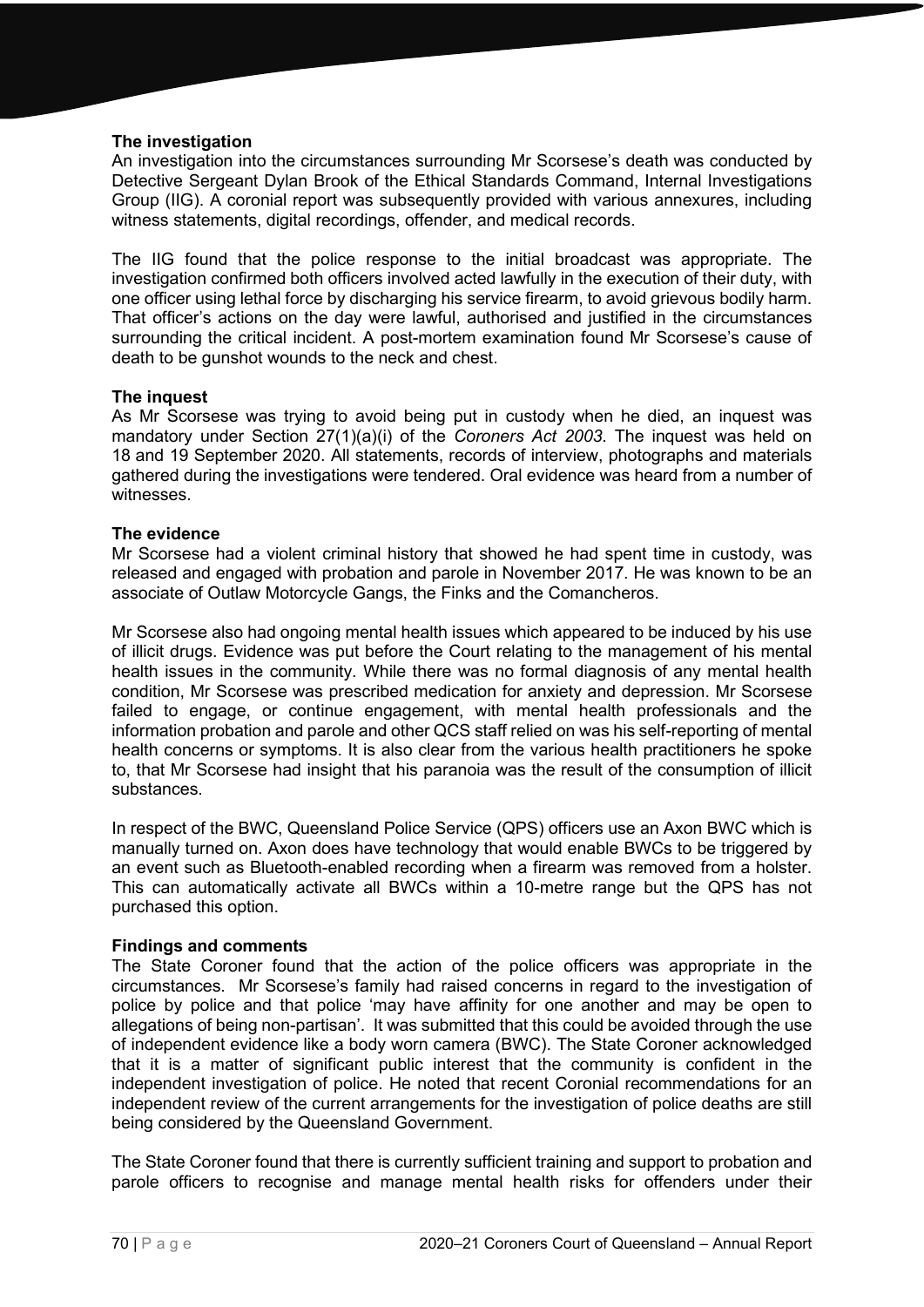**The investigation**

An investigation into the circumstances surrounding Mr Scorsese's death was conducted by Detective Sergeant Dylan Brook of the Ethical Standards Command, Internal Investigations Group (IIG). A coronial report was subsequently provided with various annexures, including witness statements, digital recordings, offender, and medical records.

The IIG found that the police response to the initial broadcast was appropriate. The investigation confirmed both officers involved acted lawfully in the execution of their duty, with one officer using lethal force by discharging his service firearm, to avoid grievous bodily harm. That officer's actions on the day were lawful, authorised and justified in the circumstances surrounding the critical incident. A post-mortem examination found Mr Scorsese's cause of death to be gunshot wounds to the neck and chest.

**The inquest**

As Mr Scorsese was trying to avoid being put in custody when he died, an inquest was mandatory under Section 27(1)(a)(i) of the *Coroners Act 2003.* The inquest was held on 18 and 19 September 2020. All statements, records of interview, photographs and materials gathered during the investigations were tendered. Oral evidence was heard from a number of witnesses.

**The evidence**

Mr Scorsese had a violent criminal history that showed he had spent time in custody, was released and engaged with probation and parole in November 2017. He was known to be an associate of Outlaw Motorcycle Gangs, the Finks and the Comancheros.

Mr Scorsese also had ongoing mental health issues which appeared to be induced by his use of illicit drugs. Evidence was put before the Court relating to the management of his mental health issues in the community. While there was no formal diagnosis of any mental health condition, Mr Scorsese was prescribed medication for anxiety and depression. Mr Scorsese failed to engage, or continue engagement, with mental health professionals and the information probation and parole and other QCS staff relied on was his self-reporting of mental health concerns or symptoms. It is also clear from the various health practitioners he spoke to, that Mr Scorsese had insight that his paranoia was the result of the consumption of illicit substances.

In respect of the BWC, Queensland Police Service (QPS) officers use an Axon BWC which is manually turned on. Axon does have technology that would enable BWCs to be triggered by an event such as Bluetooth-enabled recording when a firearm was removed from a holster. This can automatically activate all BWCs within a 10-metre range but the QPS has not purchased this option.

**Findings and comments**

The State Coroner found that the action of the police officers was appropriate in the circumstances. Mr Scorsese's family had raised concerns in regard to the investigation of police by police and that police 'may have affinity for one another and may be open to allegations of being non-partisan'. It was submitted that this could be avoided through the use of independent evidence like a body worn camera (BWC). The State Coroner acknowledged that it is a matter of significant public interest that the community is confident in the independent investigation of police. He noted that recent Coronial recommendations for an independent review of the current arrangements for the investigation of police deaths are still being considered by the Queensland Government.

The State Coroner found that there is currently sufficient training and support to probation and parole officers to recognise and manage mental health risks for offenders under their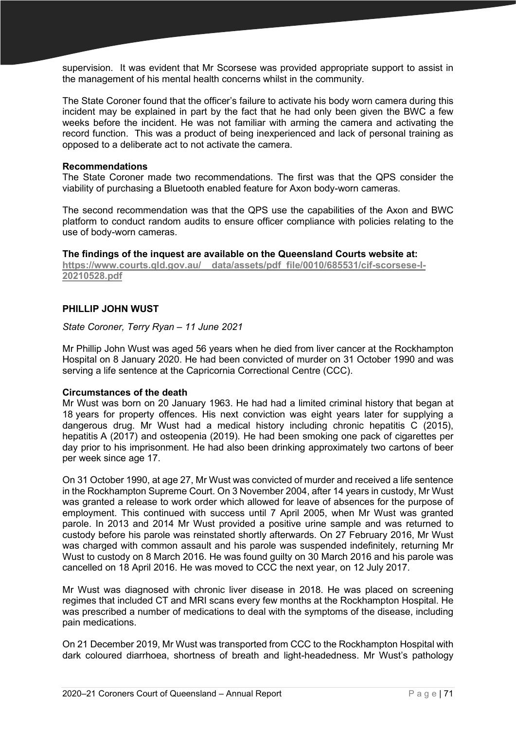supervision. It was evident that Mr Scorsese was provided appropriate support to assist in the management of his mental health concerns whilst in the community.

The State Coroner found that the officer's failure to activate his body worn camera during this incident may be explained in part by the fact that he had only been given the BWC a few weeks before the incident. He was not familiar with arming the camera and activating the record function. This was a product of being inexperienced and lack of personal training as opposed to a deliberate act to not activate the camera.

**Recommendations**

The State Coroner made two recommendations. The first was that the QPS consider the viability of purchasing a Bluetooth enabled feature for Axon body-worn cameras.

The second recommendation was that the QPS use the capabilities of the Axon and BWC platform to conduct random audits to ensure officer compliance with policies relating to the use of body-worn cameras.

**The findings of the inquest are available on the Queensland Courts website at:**
**https://www.courts.qld.gov.au/__data/assets/pdf_file/0010/685531/cif-scorsese-l-20210528.pdf**

### PHILLIP JOHN WUST

*State Coroner, Terry Ryan – 11 June 2021*

Mr Phillip John Wust was aged 56 years when he died from liver cancer at the Rockhampton Hospital on 8 January 2020. He had been convicted of murder on 31 October 1990 and was serving a life sentence at the Capricornia Correctional Centre (CCC).

**Circumstances of the death**

Mr Wust was born on 20 January 1963. He had had a limited criminal history that began at 18 years for property offences. His next conviction was eight years later for supplying a dangerous drug. Mr Wust had a medical history including chronic hepatitis C (2015), hepatitis A (2017) and osteopenia (2019). He had been smoking one pack of cigarettes per day prior to his imprisonment. He had also been drinking approximately two cartons of beer per week since age 17.

On 31 October 1990, at age 27, Mr Wust was convicted of murder and received a life sentence in the Rockhampton Supreme Court. On 3 November 2004, after 14 years in custody, Mr Wust was granted a release to work order which allowed for leave of absences for the purpose of employment. This continued with success until 7 April 2005, when Mr Wust was granted parole. In 2013 and 2014 Mr Wust provided a positive urine sample and was returned to custody before his parole was reinstated shortly afterwards. On 27 February 2016, Mr Wust was charged with common assault and his parole was suspended indefinitely, returning Mr Wust to custody on 8 March 2016. He was found guilty on 30 March 2016 and his parole was cancelled on 18 April 2016. He was moved to CCC the next year, on 12 July 2017.

Mr Wust was diagnosed with chronic liver disease in 2018. He was placed on screening regimes that included CT and MRI scans every few months at the Rockhampton Hospital. He was prescribed a number of medications to deal with the symptoms of the disease, including pain medications.

On 21 December 2019, Mr Wust was transported from CCC to the Rockhampton Hospital with dark coloured diarrhoea, shortness of breath and light-headedness. Mr Wust's pathology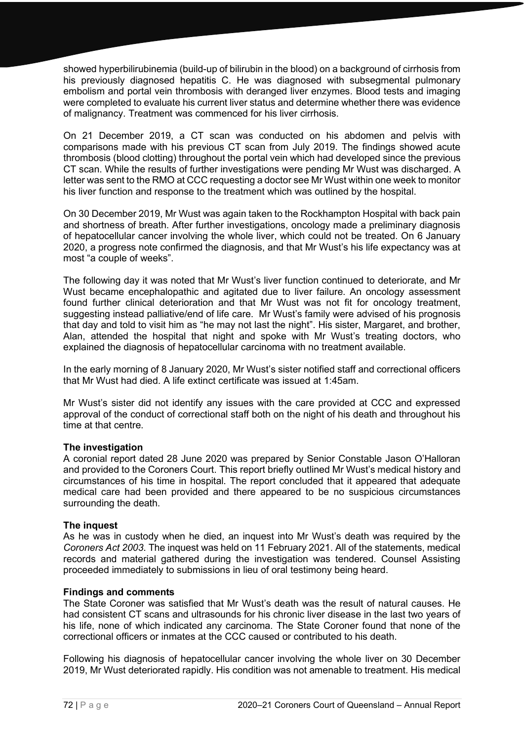showed hyperbilirubinemia (build-up of bilirubin in the blood) on a background of cirrhosis from his previously diagnosed hepatitis C. He was diagnosed with subsegmental pulmonary embolism and portal vein thrombosis with deranged liver enzymes. Blood tests and imaging were completed to evaluate his current liver status and determine whether there was evidence of malignancy. Treatment was commenced for his liver cirrhosis.

On 21 December 2019, a CT scan was conducted on his abdomen and pelvis with comparisons made with his previous CT scan from July 2019. The findings showed acute thrombosis (blood clotting) throughout the portal vein which had developed since the previous CT scan. While the results of further investigations were pending Mr Wust was discharged. A letter was sent to the RMO at CCC requesting a doctor see Mr Wust within one week to monitor his liver function and response to the treatment which was outlined by the hospital.

On 30 December 2019, Mr Wust was again taken to the Rockhampton Hospital with back pain and shortness of breath. After further investigations, oncology made a preliminary diagnosis of hepatocellular cancer involving the whole liver, which could not be treated. On 6 January 2020, a progress note confirmed the diagnosis, and that Mr Wust's his life expectancy was at most "a couple of weeks".

The following day it was noted that Mr Wust's liver function continued to deteriorate, and Mr Wust became encephalopathic and agitated due to liver failure. An oncology assessment found further clinical deterioration and that Mr Wust was not fit for oncology treatment, suggesting instead palliative/end of life care. Mr Wust's family were advised of his prognosis that day and told to visit him as "he may not last the night". His sister, Margaret, and brother, Alan, attended the hospital that night and spoke with Mr Wust's treating doctors, who explained the diagnosis of hepatocellular carcinoma with no treatment available.

In the early morning of 8 January 2020, Mr Wust's sister notified staff and correctional officers that Mr Wust had died. A life extinct certificate was issued at 1:45am.

Mr Wust's sister did not identify any issues with the care provided at CCC and expressed approval of the conduct of correctional staff both on the night of his death and throughout his time at that centre.

**The investigation**

A coronial report dated 28 June 2020 was prepared by Senior Constable Jason O'Halloran and provided to the Coroners Court. This report briefly outlined Mr Wust's medical history and circumstances of his time in hospital. The report concluded that it appeared that adequate medical care had been provided and there appeared to be no suspicious circumstances surrounding the death.

**The inquest**

As he was in custody when he died, an inquest into Mr Wust's death was required by the *Coroners Act 2003*. The inquest was held on 11 February 2021. All of the statements, medical records and material gathered during the investigation was tendered. Counsel Assisting proceeded immediately to submissions in lieu of oral testimony being heard.

**Findings and comments**

The State Coroner was satisfied that Mr Wust's death was the result of natural causes. He had consistent CT scans and ultrasounds for his chronic liver disease in the last two years of his life, none of which indicated any carcinoma. The State Coroner found that none of the correctional officers or inmates at the CCC caused or contributed to his death.

Following his diagnosis of hepatocellular cancer involving the whole liver on 30 December 2019, Mr Wust deteriorated rapidly. His condition was not amenable to treatment. His medical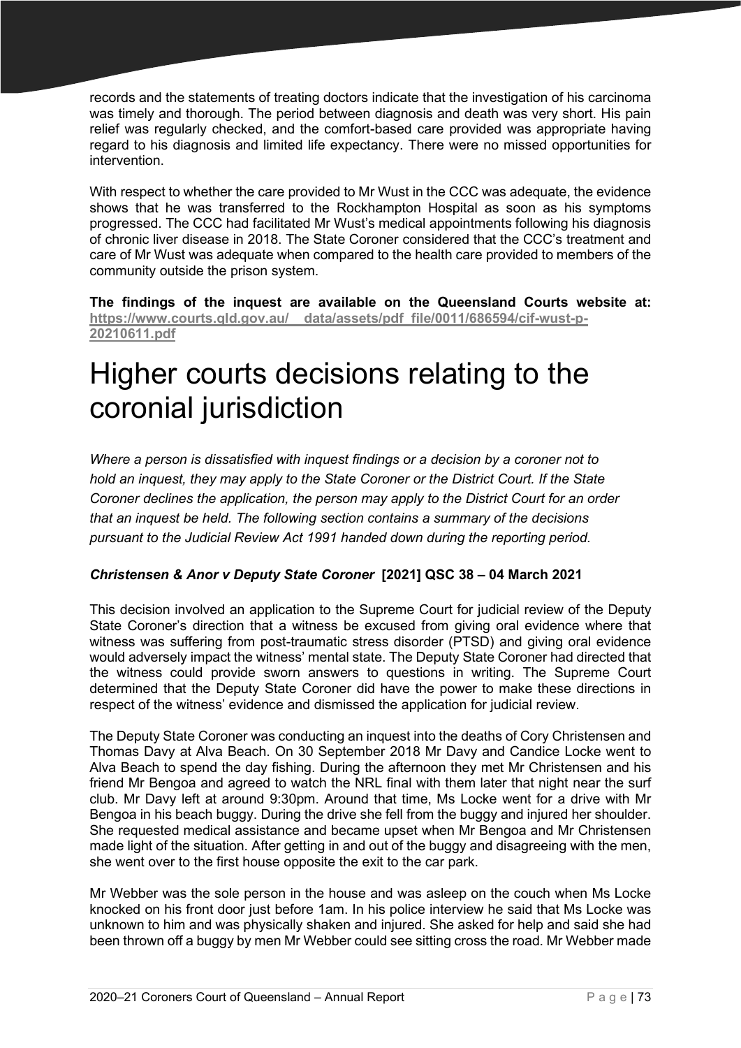records and the statements of treating doctors indicate that the investigation of his carcinoma was timely and thorough. The period between diagnosis and death was very short. His pain relief was regularly checked, and the comfort-based care provided was appropriate having regard to his diagnosis and limited life expectancy. There were no missed opportunities for intervention.

With respect to whether the care provided to Mr Wust in the CCC was adequate, the evidence shows that he was transferred to the Rockhampton Hospital as soon as his symptoms progressed. The CCC had facilitated Mr Wust's medical appointments following his diagnosis of chronic liver disease in 2018. The State Coroner considered that the CCC's treatment and care of Mr Wust was adequate when compared to the health care provided to members of the community outside the prison system.

**The findings of the inquest are available on the Queensland Courts website at: https://www.courts.qld.gov.au/__data/assets/pdf_file/0011/686594/cif-wust-p-20210611.pdf**

# Higher courts decisions relating to the coronial jurisdiction

*Where a person is dissatisfied with inquest findings or a decision by a coroner not to hold an inquest, they may apply to the State Coroner or the District Court. If the State Coroner declines the application, the person may apply to the District Court for an order that an inquest be held. The following section contains a summary of the decisions pursuant to the Judicial Review Act 1991 handed down during the reporting period.*

### *Christensen & Anor v Deputy State Coroner* [2021] QSC 38 – 04 March 2021

This decision involved an application to the Supreme Court for judicial review of the Deputy State Coroner's direction that a witness be excused from giving oral evidence where that witness was suffering from post-traumatic stress disorder (PTSD) and giving oral evidence would adversely impact the witness' mental state. The Deputy State Coroner had directed that the witness could provide sworn answers to questions in writing. The Supreme Court determined that the Deputy State Coroner did have the power to make these directions in respect of the witness' evidence and dismissed the application for judicial review.

The Deputy State Coroner was conducting an inquest into the deaths of Cory Christensen and Thomas Davy at Alva Beach. On 30 September 2018 Mr Davy and Candice Locke went to Alva Beach to spend the day fishing. During the afternoon they met Mr Christensen and his friend Mr Bengoa and agreed to watch the NRL final with them later that night near the surf club. Mr Davy left at around 9:30pm. Around that time, Ms Locke went for a drive with Mr Bengoa in his beach buggy. During the drive she fell from the buggy and injured her shoulder. She requested medical assistance and became upset when Mr Bengoa and Mr Christensen made light of the situation. After getting in and out of the buggy and disagreeing with the men, she went over to the first house opposite the exit to the car park.

Mr Webber was the sole person in the house and was asleep on the couch when Ms Locke knocked on his front door just before 1am. In his police interview he said that Ms Locke was unknown to him and was physically shaken and injured. She asked for help and said she had been thrown off a buggy by men Mr Webber could see sitting cross the road. Mr Webber made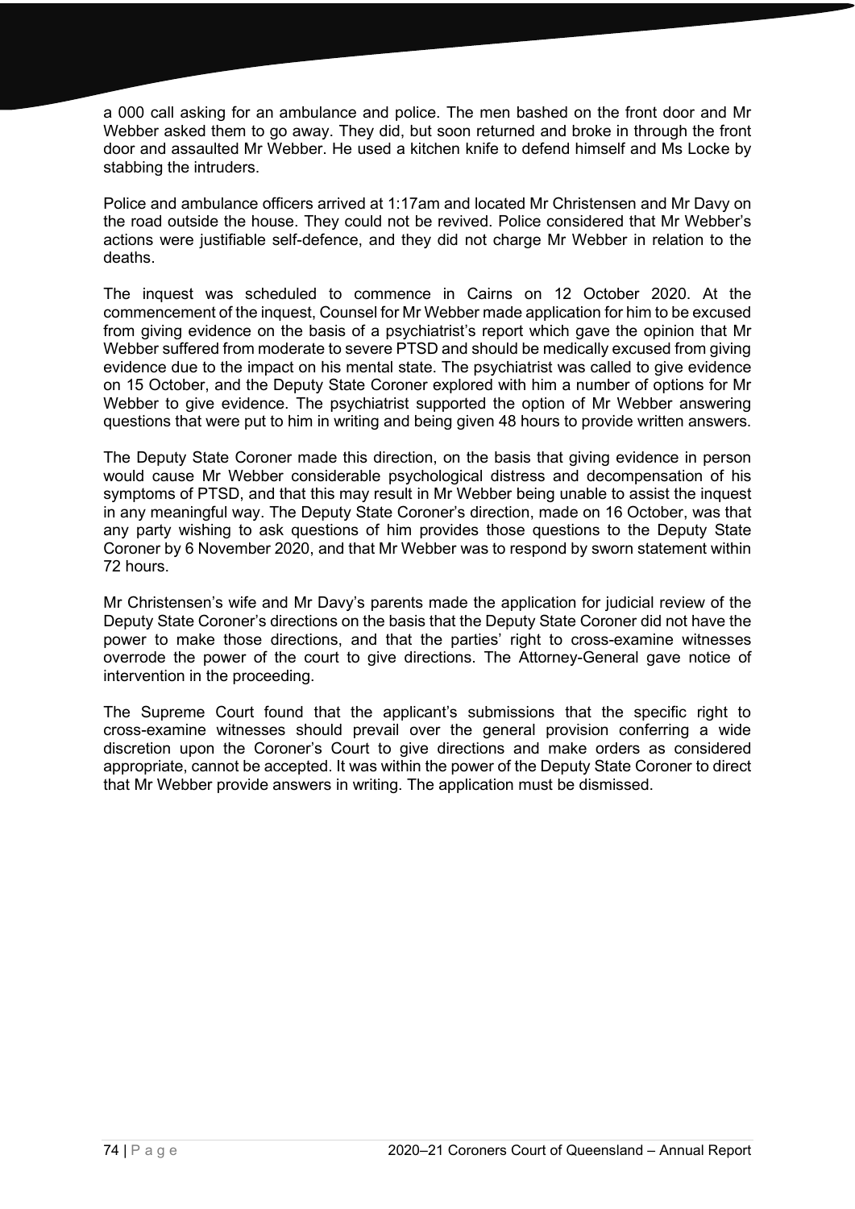a 000 call asking for an ambulance and police. The men bashed on the front door and Mr Webber asked them to go away. They did, but soon returned and broke in through the front door and assaulted Mr Webber. He used a kitchen knife to defend himself and Ms Locke by stabbing the intruders.

Police and ambulance officers arrived at 1:17am and located Mr Christensen and Mr Davy on the road outside the house. They could not be revived. Police considered that Mr Webber's actions were justifiable self-defence, and they did not charge Mr Webber in relation to the deaths.

The inquest was scheduled to commence in Cairns on 12 October 2020. At the commencement of the inquest, Counsel for Mr Webber made application for him to be excused from giving evidence on the basis of a psychiatrist's report which gave the opinion that Mr Webber suffered from moderate to severe PTSD and should be medically excused from giving evidence due to the impact on his mental state. The psychiatrist was called to give evidence on 15 October, and the Deputy State Coroner explored with him a number of options for Mr Webber to give evidence. The psychiatrist supported the option of Mr Webber answering questions that were put to him in writing and being given 48 hours to provide written answers.

The Deputy State Coroner made this direction, on the basis that giving evidence in person would cause Mr Webber considerable psychological distress and decompensation of his symptoms of PTSD, and that this may result in Mr Webber being unable to assist the inquest in any meaningful way. The Deputy State Coroner's direction, made on 16 October, was that any party wishing to ask questions of him provides those questions to the Deputy State Coroner by 6 November 2020, and that Mr Webber was to respond by sworn statement within 72 hours.

Mr Christensen's wife and Mr Davy's parents made the application for judicial review of the Deputy State Coroner's directions on the basis that the Deputy State Coroner did not have the power to make those directions, and that the parties' right to cross-examine witnesses overrode the power of the court to give directions. The Attorney-General gave notice of intervention in the proceeding.

The Supreme Court found that the applicant's submissions that the specific right to cross-examine witnesses should prevail over the general provision conferring a wide discretion upon the Coroner's Court to give directions and make orders as considered appropriate, cannot be accepted. It was within the power of the Deputy State Coroner to direct that Mr Webber provide answers in writing. The application must be dismissed.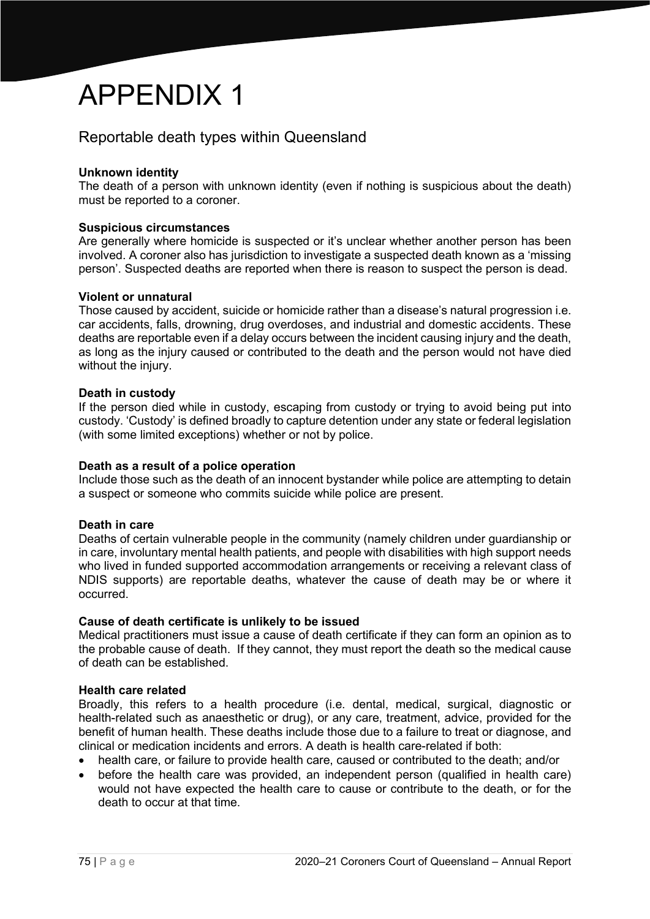# APPENDIX 1

## Reportable death types within Queensland

**Unknown identity**
The death of a person with unknown identity (even if nothing is suspicious about the death) must be reported to a coroner.

**Suspicious circumstances**
Are generally where homicide is suspected or it's unclear whether another person has been involved. A coroner also has jurisdiction to investigate a suspected death known as a 'missing person'. Suspected deaths are reported when there is reason to suspect the person is dead.

**Violent or unnatural**
Those caused by accident, suicide or homicide rather than a disease's natural progression i.e. car accidents, falls, drowning, drug overdoses, and industrial and domestic accidents. These deaths are reportable even if a delay occurs between the incident causing injury and the death, as long as the injury caused or contributed to the death and the person would not have died without the injury.

**Death in custody**
If the person died while in custody, escaping from custody or trying to avoid being put into custody. 'Custody' is defined broadly to capture detention under any state or federal legislation (with some limited exceptions) whether or not by police.

**Death as a result of a police operation**
Include those such as the death of an innocent bystander while police are attempting to detain a suspect or someone who commits suicide while police are present.

**Death in care**
Deaths of certain vulnerable people in the community (namely children under guardianship or in care, involuntary mental health patients, and people with disabilities with high support needs who lived in funded supported accommodation arrangements or receiving a relevant class of NDIS supports) are reportable deaths, whatever the cause of death may be or where it occurred.

**Cause of death certificate is unlikely to be issued**
Medical practitioners must issue a cause of death certificate if they can form an opinion as to the probable cause of death. If they cannot, they must report the death so the medical cause of death can be established.

**Health care related**
Broadly, this refers to a health procedure (i.e. dental, medical, surgical, diagnostic or health-related such as anaesthetic or drug), or any care, treatment, advice, provided for the benefit of human health. These deaths include those due to a failure to treat or diagnose, and clinical or medication incidents and errors. A death is health care-related if both:

- health care, or failure to provide health care, caused or contributed to the death; and/or
- before the health care was provided, an independent person (qualified in health care) would not have expected the health care to cause or contribute to the death, or for the death to occur at that time.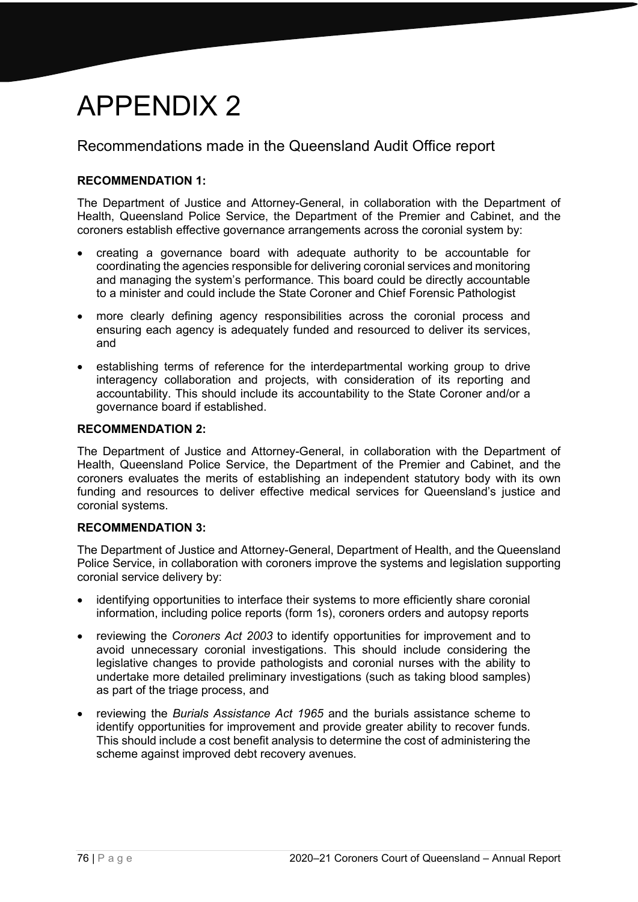# APPENDIX 2

## Recommendations made in the Queensland Audit Office report

**RECOMMENDATION 1:**

The Department of Justice and Attorney-General, in collaboration with the Department of Health, Queensland Police Service, the Department of the Premier and Cabinet, and the coroners establish effective governance arrangements across the coronial system by:

- creating a governance board with adequate authority to be accountable for coordinating the agencies responsible for delivering coronial services and monitoring and managing the system's performance. This board could be directly accountable to a minister and could include the State Coroner and Chief Forensic Pathologist
- more clearly defining agency responsibilities across the coronial process and ensuring each agency is adequately funded and resourced to deliver its services, and
- establishing terms of reference for the interdepartmental working group to drive interagency collaboration and projects, with consideration of its reporting and accountability. This should include its accountability to the State Coroner and/or a governance board if established.

**RECOMMENDATION 2:**

The Department of Justice and Attorney-General, in collaboration with the Department of Health, Queensland Police Service, the Department of the Premier and Cabinet, and the coroners evaluates the merits of establishing an independent statutory body with its own funding and resources to deliver effective medical services for Queensland's justice and coronial systems.

**RECOMMENDATION 3:**

The Department of Justice and Attorney-General, Department of Health, and the Queensland Police Service, in collaboration with coroners improve the systems and legislation supporting coronial service delivery by:

- identifying opportunities to interface their systems to more efficiently share coronial information, including police reports (form 1s), coroners orders and autopsy reports
- reviewing the *Coroners Act 2003* to identify opportunities for improvement and to avoid unnecessary coronial investigations. This should include considering the legislative changes to provide pathologists and coronial nurses with the ability to undertake more detailed preliminary investigations (such as taking blood samples) as part of the triage process, and
- reviewing the *Burials Assistance Act 1965* and the burials assistance scheme to identify opportunities for improvement and provide greater ability to recover funds. This should include a cost benefit analysis to determine the cost of administering the scheme against improved debt recovery avenues.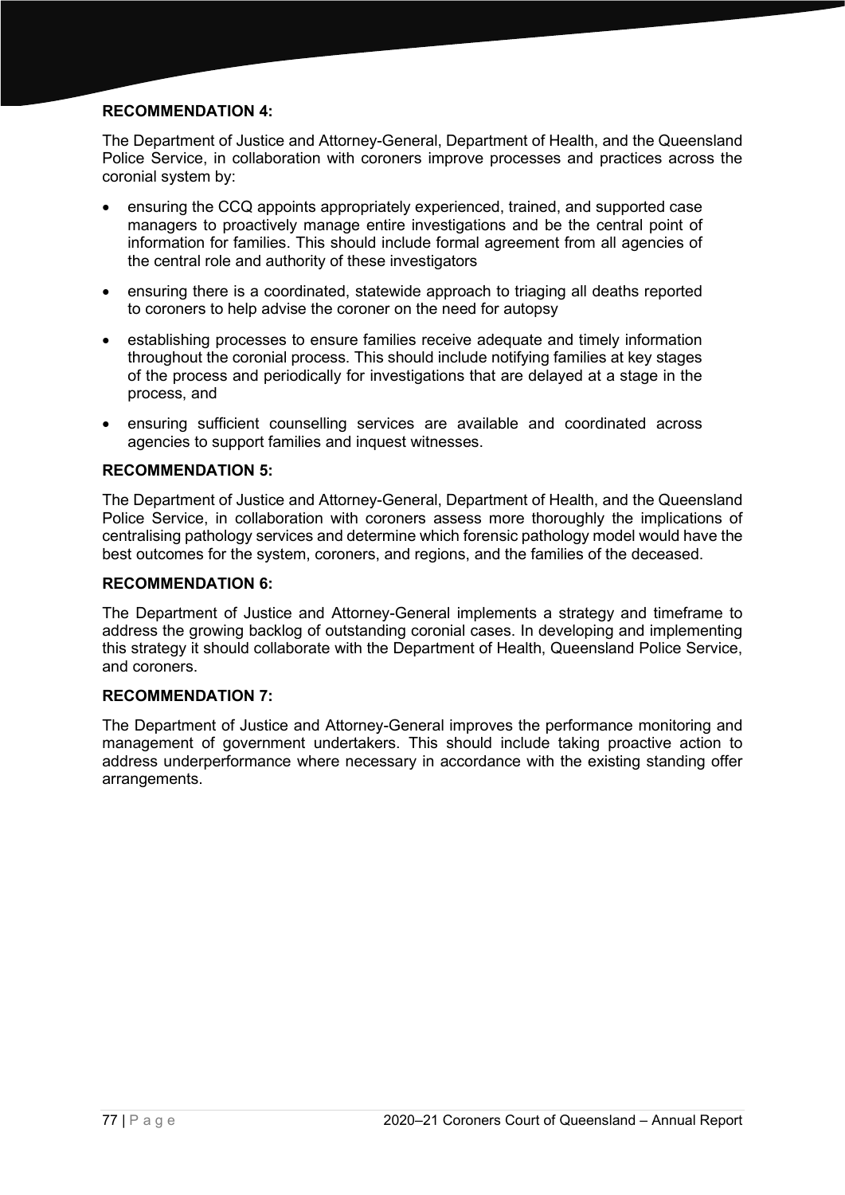**RECOMMENDATION 4:**

The Department of Justice and Attorney-General, Department of Health, and the Queensland Police Service, in collaboration with coroners improve processes and practices across the coronial system by:

- ensuring the CCQ appoints appropriately experienced, trained, and supported case managers to proactively manage entire investigations and be the central point of information for families. This should include formal agreement from all agencies of the central role and authority of these investigators
- ensuring there is a coordinated, statewide approach to triaging all deaths reported to coroners to help advise the coroner on the need for autopsy
- establishing processes to ensure families receive adequate and timely information throughout the coronial process. This should include notifying families at key stages of the process and periodically for investigations that are delayed at a stage in the process, and
- ensuring sufficient counselling services are available and coordinated across agencies to support families and inquest witnesses.

**RECOMMENDATION 5:**

The Department of Justice and Attorney-General, Department of Health, and the Queensland Police Service, in collaboration with coroners assess more thoroughly the implications of centralising pathology services and determine which forensic pathology model would have the best outcomes for the system, coroners, and regions, and the families of the deceased.

**RECOMMENDATION 6:**

The Department of Justice and Attorney-General implements a strategy and timeframe to address the growing backlog of outstanding coronial cases. In developing and implementing this strategy it should collaborate with the Department of Health, Queensland Police Service, and coroners.

**RECOMMENDATION 7:**

The Department of Justice and Attorney-General improves the performance monitoring and management of government undertakers. This should include taking proactive action to address underperformance where necessary in accordance with the existing standing offer arrangements.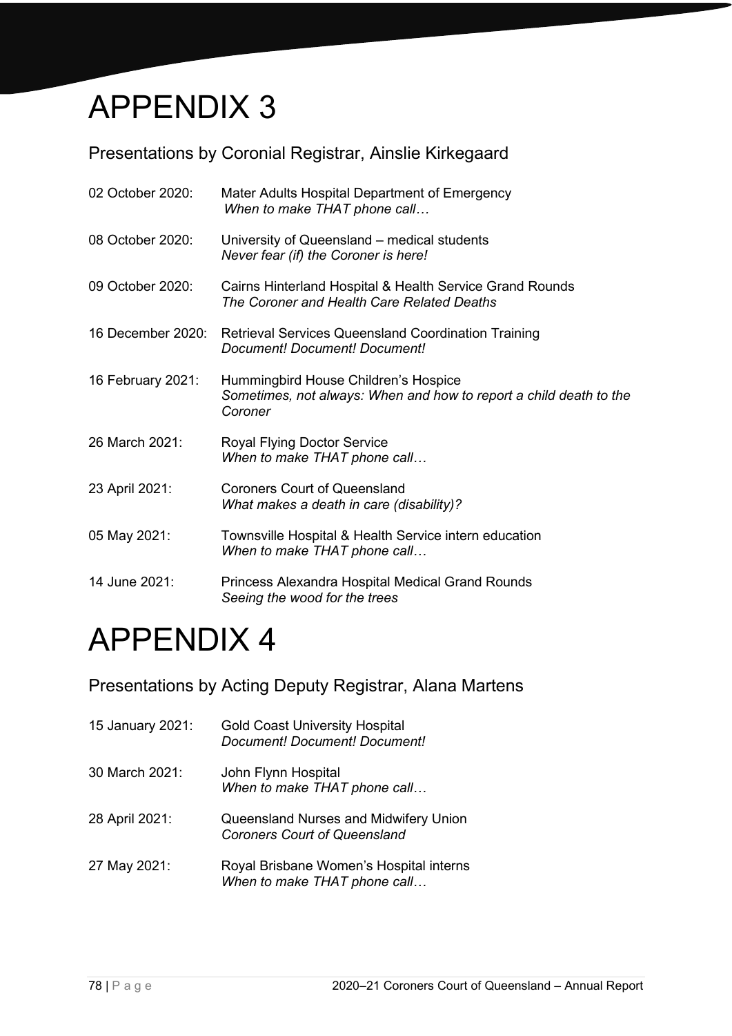# APPENDIX 3

## Presentations by Coronial Registrar, Ainslie Kirkegaard

02 October 2020: Mater Adults Hospital Department of Emergency
*When to make THAT phone call…*

08 October 2020: University of Queensland – medical students
*Never fear (if) the Coroner is here!*

09 October 2020: Cairns Hinterland Hospital & Health Service Grand Rounds
*The Coroner and Health Care Related Deaths*

16 December 2020: Retrieval Services Queensland Coordination Training
*Document! Document! Document!*

16 February 2021: Hummingbird House Children's Hospice
*Sometimes, not always: When and how to report a child death to the Coroner*

26 March 2021: Royal Flying Doctor Service
*When to make THAT phone call…*

23 April 2021: Coroners Court of Queensland
*What makes a death in care (disability)?*

05 May 2021: Townsville Hospital & Health Service intern education
*When to make THAT phone call…*

14 June 2021: Princess Alexandra Hospital Medical Grand Rounds
*Seeing the wood for the trees*

# APPENDIX 4

## Presentations by Acting Deputy Registrar, Alana Martens

15 January 2021: Gold Coast University Hospital
*Document! Document! Document!*

30 March 2021: John Flynn Hospital
*When to make THAT phone call…*

28 April 2021: Queensland Nurses and Midwifery Union
*Coroners Court of Queensland*

27 May 2021: Royal Brisbane Women's Hospital interns
*When to make THAT phone call…*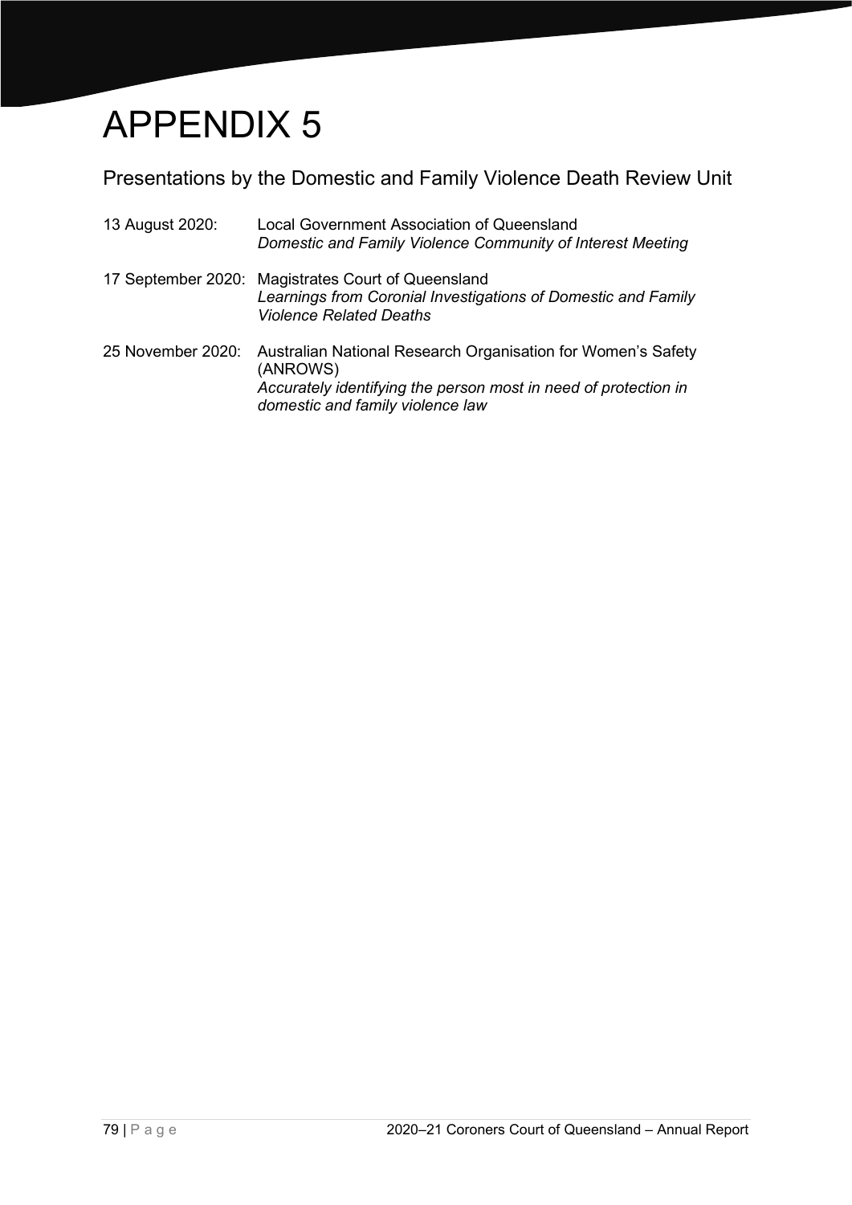# APPENDIX 5

## Presentations by the Domestic and Family Violence Death Review Unit

13 August 2020: Local Government Association of Queensland
*Domestic and Family Violence Community of Interest Meeting*

17 September 2020: Magistrates Court of Queensland
*Learnings from Coronial Investigations of Domestic and Family Violence Related Deaths*

25 November 2020: Australian National Research Organisation for Women's Safety (ANROWS)
*Accurately identifying the person most in need of protection in domestic and family violence law*